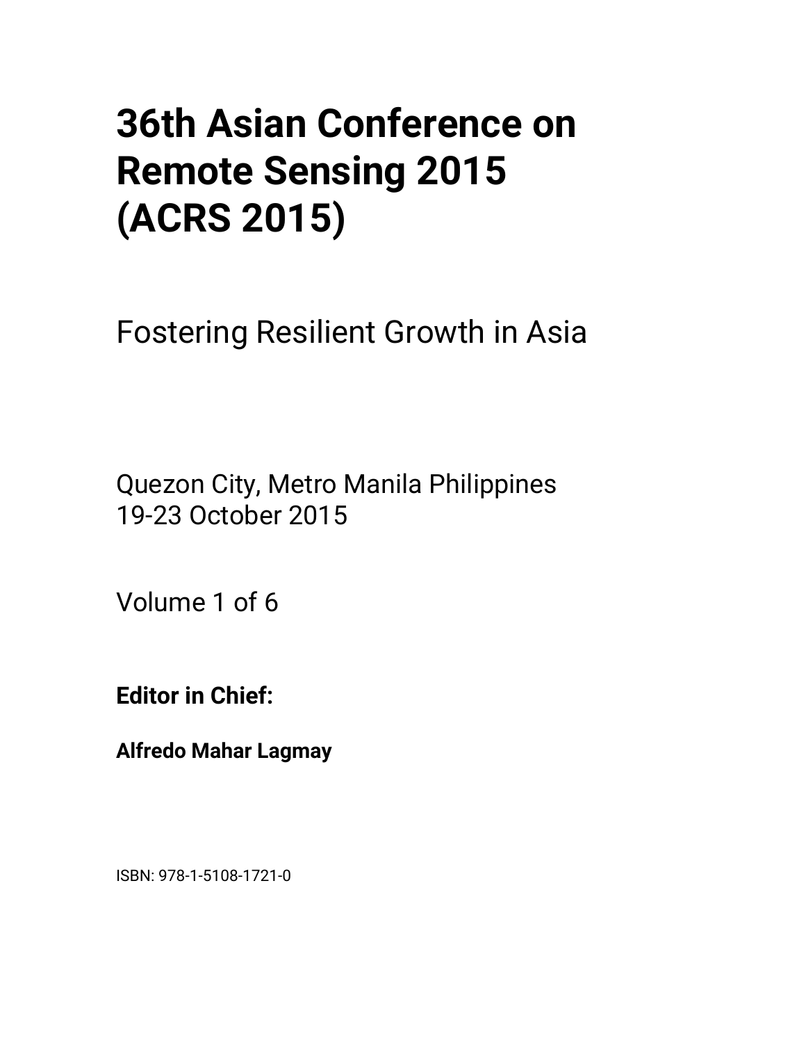# 36th Asian Conference on Remote Sensing 2015 (ACRS 2015)

Fostering Resilient Growth in Asia

Quezon City, Metro Manila Philippines
19-23 October 2015

Volume 1 of 6

**Editor in Chief:**

**Alfredo Mahar Lagmay**

ISBN: 978-1-5108-1721-0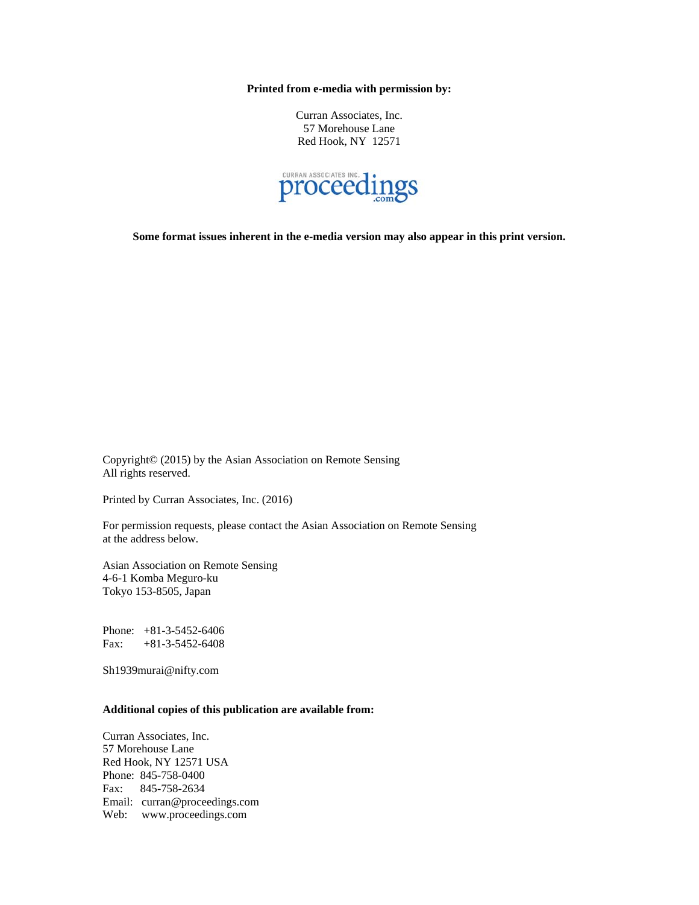**Printed from e-media with permission by:**

Curran Associates, Inc.
57 Morehouse Lane
Red Hook, NY 12571

CURRAN ASSOCIATES INC. proceedings.com

**Some format issues inherent in the e-media version may also appear in this print version.**

Copyright© (2015) by the Asian Association on Remote Sensing
All rights reserved.

Printed by Curran Associates, Inc. (2016)

For permission requests, please contact the Asian Association on Remote Sensing
at the address below.

Asian Association on Remote Sensing
4-6-1 Komba Meguro-ku
Tokyo 153-8505, Japan

Phone: +81-3-5452-6406
Fax: +81-3-5452-6408

Sh1939murai@nifty.com

**Additional copies of this publication are available from:**

Curran Associates, Inc.
57 Morehouse Lane
Red Hook, NY 12571 USA
Phone: 845-758-0400
Fax: 845-758-2634
Email: curran@proceedings.com
Web: www.proceedings.com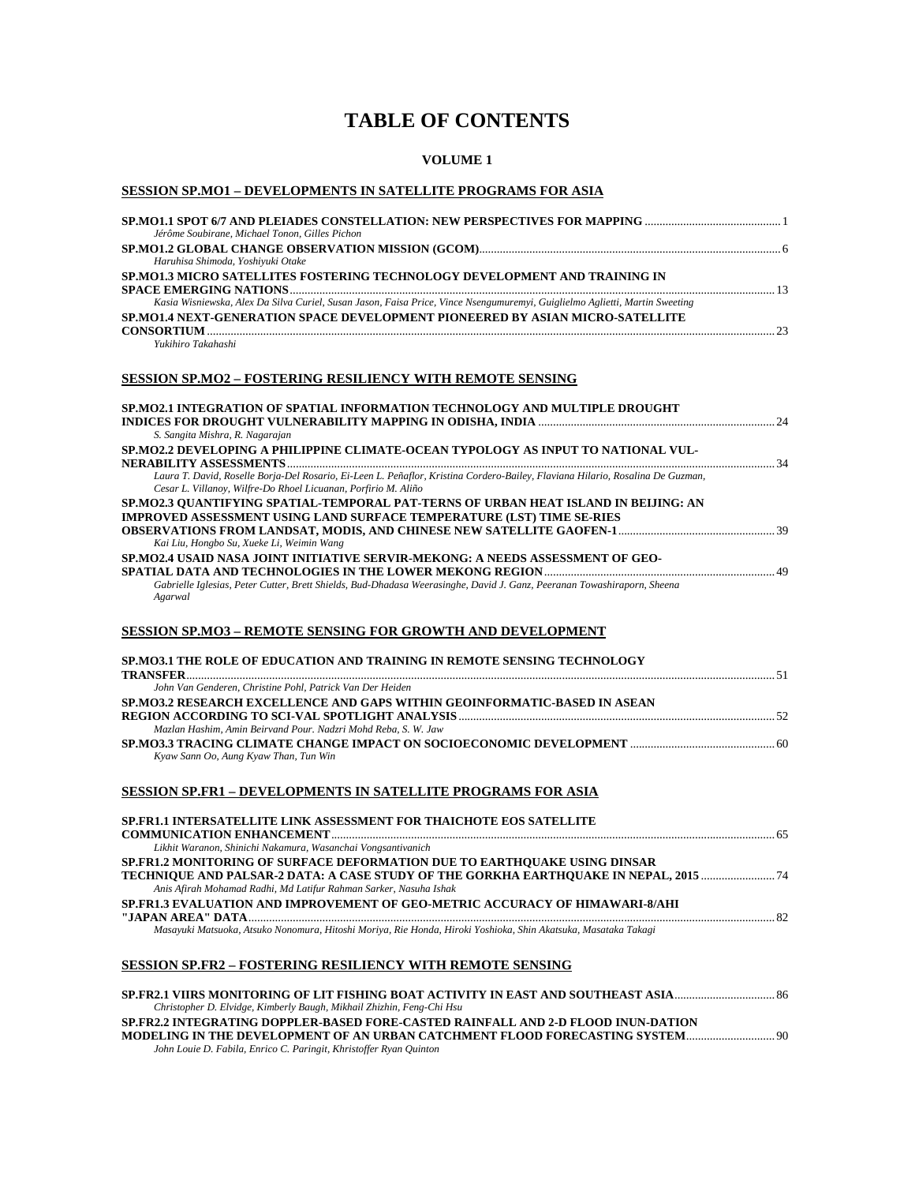# TABLE OF CONTENTS

## VOLUME 1

### SESSION SP.MO1 – DEVELOPMENTS IN SATELLITE PROGRAMS FOR ASIA

**SP.MO1.1 SPOT 6/7 AND PLEIADES CONSTELLATION: NEW PERSPECTIVES FOR MAPPING** ..... 1
*Jérôme Soubirane, Michael Tonon, Gilles Pichon*

**SP.MO1.2 GLOBAL CHANGE OBSERVATION MISSION (GCOM)** ..... 6
*Haruhisa Shimoda, Yoshiyuki Otake*

**SP.MO1.3 MICRO SATELLITES FOSTERING TECHNOLOGY DEVELOPMENT AND TRAINING IN SPACE EMERGING NATIONS** ..... 13
*Kasia Wisniewska, Alex Da Silva Curiel, Susan Jason, Faisa Price, Vince Nsengumuremyi, Guiglielmo Aglietti, Martin Sweeting*

**SP.MO1.4 NEXT-GENERATION SPACE DEVELOPMENT PIONEERED BY ASIAN MICRO-SATELLITE CONSORTIUM** ..... 23
*Yukihiro Takahashi*

### SESSION SP.MO2 – FOSTERING RESILIENCY WITH REMOTE SENSING

**SP.MO2.1 INTEGRATION OF SPATIAL INFORMATION TECHNOLOGY AND MULTIPLE DROUGHT INDICES FOR DROUGHT VULNERABILITY MAPPING IN ODISHA, INDIA** ..... 24
*S. Sangita Mishra, R. Nagarajan*

**SP.MO2.2 DEVELOPING A PHILIPPINE CLIMATE-OCEAN TYPOLOGY AS INPUT TO NATIONAL VUL-NERABILITY ASSESSMENTS** ..... 34
*Laura T. David, Roselle Borja-Del Rosario, Ei-Leen L. Peñaflor, Kristina Cordero-Bailey, Flaviana Hilario, Rosalina De Guzman, Cesar L. Villanoy, Wilfre-Do Rhoel Licuanan, Porfirio M. Aliño*

**SP.MO2.3 QUANTIFYING SPATIAL-TEMPORAL PAT-TERNS OF URBAN HEAT ISLAND IN BEIJING: AN IMPROVED ASSESSMENT USING LAND SURFACE TEMPERATURE (LST) TIME SE-RIES OBSERVATIONS FROM LANDSAT, MODIS, AND CHINESE NEW SATELLITE GAOFEN-1** ..... 39
*Kai Liu, Hongbo Su, Xueke Li, Weimin Wang*

**SP.MO2.4 USAID NASA JOINT INITIATIVE SERVIR-MEKONG: A NEEDS ASSESSMENT OF GEO-SPATIAL DATA AND TECHNOLOGIES IN THE LOWER MEKONG REGION** ..... 49
*Gabrielle Iglesias, Peter Cutter, Brett Shields, Bud-Dhadasa Weerasinghe, David J. Ganz, Peeranan Towashiraporn, Sheena Agarwal*

### SESSION SP.MO3 – REMOTE SENSING FOR GROWTH AND DEVELOPMENT

**SP.MO3.1 THE ROLE OF EDUCATION AND TRAINING IN REMOTE SENSING TECHNOLOGY TRANSFER** ..... 51
*John Van Genderen, Christine Pohl, Patrick Van Der Heiden*

**SP.MO3.2 RESEARCH EXCELLENCE AND GAPS WITHIN GEOINFORMATIC-BASED IN ASEAN REGION ACCORDING TO SCI-VAL SPOTLIGHT ANALYSIS** ..... 52
*Mazlan Hashim, Amin Beirvand Pour. Nadzri Mohd Reba, S. W. Jaw*

**SP.MO3.3 TRACING CLIMATE CHANGE IMPACT ON SOCIOECONOMIC DEVELOPMENT** ..... 60
*Kyaw Sann Oo, Aung Kyaw Than, Tun Win*

### SESSION SP.FR1 – DEVELOPMENTS IN SATELLITE PROGRAMS FOR ASIA

**SP.FR1.1 INTERSATELLITE LINK ASSESSMENT FOR THAICHOTE EOS SATELLITE COMMUNICATION ENHANCEMENT** ..... 65
*Likhit Waranon, Shinichi Nakamura, Wasanchai Vongsantivanich*

**SP.FR1.2 MONITORING OF SURFACE DEFORMATION DUE TO EARTHQUAKE USING DINSAR TECHNIQUE AND PALSAR-2 DATA: A CASE STUDY OF THE GORKHA EARTHQUAKE IN NEPAL, 2015** ..... 74
*Anis Afirah Mohamad Radhi, Md Latifur Rahman Sarker, Nasuha Ishak*

**SP.FR1.3 EVALUATION AND IMPROVEMENT OF GEO-METRIC ACCURACY OF HIMAWARI-8/AHI "JAPAN AREA" DATA** ..... 82
*Masayuki Matsuoka, Atsuko Nonomura, Hitoshi Moriya, Rie Honda, Hiroki Yoshioka, Shin Akatsuka, Masataka Takagi*

### SESSION SP.FR2 – FOSTERING RESILIENCY WITH REMOTE SENSING

**SP.FR2.1 VIIRS MONITORING OF LIT FISHING BOAT ACTIVITY IN EAST AND SOUTHEAST ASIA** ..... 86
*Christopher D. Elvidge, Kimberly Baugh, Mikhail Zhizhin, Feng-Chi Hsu*

**SP.FR2.2 INTEGRATING DOPPLER-BASED FORE-CASTED RAINFALL AND 2-D FLOOD INUN-DATION MODELING IN THE DEVELOPMENT OF AN URBAN CATCHMENT FLOOD FORECASTING SYSTEM** ..... 90
*John Louie D. Fabila, Enrico C. Paringit, Khristoffer Ryan Quinton*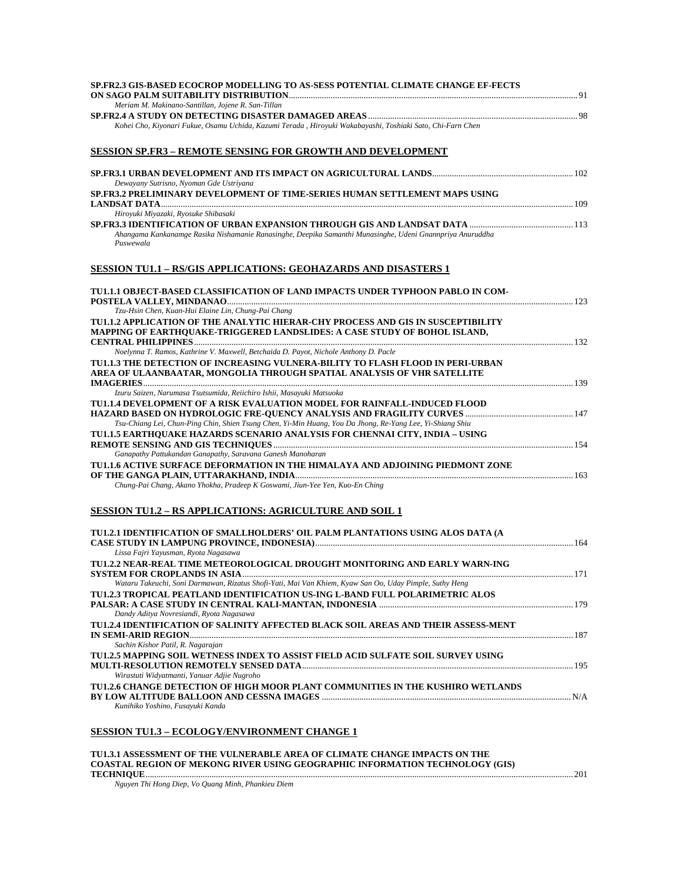**SP.FR2.3 GIS-BASED ECOCROP MODELLING TO AS-SESS POTENTIAL CLIMATE CHANGE EF-FECTS ON SAGO PALM SUITABILITY DISTRIBUTION** ........ 91
*Meriam M. Makinano-Santillan, Jojene R. San-Tillan*

**SP.FR2.4 A STUDY ON DETECTING DISASTER DAMAGED AREAS** ........ 98
*Kohei Cho, Kiyonari Fukue, Osamu Uchida, Kazumi Terada , Hiroyuki Wakabayashi, Toshiaki Sato, Chi-Farn Chen*

## SESSION SP.FR3 – REMOTE SENSING FOR GROWTH AND DEVELOPMENT

**SP.FR3.1 URBAN DEVELOPMENT AND ITS IMPACT ON AGRICULTURAL LANDS** ........ 102
*Dewayany Sutrisno, Nyoman Gde Ustriyana*

**SP.FR3.2 PRELIMINARY DEVELOPMENT OF TIME-SERIES HUMAN SETTLEMENT MAPS USING LANDSAT DATA** ........ 109
*Hiroyuki Miyazaki, Ryosuke Shibasaki*

**SP.FR3.3 IDENTIFICATION OF URBAN EXPANSION THROUGH GIS AND LANDSAT DATA** ........ 113
*Ahangama Kankanamge Rasika Nishamanie Ranasinghe, Deepika Samanthi Munasinghe, Udeni Gnannpriya Anuruddha Puswewala*

## SESSION TU1.1 – RS/GIS APPLICATIONS: GEOHAZARDS AND DISASTERS 1

**TU1.1.1 OBJECT-BASED CLASSIFICATION OF LAND IMPACTS UNDER TYPHOON PABLO IN COM-POSTELA VALLEY, MINDANAO** ........ 123
*Tzu-Hsin Chen, Kuan-Hui Elaine Lin, Chung-Pai Chang*

**TU1.1.2 APPLICATION OF THE ANALYTIC HIERAR-CHY PROCESS AND GIS IN SUSCEPTIBILITY MAPPING OF EARTHQUAKE-TRIGGERED LANDSLIDES: A CASE STUDY OF BOHOL ISLAND, CENTRAL PHILIPPINES** ........ 132
*Noelynna T. Ramos, Kathrine V. Maxwell, Betchaida D. Payot, Nichole Anthony D. Pacle*

**TU1.1.3 THE DETECTION OF INCREASING VULNERA-BILITY TO FLASH FLOOD IN PERI-URBAN AREA OF ULAANBAATAR, MONGOLIA THROUGH SPATIAL ANALYSIS OF VHR SATELLITE IMAGERIES** ........ 139
*Izuru Saizen, Narumasa Tsutsumida, Reiichiro Ishii, Masayuki Matsuoka*

**TU1.1.4 DEVELOPMENT OF A RISK EVALUATION MODEL FOR RAINFALL-INDUCED FLOOD HAZARD BASED ON HYDROLOGIC FRE-QUENCY ANALYSIS AND FRAGILITY CURVES** ........ 147
*Tsu-Chiang Lei, Chun-Ping Chin, Shien Tsung Chen, Yi-Min Huang, You Da Jhong, Re-Yang Lee, Yi-Shiang Shiu*

**TU1.1.5 EARTHQUAKE HAZARDS SCENARIO ANALYSIS FOR CHENNAI CITY, INDIA – USING REMOTE SENSING AND GIS TECHNIQUES** ........ 154
*Ganapathy Pattukandan Ganapathy, Saravana Ganesh Manoharan*

**TU1.1.6 ACTIVE SURFACE DEFORMATION IN THE HIMALAYA AND ADJOINING PIEDMONT ZONE OF THE GANGA PLAIN, UTTARAKHAND, INDIA** ........ 163
*Chung-Pai Chang, Akano Yhokha, Pradeep K Goswami, Jiun-Yee Yen, Kuo-En Ching*

## SESSION TU1.2 – RS APPLICATIONS: AGRICULTURE AND SOIL 1

**TU1.2.1 IDENTIFICATION OF SMALLHOLDERS' OIL PALM PLANTATIONS USING ALOS DATA (A CASE STUDY IN LAMPUNG PROVINCE, INDONESIA)** ........ 164
*Lissa Fajri Yayusman, Ryota Nagasawa*

**TU1.2.2 NEAR-REAL TIME METEOROLOGICAL DROUGHT MONITORING AND EARLY WARN-ING SYSTEM FOR CROPLANDS IN ASIA** ........ 171
*Wataru Takeuchi, Soni Darmawan, Rizatus Shofi-Yati, Mai Van Khiem, Kyaw San Oo, Uday Pimple, Suthy Heng*

**TU1.2.3 TROPICAL PEATLAND IDENTIFICATION US-ING L-BAND FULL POLARIMETRIC ALOS PALSAR: A CASE STUDY IN CENTRAL KALI-MANTAN, INDONESIA** ........ 179
*Dandy Aditya Novresiandi, Ryota Nagasawa*

**TU1.2.4 IDENTIFICATION OF SALINITY AFFECTED BLACK SOIL AREAS AND THEIR ASSESS-MENT IN SEMI-ARID REGION** ........ 187
*Sachin Kishor Patil, R. Nagarajan*

**TU1.2.5 MAPPING SOIL WETNESS INDEX TO ASSIST FIELD ACID SULFATE SOIL SURVEY USING MULTI-RESOLUTION REMOTELY SENSED DATA** ........ 195
*Wirastuti Widyatmanti, Yanuar Adjie Nugroho*

**TU1.2.6 CHANGE DETECTION OF HIGH MOOR PLANT COMMUNITIES IN THE KUSHIRO WETLANDS BY LOW ALTITUDE BALLOON AND CESSNA IMAGES** ........ N/A
*Kunihiko Yoshino, Fusayuki Kanda*

## SESSION TU1.3 – ECOLOGY/ENVIRONMENT CHANGE 1

**TU1.3.1 ASSESSMENT OF THE VULNERABLE AREA OF CLIMATE CHANGE IMPACTS ON THE COASTAL REGION OF MEKONG RIVER USING GEOGRAPHIC INFORMATION TECHNOLOGY (GIS) TECHNIQUE** ........ 201
*Nguyen Thi Hong Diep, Vo Quang Minh, Phankieu Diem*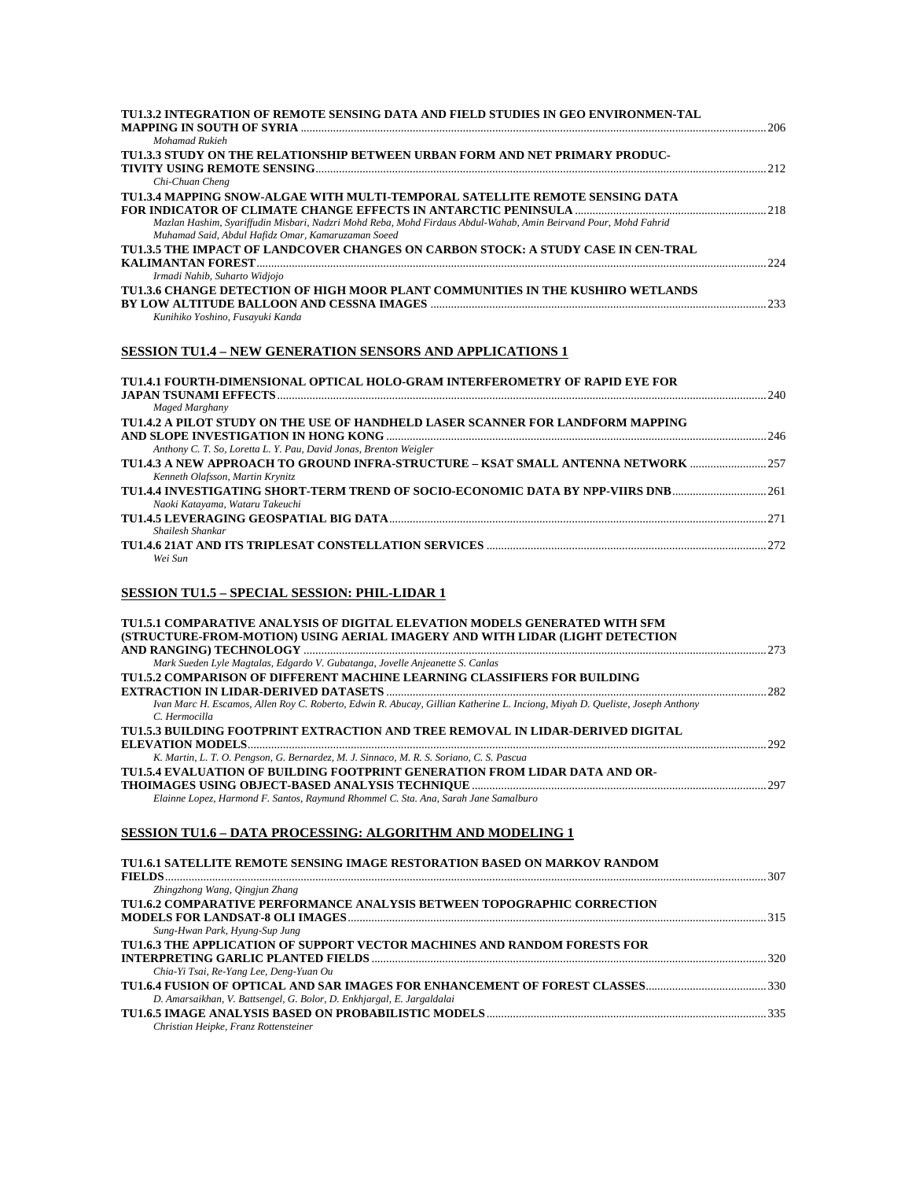**TU1.3.2 INTEGRATION OF REMOTE SENSING DATA AND FIELD STUDIES IN GEO ENVIRONMEN-TAL MAPPING IN SOUTH OF SYRIA** ........ 206
*Mohamad Rukieh*

**TU1.3.3 STUDY ON THE RELATIONSHIP BETWEEN URBAN FORM AND NET PRIMARY PRODUC-TIVITY USING REMOTE SENSING** ........ 212
*Chi-Chuan Cheng*

**TU1.3.4 MAPPING SNOW-ALGAE WITH MULTI-TEMPORAL SATELLITE REMOTE SENSING DATA FOR INDICATOR OF CLIMATE CHANGE EFFECTS IN ANTARCTIC PENINSULA** ........ 218
*Mazlan Hashim, Syariffudin Misbari, Nadzri Mohd Reba, Mohd Firdaus Abdul-Wahab, Amin Beirvand Pour, Mohd Fahrid Muhamad Said, Abdul Hafidz Omar, Kamaruzaman Soeed*

**TU1.3.5 THE IMPACT OF LANDCOVER CHANGES ON CARBON STOCK: A STUDY CASE IN CEN-TRAL KALIMANTAN FOREST** ........ 224
*Irmadi Nahib, Suharto Widjojo*

**TU1.3.6 CHANGE DETECTION OF HIGH MOOR PLANT COMMUNITIES IN THE KUSHIRO WETLANDS BY LOW ALTITUDE BALLOON AND CESSNA IMAGES** ........ 233
*Kunihiko Yoshino, Fusayuki Kanda*

## SESSION TU1.4 – NEW GENERATION SENSORS AND APPLICATIONS 1

**TU1.4.1 FOURTH-DIMENSIONAL OPTICAL HOLO-GRAM INTERFEROMETRY OF RAPID EYE FOR JAPAN TSUNAMI EFFECTS** ........ 240
*Maged Marghany*

**TU1.4.2 A PILOT STUDY ON THE USE OF HANDHELD LASER SCANNER FOR LANDFORM MAPPING AND SLOPE INVESTIGATION IN HONG KONG** ........ 246
*Anthony C. T. So, Loretta L. Y. Pau, David Jonas, Brenton Weigler*

**TU1.4.3 A NEW APPROACH TO GROUND INFRA-STRUCTURE – KSAT SMALL ANTENNA NETWORK** ........ 257
*Kenneth Olafsson, Martin Krynitz*

**TU1.4.4 INVESTIGATING SHORT-TERM TREND OF SOCIO-ECONOMIC DATA BY NPP-VIIRS DNB** ........ 261
*Naoki Katayama, Wataru Takeuchi*

**TU1.4.5 LEVERAGING GEOSPATIAL BIG DATA** ........ 271
*Shailesh Shankar*

**TU1.4.6 21AT AND ITS TRIPLESAT CONSTELLATION SERVICES** ........ 272
*Wei Sun*

## SESSION TU1.5 – SPECIAL SESSION: PHIL-LIDAR 1

**TU1.5.1 COMPARATIVE ANALYSIS OF DIGITAL ELEVATION MODELS GENERATED WITH SFM (STRUCTURE-FROM-MOTION) USING AERIAL IMAGERY AND WITH LIDAR (LIGHT DETECTION AND RANGING) TECHNOLOGY** ........ 273
*Mark Sueden Lyle Magtalas, Edgardo V. Gubatanga, Jovelle Anjeanette S. Canlas*

**TU1.5.2 COMPARISON OF DIFFERENT MACHINE LEARNING CLASSIFIERS FOR BUILDING EXTRACTION IN LIDAR-DERIVED DATASETS** ........ 282
*Ivan Marc H. Escamos, Allen Roy C. Roberto, Edwin R. Abucay, Gillian Katherine L. Inciong, Miyah D. Queliste, Joseph Anthony C. Hermocilla*

**TU1.5.3 BUILDING FOOTPRINT EXTRACTION AND TREE REMOVAL IN LIDAR-DERIVED DIGITAL ELEVATION MODELS** ........ 292
*K. Martin, L. T. O. Pengson, G. Bernardez, M. J. Sinnaco, M. R. S. Soriano, C. S. Pascua*

**TU1.5.4 EVALUATION OF BUILDING FOOTPRINT GENERATION FROM LIDAR DATA AND OR-THOIMAGES USING OBJECT-BASED ANALYSIS TECHNIQUE** ........ 297
*Elainne Lopez, Harmond F. Santos, Raymund Rhommel C. Sta. Ana, Sarah Jane Samalburo*

## SESSION TU1.6 – DATA PROCESSING: ALGORITHM AND MODELING 1

**TU1.6.1 SATELLITE REMOTE SENSING IMAGE RESTORATION BASED ON MARKOV RANDOM FIELDS** ........ 307
*Zhingzhong Wang, Qingjun Zhang*

**TU1.6.2 COMPARATIVE PERFORMANCE ANALYSIS BETWEEN TOPOGRAPHIC CORRECTION MODELS FOR LANDSAT-8 OLI IMAGES** ........ 315
*Sung-Hwan Park, Hyung-Sup Jung*

**TU1.6.3 THE APPLICATION OF SUPPORT VECTOR MACHINES AND RANDOM FORESTS FOR INTERPRETING GARLIC PLANTED FIELDS** ........ 320
*Chia-Yi Tsai, Re-Yang Lee, Deng-Yuan Ou*

**TU1.6.4 FUSION OF OPTICAL AND SAR IMAGES FOR ENHANCEMENT OF FOREST CLASSES** ........ 330
*D. Amarsaikhan, V. Battsengel, G. Bolor, D. Enkhjargal, E. Jargaldalai*

**TU1.6.5 IMAGE ANALYSIS BASED ON PROBABILISTIC MODELS** ........ 335
*Christian Heipke, Franz Rottensteiner*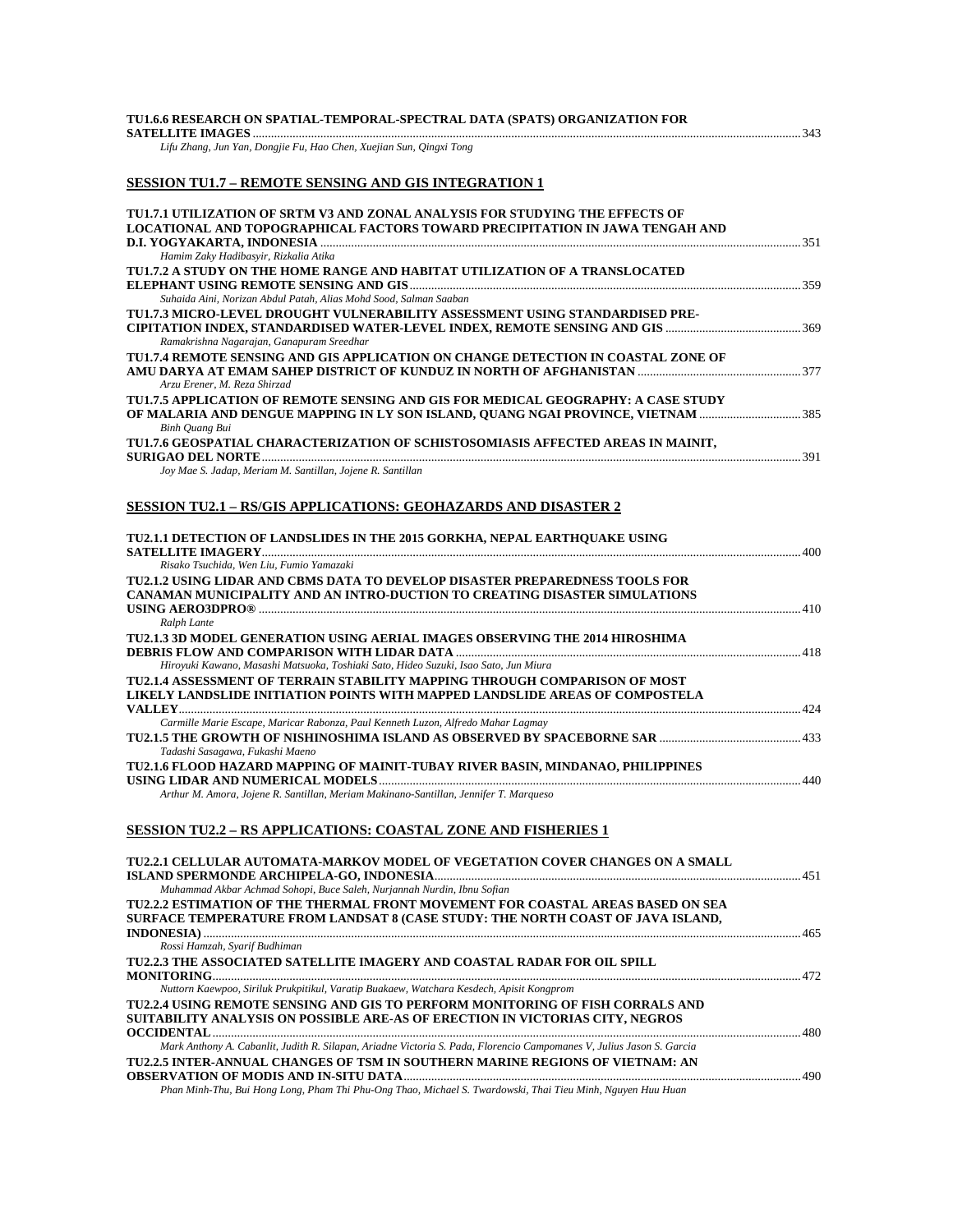**TU1.6.6 RESEARCH ON SPATIAL-TEMPORAL-SPECTRAL DATA (SPATS) ORGANIZATION FOR SATELLITE IMAGES** ........ 343
*Lifu Zhang, Jun Yan, Dongjie Fu, Hao Chen, Xuejian Sun, Qingxi Tong*

## SESSION TU1.7 – REMOTE SENSING AND GIS INTEGRATION 1

**TU1.7.1 UTILIZATION OF SRTM V3 AND ZONAL ANALYSIS FOR STUDYING THE EFFECTS OF LOCATIONAL AND TOPOGRAPHICAL FACTORS TOWARD PRECIPITATION IN JAWA TENGAH AND D.I. YOGYAKARTA, INDONESIA** ........ 351
*Hamim Zaky Hadibasyir, Rizkalia Atika*

**TU1.7.2 A STUDY ON THE HOME RANGE AND HABITAT UTILIZATION OF A TRANSLOCATED ELEPHANT USING REMOTE SENSING AND GIS** ........ 359
*Suhaida Aini, Norizan Abdul Patah, Alias Mohd Sood, Salman Saaban*

**TU1.7.3 MICRO-LEVEL DROUGHT VULNERABILITY ASSESSMENT USING STANDARDISED PRE-CIPITATION INDEX, STANDARDISED WATER-LEVEL INDEX, REMOTE SENSING AND GIS** ........ 369
*Ramakrishna Nagarajan, Ganapuram Sreedhar*

**TU1.7.4 REMOTE SENSING AND GIS APPLICATION ON CHANGE DETECTION IN COASTAL ZONE OF AMU DARYA AT EMAM SAHEP DISTRICT OF KUNDUZ IN NORTH OF AFGHANISTAN** ........ 377
*Arzu Erener, M. Reza Shirzad*

**TU1.7.5 APPLICATION OF REMOTE SENSING AND GIS FOR MEDICAL GEOGRAPHY: A CASE STUDY OF MALARIA AND DENGUE MAPPING IN LY SON ISLAND, QUANG NGAI PROVINCE, VIETNAM** ........ 385
*Binh Quang Bui*

**TU1.7.6 GEOSPATIAL CHARACTERIZATION OF SCHISTOSOMIASIS AFFECTED AREAS IN MAINIT, SURIGAO DEL NORTE** ........ 391
*Joy Mae S. Jadap, Meriam M. Santillan, Jojene R. Santillan*

## SESSION TU2.1 – RS/GIS APPLICATIONS: GEOHAZARDS AND DISASTER 2

**TU2.1.1 DETECTION OF LANDSLIDES IN THE 2015 GORKHA, NEPAL EARTHQUAKE USING SATELLITE IMAGERY** ........ 400
*Risako Tsuchida, Wen Liu, Fumio Yamazaki*

**TU2.1.2 USING LIDAR AND CBMS DATA TO DEVELOP DISASTER PREPAREDNESS TOOLS FOR CANAMAN MUNICIPALITY AND AN INTRO-DUCTION TO CREATING DISASTER SIMULATIONS USING AERO3DPRO®** ........ 410
*Ralph Lante*

**TU2.1.3 3D MODEL GENERATION USING AERIAL IMAGES OBSERVING THE 2014 HIROSHIMA DEBRIS FLOW AND COMPARISON WITH LIDAR DATA** ........ 418
*Hiroyuki Kawano, Masashi Matsuoka, Toshiaki Sato, Hideo Suzuki, Isao Sato, Jun Miura*

**TU2.1.4 ASSESSMENT OF TERRAIN STABILITY MAPPING THROUGH COMPARISON OF MOST LIKELY LANDSLIDE INITIATION POINTS WITH MAPPED LANDSLIDE AREAS OF COMPOSTELA VALLEY** ........ 424
*Carmille Marie Escape, Maricar Rabonza, Paul Kenneth Luzon, Alfredo Mahar Lagmay*

**TU2.1.5 THE GROWTH OF NISHINOSHIMA ISLAND AS OBSERVED BY SPACEBORNE SAR** ........ 433
*Tadashi Sasagawa, Fukashi Maeno*

**TU2.1.6 FLOOD HAZARD MAPPING OF MAINIT-TUBAY RIVER BASIN, MINDANAO, PHILIPPINES USING LIDAR AND NUMERICAL MODELS** ........ 440
*Arthur M. Amora, Jojene R. Santillan, Meriam Makinano-Santillan, Jennifer T. Marqueso*

## SESSION TU2.2 – RS APPLICATIONS: COASTAL ZONE AND FISHERIES 1

**TU2.2.1 CELLULAR AUTOMATA-MARKOV MODEL OF VEGETATION COVER CHANGES ON A SMALL ISLAND SPERMONDE ARCHIPELA-GO, INDONESIA** ........ 451
*Muhammad Akbar Achmad Sohopi, Buce Saleh, Nurjannah Nurdin, Ibnu Sofian*

**TU2.2.2 ESTIMATION OF THE THERMAL FRONT MOVEMENT FOR COASTAL AREAS BASED ON SEA SURFACE TEMPERATURE FROM LANDSAT 8 (CASE STUDY: THE NORTH COAST OF JAVA ISLAND, INDONESIA)** ........ 465
*Rossi Hamzah, Syarif Budhiman*

**TU2.2.3 THE ASSOCIATED SATELLITE IMAGERY AND COASTAL RADAR FOR OIL SPILL MONITORING** ........ 472
*Nuttorn Kaewpoo, Siriluk Prukpitikul, Varatip Buakaew, Watchara Kesdech, Apisit Kongprom*

**TU2.2.4 USING REMOTE SENSING AND GIS TO PERFORM MONITORING OF FISH CORRALS AND SUITABILITY ANALYSIS ON POSSIBLE ARE-AS OF ERECTION IN VICTORIAS CITY, NEGROS OCCIDENTAL** ........ 480
*Mark Anthony A. Cabanlit, Judith R. Silapan, Ariadne Victoria S. Pada, Florencio Campomanes V, Julius Jason S. Garcia*

**TU2.2.5 INTER-ANNUAL CHANGES OF TSM IN SOUTHERN MARINE REGIONS OF VIETNAM: AN OBSERVATION OF MODIS AND IN-SITU DATA** ........ 490
*Phan Minh-Thu, Bui Hong Long, Pham Thi Phu-Ong Thao, Michael S. Twardowski, Thai Tieu Minh, Nguyen Huu Huan*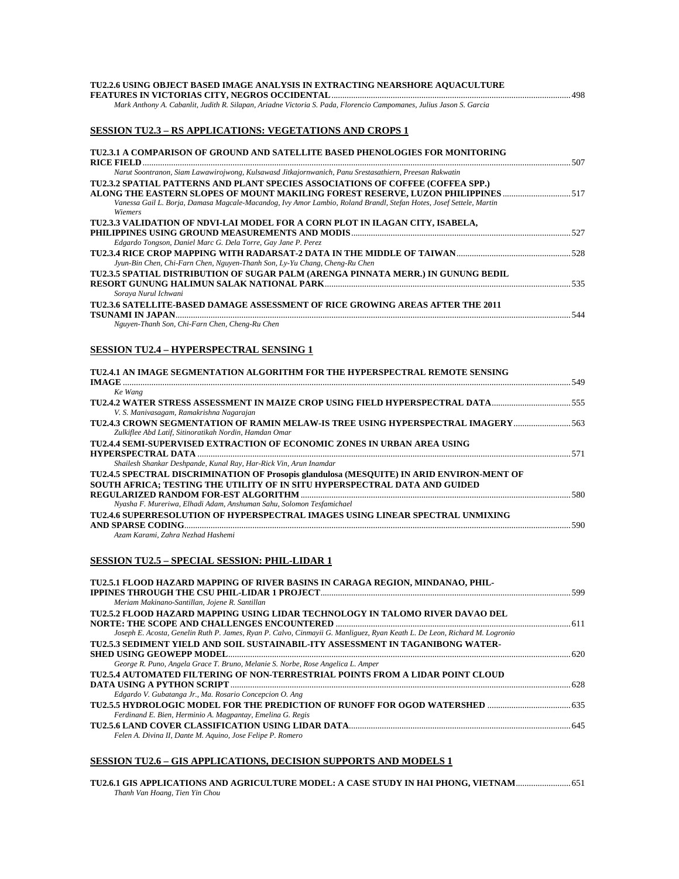**TU2.2.6 USING OBJECT BASED IMAGE ANALYSIS IN EXTRACTING NEARSHORE AQUACULTURE FEATURES IN VICTORIAS CITY, NEGROS OCCIDENTAL** ........ 498
*Mark Anthony A. Cabanlit, Judith R. Silapan, Ariadne Victoria S. Pada, Florencio Campomanes, Julius Jason S. Garcia*

## SESSION TU2.3 – RS APPLICATIONS: VEGETATIONS AND CROPS 1

**TU2.3.1 A COMPARISON OF GROUND AND SATELLITE BASED PHENOLOGIES FOR MONITORING RICE FIELD** ........ 507
*Narut Soontranon, Siam Lawawirojwong, Kulsawasd Jitkajornwanich, Panu Srestasathiern, Preesan Rakwatin*

**TU2.3.2 SPATIAL PATTERNS AND PLANT SPECIES ASSOCIATIONS OF COFFEE (COFFEA SPP.) ALONG THE EASTERN SLOPES OF MOUNT MAKILING FOREST RESERVE, LUZON PHILIPPINES** ........ 517
*Vanessa Gail L. Borja, Damasa Magcale-Macandog, Ivy Amor Lambio, Roland Brandl, Stefan Hotes, Josef Settele, Martin Wiemers*

**TU2.3.3 VALIDATION OF NDVI-LAI MODEL FOR A CORN PLOT IN ILAGAN CITY, ISABELA, PHILIPPINES USING GROUND MEASUREMENTS AND MODIS** ........ 527
*Edgardo Tongson, Daniel Marc G. Dela Torre, Gay Jane P. Perez*

**TU2.3.4 RICE CROP MAPPING WITH RADARSAT-2 DATA IN THE MIDDLE OF TAIWAN** ........ 528
*Jyun-Bin Chen, Chi-Farn Chen, Nguyen-Thanh Son, Ly-Yu Chang, Cheng-Ru Chen*

**TU2.3.5 SPATIAL DISTRIBUTION OF SUGAR PALM (ARENGA PINNATA MERR.) IN GUNUNG BEDIL RESORT GUNUNG HALIMUN SALAK NATIONAL PARK** ........ 535
*Soraya Nurul Ichwani*

**TU2.3.6 SATELLITE-BASED DAMAGE ASSESSMENT OF RICE GROWING AREAS AFTER THE 2011 TSUNAMI IN JAPAN** ........ 544
*Nguyen-Thanh Son, Chi-Farn Chen, Cheng-Ru Chen*

## SESSION TU2.4 – HYPERSPECTRAL SENSING 1

**TU2.4.1 AN IMAGE SEGMENTATION ALGORITHM FOR THE HYPERSPECTRAL REMOTE SENSING IMAGE** ........ 549
*Ke Wang*

**TU2.4.2 WATER STRESS ASSESSMENT IN MAIZE CROP USING FIELD HYPERSPECTRAL DATA** ........ 555
*V. S. Manivasagam, Ramakrishna Nagarajan*

**TU2.4.3 CROWN SEGMENTATION OF RAMIN MELAW-IS TREE USING HYPERSPECTRAL IMAGERY** ........ 563
*Zulkiflee Abd Latif, Sitinoratikah Nordin, Hamdan Omar*

**TU2.4.4 SEMI-SUPERVISED EXTRACTION OF ECONOMIC ZONES IN URBAN AREA USING HYPERSPECTRAL DATA** ........ 571
*Shailesh Shankar Deshpande, Kunal Ray, Har-Rick Vin, Arun Inamdar*

**TU2.4.5 SPECTRAL DISCRIMINATION OF Prosopis glandulosa (MESQUITE) IN ARID ENVIRON-MENT OF SOUTH AFRICA; TESTING THE UTILITY OF IN SITU HYPERSPECTRAL DATA AND GUIDED REGULARIZED RANDOM FOR-EST ALGORITHM** ........ 580
*Nyasha F. Mureriwa, Elhadi Adam, Anshuman Sahu, Solomon Tesfamichael*

**TU2.4.6 SUPERRESOLUTION OF HYPERSPECTRAL IMAGES USING LINEAR SPECTRAL UNMIXING AND SPARSE CODING** ........ 590
*Azam Karami, Zahra Nezhad Hashemi*

## SESSION TU2.5 – SPECIAL SESSION: PHIL-LIDAR 1

**TU2.5.1 FLOOD HAZARD MAPPING OF RIVER BASINS IN CARAGA REGION, MINDANAO, PHIL-IPPINES THROUGH THE CSU PHIL-LIDAR 1 PROJECT** ........ 599
*Meriam Makinano-Santillan, Jojene R. Santillan*

**TU2.5.2 FLOOD HAZARD MAPPING USING LIDAR TECHNOLOGY IN TALOMO RIVER DAVAO DEL NORTE: THE SCOPE AND CHALLENGES ENCOUNTERED** ........ 611
*Joseph E. Acosta, Genelin Ruth P. James, Ryan P. Calvo, Cinmayii G. Manliguez, Ryan Keath L. De Leon, Richard M. Logronio*

**TU2.5.3 SEDIMENT YIELD AND SOIL SUSTAINABIL-ITY ASSESSMENT IN TAGANIBONG WATER-SHED USING GEOWEPP MODEL** ........ 620
*George R. Puno, Angela Grace T. Bruno, Melanie S. Norbe, Rose Angelica L. Amper*

**TU2.5.4 AUTOMATED FILTERING OF NON-TERRESTRIAL POINTS FROM A LIDAR POINT CLOUD DATA USING A PYTHON SCRIPT** ........ 628
*Edgardo V. Gubatanga Jr., Ma. Rosario Concepcion O. Ang*

**TU2.5.5 HYDROLOGIC MODEL FOR THE PREDICTION OF RUNOFF FOR OGOD WATERSHED** ........ 635
*Ferdinand E. Bien, Herminio A. Magpantay, Emelina G. Regis*

**TU2.5.6 LAND COVER CLASSIFICATION USING LIDAR DATA** ........ 645
*Felen A. Divina II, Dante M. Aquino, Jose Felipe P. Romero*

## SESSION TU2.6 – GIS APPLICATIONS, DECISION SUPPORTS AND MODELS 1

**TU2.6.1 GIS APPLICATIONS AND AGRICULTURE MODEL: A CASE STUDY IN HAI PHONG, VIETNAM** ........ 651
*Thanh Van Hoang, Tien Yin Chou*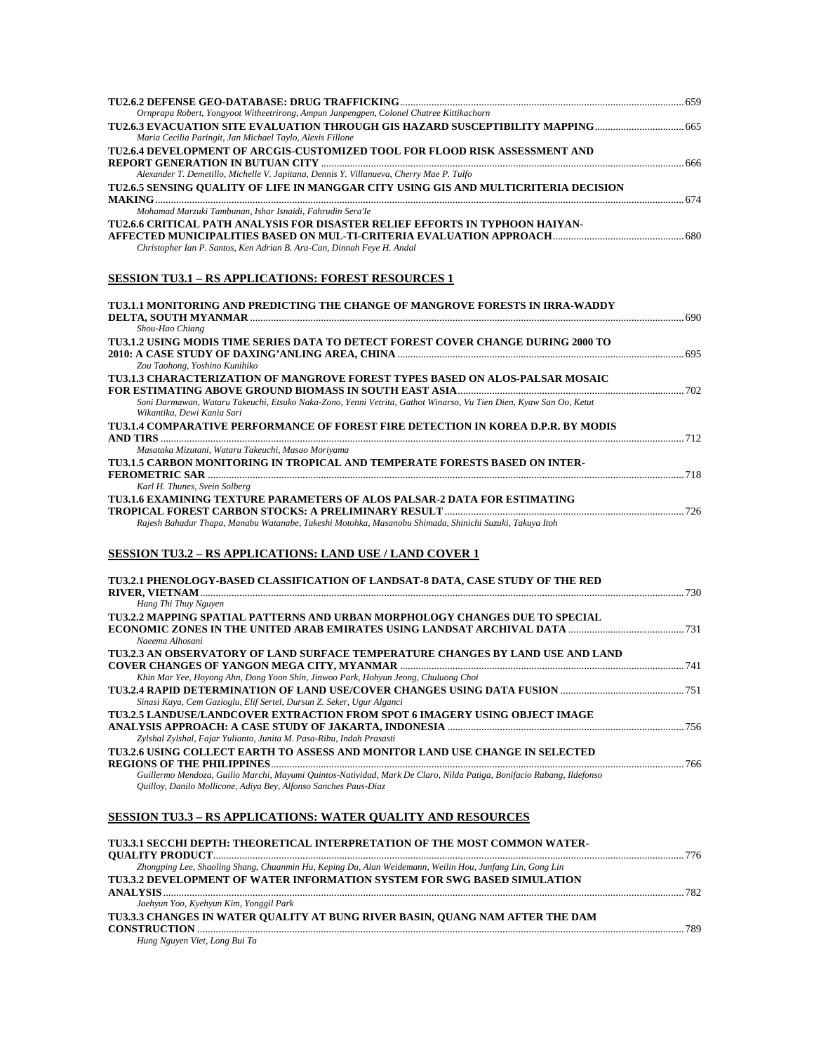**TU2.6.2 DEFENSE GEO-DATABASE: DRUG TRAFFICKING** ........ 659
*Ornprapa Robert, Yongyoot Witheetrirong, Ampun Janpengpen, Colonel Chatree Kittikachorn*

**TU2.6.3 EVACUATION SITE EVALUATION THROUGH GIS HAZARD SUSCEPTIBILITY MAPPING** ........ 665
*Maria Cecilia Paringit, Jan Michael Taylo, Alexis Fillone*

**TU2.6.4 DEVELOPMENT OF ARCGIS-CUSTOMIZED TOOL FOR FLOOD RISK ASSESSMENT AND REPORT GENERATION IN BUTUAN CITY** ........ 666
*Alexander T. Demetillo, Michelle V. Japitana, Dennis Y. Villanueva, Cherry Mae P. Tulfo*

**TU2.6.5 SENSING QUALITY OF LIFE IN MANGGAR CITY USING GIS AND MULTICRITERIA DECISION MAKING** ........ 674
*Mohamad Marzuki Tambunan, Ishar Isnaidi, Fahrudin Sera'Ie*

**TU2.6.6 CRITICAL PATH ANALYSIS FOR DISASTER RELIEF EFFORTS IN TYPHOON HAIYAN-AFFECTED MUNICIPALITIES BASED ON MUL-TI-CRITERIA EVALUATION APPROACH** ........ 680
*Christopher Ian P. Santos, Ken Adrian B. Ara-Can, Dinnah Feye H. Andal*

## SESSION TU3.1 – RS APPLICATIONS: FOREST RESOURCES 1

**TU3.1.1 MONITORING AND PREDICTING THE CHANGE OF MANGROVE FORESTS IN IRRA-WADDY DELTA, SOUTH MYANMAR** ........ 690
*Shou-Hao Chiang*

**TU3.1.2 USING MODIS TIME SERIES DATA TO DETECT FOREST COVER CHANGE DURING 2000 TO 2010: A CASE STUDY OF DAXING'ANLING AREA, CHINA** ........ 695
*Zou Taohong, Yoshino Kunihiko*

**TU3.1.3 CHARACTERIZATION OF MANGROVE FOREST TYPES BASED ON ALOS-PALSAR MOSAIC FOR ESTIMATING ABOVE GROUND BIOMASS IN SOUTH EAST ASIA** ........ 702
*Soni Darmawan, Wataru Takeuchi, Etsuko Naka-Zono, Yenni Vetrita, Gathot Winarso, Vu Tien Dien, Kyaw San Oo, Ketut Wikantika, Dewi Kania Sari*

**TU3.1.4 COMPARATIVE PERFORMANCE OF FOREST FIRE DETECTION IN KOREA D.P.R. BY MODIS AND TIRS** ........ 712
*Masataka Mizutani, Wataru Takeuchi, Masao Moriyama*

**TU3.1.5 CARBON MONITORING IN TROPICAL AND TEMPERATE FORESTS BASED ON INTER-FEROMETRIC SAR** ........ 718
*Karl H. Thunes, Svein Solberg*

**TU3.1.6 EXAMINING TEXTURE PARAMETERS OF ALOS PALSAR-2 DATA FOR ESTIMATING TROPICAL FOREST CARBON STOCKS: A PRELIMINARY RESULT** ........ 726
*Rajesh Bahadur Thapa, Manabu Watanabe, Takeshi Motohka, Masanobu Shimada, Shinichi Suzuki, Takuya Itoh*

## SESSION TU3.2 – RS APPLICATIONS: LAND USE / LAND COVER 1

**TU3.2.1 PHENOLOGY-BASED CLASSIFICATION OF LANDSAT-8 DATA, CASE STUDY OF THE RED RIVER, VIETNAM** ........ 730
*Hang Thi Thuy Nguyen*

**TU3.2.2 MAPPING SPATIAL PATTERNS AND URBAN MORPHOLOGY CHANGES DUE TO SPECIAL ECONOMIC ZONES IN THE UNITED ARAB EMIRATES USING LANDSAT ARCHIVAL DATA** ........ 731
*Naeema Alhosani*

**TU3.2.3 AN OBSERVATORY OF LAND SURFACE TEMPERATURE CHANGES BY LAND USE AND LAND COVER CHANGES OF YANGON MEGA CITY, MYANMAR** ........ 741
*Khin Mar Yee, Hoyong Ahn, Dong Yoon Shin, Jinwoo Park, Hohyun Jeong, Chuluong Choi*

**TU3.2.4 RAPID DETERMINATION OF LAND USE/COVER CHANGES USING DATA FUSION** ........ 751
*Sinasi Kaya, Cem Gazioglu, Elif Sertel, Dursun Z. Seker, Ugur Alganci*

**TU3.2.5 LANDUSE/LANDCOVER EXTRACTION FROM SPOT 6 IMAGERY USING OBJECT IMAGE ANALYSIS APPROACH: A CASE STUDY OF JAKARTA, INDONESIA** ........ 756
*Zylshal Zylshal, Fajar Yulianto, Junita M. Pasa-Ribu, Indah Prasasti*

**TU3.2.6 USING COLLECT EARTH TO ASSESS AND MONITOR LAND USE CHANGE IN SELECTED REGIONS OF THE PHILIPPINES** ........ 766
*Guillermo Mendoza, Guilio Marchi, Mayumi Quintos-Natividad, Mark De Claro, Nilda Patiga, Bonifacio Rabang, Ildefonso Quilloy, Danilo Mollicone, Adiya Bey, Alfonso Sanches Paus-Diaz*

## SESSION TU3.3 – RS APPLICATIONS: WATER QUALITY AND RESOURCES

**TU3.3.1 SECCHI DEPTH: THEORETICAL INTERPRETATION OF THE MOST COMMON WATER-QUALITY PRODUCT** ........ 776
*Zhongping Lee, Shaoling Shang, Chuanmin Hu, Keping Du, Alan Weidemann, Weilin Hou, Junfang Lin, Gong Lin*

**TU3.3.2 DEVELOPMENT OF WATER INFORMATION SYSTEM FOR SWG BASED SIMULATION ANALYSIS** ........ 782
*Jaehyun Yoo, Kyehyun Kim, Yonggil Park*

**TU3.3.3 CHANGES IN WATER QUALITY AT BUNG RIVER BASIN, QUANG NAM AFTER THE DAM CONSTRUCTION** ........ 789
*Hung Nguyen Viet, Long Bui Ta*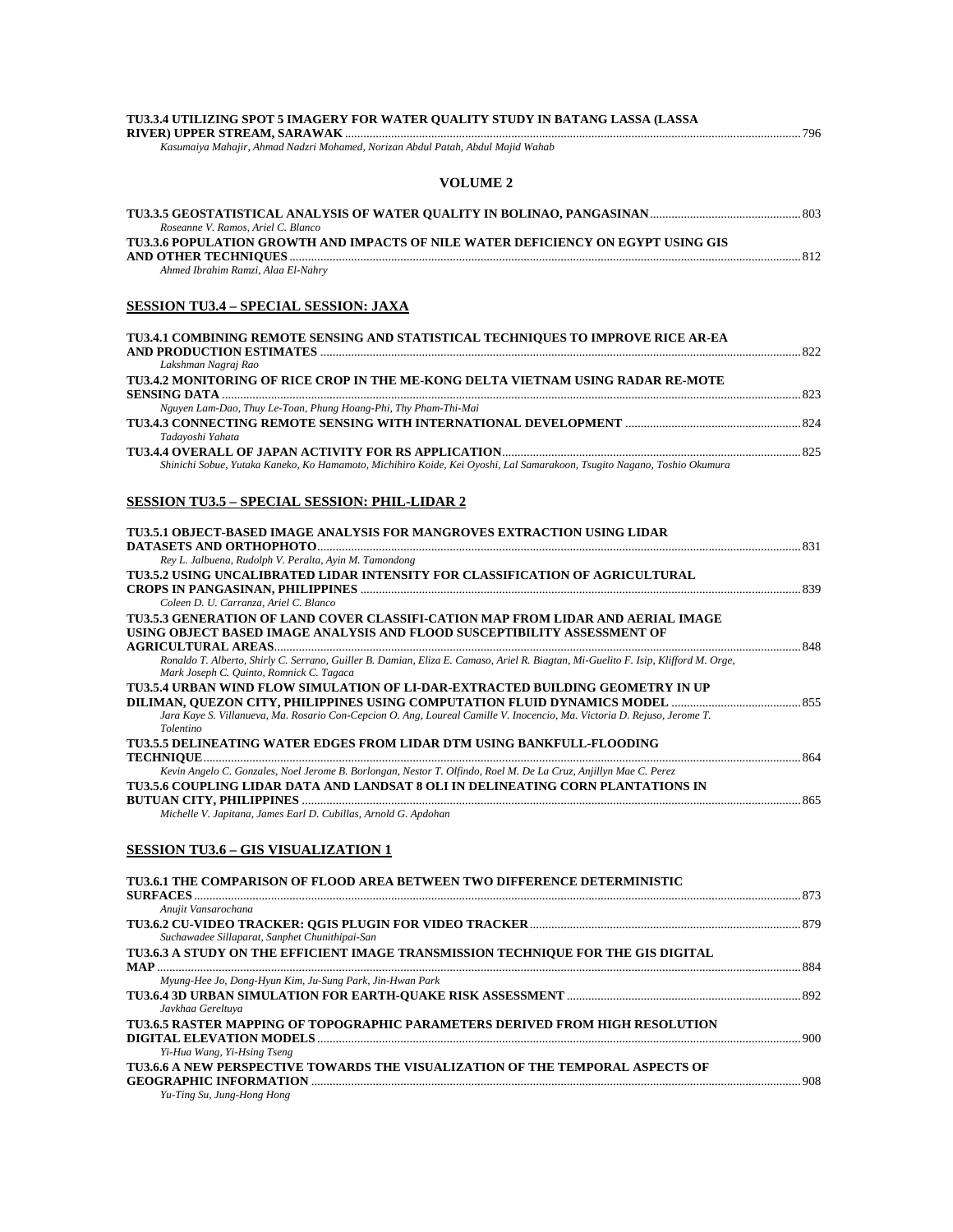**TU3.3.4 UTILIZING SPOT 5 IMAGERY FOR WATER QUALITY STUDY IN BATANG LASSA (LASSA RIVER) UPPER STREAM, SARAWAK** ........................................ 796
*Kasumaiya Mahajir, Ahmad Nadzri Mohamed, Norizan Abdul Patah, Abdul Majid Wahab*

## VOLUME 2

**TU3.3.5 GEOSTATISTICAL ANALYSIS OF WATER QUALITY IN BOLINAO, PANGASINAN** ........................................ 803
*Roseanne V. Ramos, Ariel C. Blanco*

**TU3.3.6 POPULATION GROWTH AND IMPACTS OF NILE WATER DEFICIENCY ON EGYPT USING GIS AND OTHER TECHNIQUES** ........................................ 812
*Ahmed Ibrahim Ramzi, Alaa El-Nahry*

## SESSION TU3.4 – SPECIAL SESSION: JAXA

**TU3.4.1 COMBINING REMOTE SENSING AND STATISTICAL TECHNIQUES TO IMPROVE RICE AR-EA AND PRODUCTION ESTIMATES** ........................................ 822
*Lakshman Nagraj Rao*

**TU3.4.2 MONITORING OF RICE CROP IN THE ME-KONG DELTA VIETNAM USING RADAR RE-MOTE SENSING DATA** ........................................ 823
*Nguyen Lam-Dao, Thuy Le-Toan, Phung Hoang-Phi, Thy Pham-Thi-Mai*

**TU3.4.3 CONNECTING REMOTE SENSING WITH INTERNATIONAL DEVELOPMENT** ........................................ 824
*Tadayoshi Yahata*

**TU3.4.4 OVERALL OF JAPAN ACTIVITY FOR RS APPLICATION** ........................................ 825
*Shinichi Sobue, Yutaka Kaneko, Ko Hamamoto, Michihiro Koide, Kei Oyoshi, Lal Samarakoon, Tsugito Nagano, Toshio Okumura*

## SESSION TU3.5 – SPECIAL SESSION: PHIL-LIDAR 2

**TU3.5.1 OBJECT-BASED IMAGE ANALYSIS FOR MANGROVES EXTRACTION USING LIDAR DATASETS AND ORTHOPHOTO** ........................................ 831
*Rey L. Jalbuena, Rudolph V. Peralta, Ayin M. Tamondong*

**TU3.5.2 USING UNCALIBRATED LIDAR INTENSITY FOR CLASSIFICATION OF AGRICULTURAL CROPS IN PANGASINAN, PHILIPPINES** ........................................ 839
*Coleen D. U. Carranza, Ariel C. Blanco*

**TU3.5.3 GENERATION OF LAND COVER CLASSIFI-CATION MAP FROM LIDAR AND AERIAL IMAGE USING OBJECT BASED IMAGE ANALYSIS AND FLOOD SUSCEPTIBILITY ASSESSMENT OF AGRICULTURAL AREAS** ........................................ 848
*Ronaldo T. Alberto, Shirly C. Serrano, Guiller B. Damian, Eliza E. Camaso, Ariel R. Biagtan, Mi-Guelito F. Isip, Klifford M. Orge, Mark Joseph C. Quinto, Romnick C. Tagaca*

**TU3.5.4 URBAN WIND FLOW SIMULATION OF LI-DAR-EXTRACTED BUILDING GEOMETRY IN UP DILIMAN, QUEZON CITY, PHILIPPINES USING COMPUTATION FLUID DYNAMICS MODEL** ........................................ 855
*Jara Kaye S. Villanueva, Ma. Rosario Con-Cepcion O. Ang, Loureal Camille V. Inocencio, Ma. Victoria D. Rejuso, Jerome T. Tolentino*

**TU3.5.5 DELINEATING WATER EDGES FROM LIDAR DTM USING BANKFULL-FLOODING TECHNIQUE** ........................................ 864
*Kevin Angelo C. Gonzales, Noel Jerome B. Borlongan, Nestor T. Olfindo, Roel M. De La Cruz, Anjillyn Mae C. Perez*

**TU3.5.6 COUPLING LIDAR DATA AND LANDSAT 8 OLI IN DELINEATING CORN PLANTATIONS IN BUTUAN CITY, PHILIPPINES** ........................................ 865
*Michelle V. Japitana, James Earl D. Cubillas, Arnold G. Apdohan*

## SESSION TU3.6 – GIS VISUALIZATION 1

**TU3.6.1 THE COMPARISON OF FLOOD AREA BETWEEN TWO DIFFERENCE DETERMINISTIC SURFACES** ........................................ 873
*Anujit Vansarochana*

**TU3.6.2 CU-VIDEO TRACKER: QGIS PLUGIN FOR VIDEO TRACKER** ........................................ 879
*Suchawadee Sillaparat, Sanphet Chunithipai-San*

**TU3.6.3 A STUDY ON THE EFFICIENT IMAGE TRANSMISSION TECHNIQUE FOR THE GIS DIGITAL MAP** ........................................ 884
*Myung-Hee Jo, Dong-Hyun Kim, Ju-Sung Park, Jin-Hwan Park*

**TU3.6.4 3D URBAN SIMULATION FOR EARTH-QUAKE RISK ASSESSMENT** ........................................ 892
*Javkhaa Gereltuya*

**TU3.6.5 RASTER MAPPING OF TOPOGRAPHIC PARAMETERS DERIVED FROM HIGH RESOLUTION DIGITAL ELEVATION MODELS** ........................................ 900
*Yi-Hua Wang, Yi-Hsing Tseng*

**TU3.6.6 A NEW PERSPECTIVE TOWARDS THE VISUALIZATION OF THE TEMPORAL ASPECTS OF GEOGRAPHIC INFORMATION** ........................................ 908
*Yu-Ting Su, Jung-Hong Hong*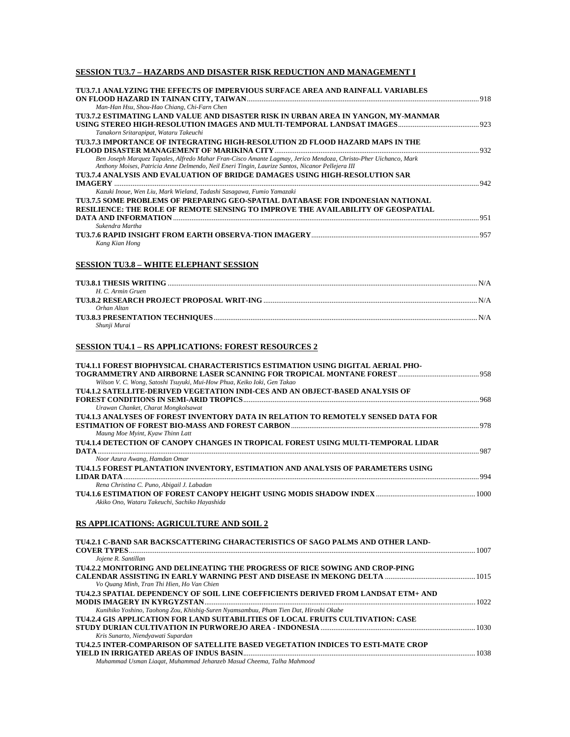## SESSION TU3.7 – HAZARDS AND DISASTER RISK REDUCTION AND MANAGEMENT I

**TU3.7.1 ANALYZING THE EFFECTS OF IMPERVIOUS SURFACE AREA AND RAINFALL VARIABLES ON FLOOD HAZARD IN TAINAN CITY, TAIWAN** ..... 918
*Man-Han Hsu, Shou-Hao Chiang, Chi-Farn Chen*

**TU3.7.2 ESTIMATING LAND VALUE AND DISASTER RISK IN URBAN AREA IN YANGON, MY-MANMAR USING STEREO HIGH-RESOLUTION IMAGES AND MULTI-TEMPORAL LANDSAT IMAGES** ..... 923
*Tanakorn Sritarapipat, Wataru Takeuchi*

**TU3.7.3 IMPORTANCE OF INTEGRATING HIGH-RESOLUTION 2D FLOOD HAZARD MAPS IN THE FLOOD DISASTER MANAGEMENT OF MARIKINA CITY** ..... 932
*Ben Joseph Marquez Tapales, Alfredo Mahar Fran-Cisco Amante Lagmay, Jerico Mendoza, Christo-Pher Uichanco, Mark Anthony Moises, Patricia Anne Delmendo, Neil Eneri Tingin, Laurize Santos, Nicanor Pellejera III*

**TU3.7.4 ANALYSIS AND EVALUATION OF BRIDGE DAMAGES USING HIGH-RESOLUTION SAR IMAGERY** ..... 942
*Kazuki Inoue, Wen Liu, Mark Wieland, Tadashi Sasagawa, Fumio Yamazaki*

**TU3.7.5 SOME PROBLEMS OF PREPARING GEO-SPATIAL DATABASE FOR INDONESIAN NATIONAL RESILIENCE: THE ROLE OF REMOTE SENSING TO IMPROVE THE AVAILABILITY OF GEOSPATIAL DATA AND INFORMATION** ..... 951
*Sukendra Martha*

**TU3.7.6 RAPID INSIGHT FROM EARTH OBSERVA-TION IMAGERY** ..... 957
*Kang Kian Hong*

## SESSION TU3.8 – WHITE ELEPHANT SESSION

**TU3.8.1 THESIS WRITING** ..... N/A
*H. C. Armin Gruen*

**TU3.8.2 RESEARCH PROJECT PROPOSAL WRIT-ING** ..... N/A
*Orhan Altan*

**TU3.8.3 PRESENTATION TECHNIQUES** ..... N/A
*Shunji Murai*

## SESSION TU4.1 – RS APPLICATIONS: FOREST RESOURCES 2

**TU4.1.1 FOREST BIOPHYSICAL CHARACTERISTICS ESTIMATION USING DIGITAL AERIAL PHO-TOGRAMMETRY AND AIRBORNE LASER SCANNING FOR TROPICAL MONTANE FOREST** ..... 958
*Wilson V. C. Wong, Satoshi Tsuyuki, Mui-How Phua, Keiko Ioki, Gen Takao*

**TU4.1.2 SATELLITE-DERIVED VEGETATION INDI-CES AND AN OBJECT-BASED ANALYSIS OF FOREST CONDITIONS IN SEMI-ARID TROPICS** ..... 968
*Urawan Chanket, Charat Mongkolsawat*

**TU4.1.3 ANALYSES OF FOREST INVENTORY DATA IN RELATION TO REMOTELY SENSED DATA FOR ESTIMATION OF FOREST BIO-MASS AND FOREST CARBON** ..... 978
*Maung Moe Myint, Kyaw Thinn Latt*

**TU4.1.4 DETECTION OF CANOPY CHANGES IN TROPICAL FOREST USING MULTI-TEMPORAL LIDAR DATA** ..... 987
*Noor Azura Awang, Hamdan Omar*

**TU4.1.5 FOREST PLANTATION INVENTORY, ESTIMATION AND ANALYSIS OF PARAMETERS USING LIDAR DATA** ..... 994
*Rena Christina C. Puno, Abigail J. Labadan*

**TU4.1.6 ESTIMATION OF FOREST CANOPY HEIGHT USING MODIS SHADOW INDEX** ..... 1000
*Akiko Ono, Wataru Takeuchi, Sachiko Hayashida*

## RS APPLICATIONS: AGRICULTURE AND SOIL 2

**TU4.2.1 C-BAND SAR BACKSCATTERING CHARACTERISTICS OF SAGO PALMS AND OTHER LAND-COVER TYPES** ..... 1007
*Jojene R. Santillan*

**TU4.2.2 MONITORING AND DELINEATING THE PROGRESS OF RICE SOWING AND CROP-PING CALENDAR ASSISTING IN EARLY WARNING PEST AND DISEASE IN MEKONG DELTA** ..... 1015
*Vo Quang Minh, Tran Thi Hien, Ho Van Chien*

**TU4.2.3 SPATIAL DEPENDENCY OF SOIL LINE COEFFICIENTS DERIVED FROM LANDSAT ETM+ AND MODIS IMAGERY IN KYRGYZSTAN** ..... 1022
*Kunihiko Yoshino, Taohong Zou, Khishig-Suren Nyamsambuu, Pham Tien Dat, Hiroshi Okabe*

**TU4.2.4 GIS APPLICATION FOR LAND SUITABILITIES OF LOCAL FRUITS CULTIVATION: CASE STUDY DURIAN CULTIVATION IN PURWOREJO AREA - INDONESIA** ..... 1030
*Kris Sunarto, Niendyawati Supardan*

**TU4.2.5 INTER-COMPARISON OF SATELLITE BASED VEGETATION INDICES TO ESTI-MATE CROP YIELD IN IRRIGATED AREAS OF INDUS BASIN** ..... 1038
*Muhammad Usman Liaqat, Muhammad Jehanzeb Masud Cheema, Talha Mahmood*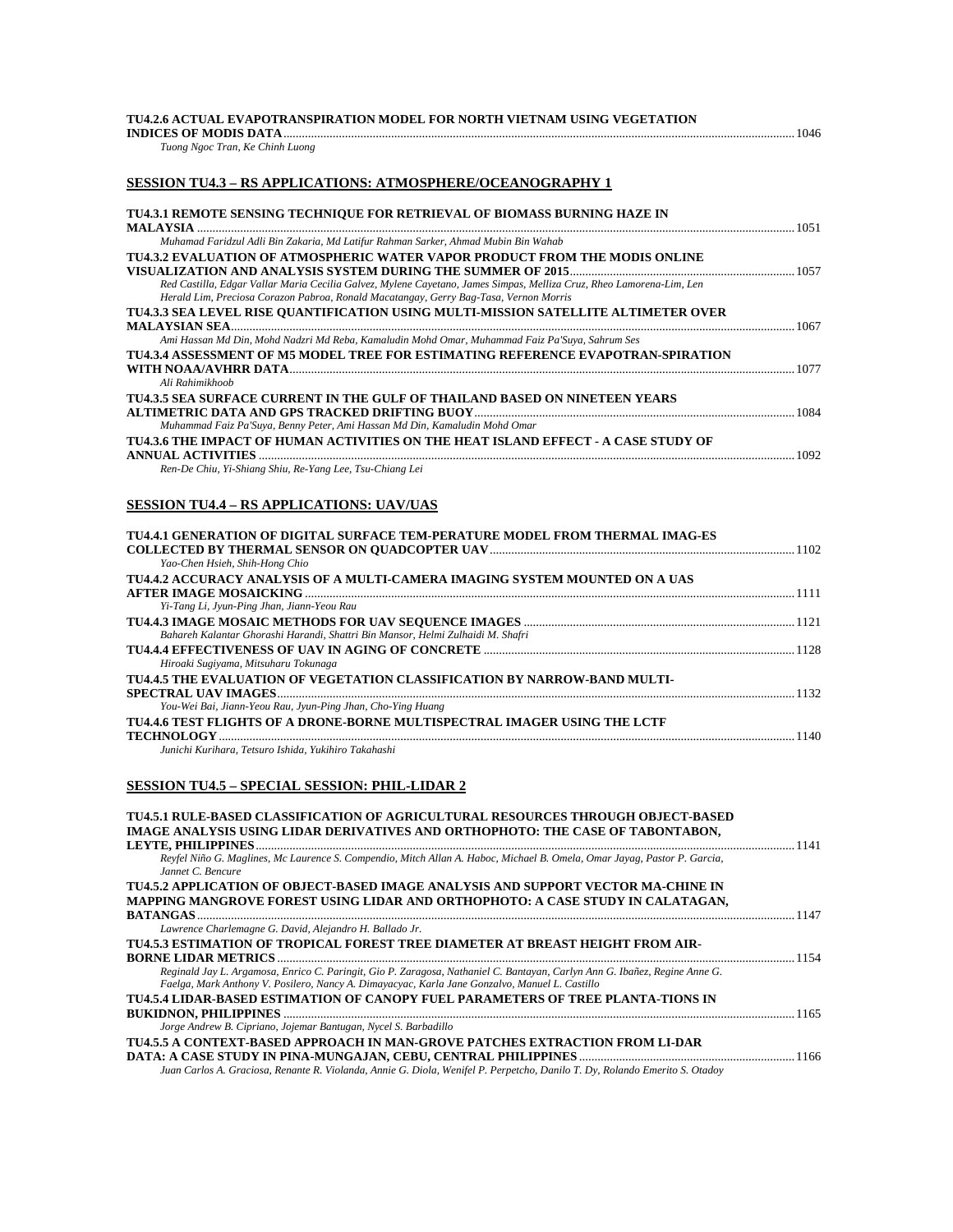**TU4.2.6 ACTUAL EVAPOTRANSPIRATION MODEL FOR NORTH VIETNAM USING VEGETATION INDICES OF MODIS DATA** ........ 1046
*Tuong Ngoc Tran, Ke Chinh Luong*

## SESSION TU4.3 – RS APPLICATIONS: ATMOSPHERE/OCEANOGRAPHY 1

**TU4.3.1 REMOTE SENSING TECHNIQUE FOR RETRIEVAL OF BIOMASS BURNING HAZE IN MALAYSIA** ........ 1051
*Muhamad Faridzul Adli Bin Zakaria, Md Latifur Rahman Sarker, Ahmad Mubin Bin Wahab*

**TU4.3.2 EVALUATION OF ATMOSPHERIC WATER VAPOR PRODUCT FROM THE MODIS ONLINE VISUALIZATION AND ANALYSIS SYSTEM DURING THE SUMMER OF 2015** ........ 1057
*Red Castilla, Edgar Vallar Maria Cecilia Galvez, Mylene Cayetano, James Simpas, Melliza Cruz, Rheo Lamorena-Lim, Len Herald Lim, Preciosa Corazon Pabroa, Ronald Macatangay, Gerry Bag-Tasa, Vernon Morris*

**TU4.3.3 SEA LEVEL RISE QUANTIFICATION USING MULTI-MISSION SATELLITE ALTIMETER OVER MALAYSIAN SEA** ........ 1067
*Ami Hassan Md Din, Mohd Nadzri Md Reba, Kamaludin Mohd Omar, Muhammad Faiz Pa'Suya, Sahrum Ses*

**TU4.3.4 ASSESSMENT OF M5 MODEL TREE FOR ESTIMATING REFERENCE EVAPOTRAN-SPIRATION WITH NOAA/AVHRR DATA** ........ 1077
*Ali Rahimikhoob*

**TU4.3.5 SEA SURFACE CURRENT IN THE GULF OF THAILAND BASED ON NINETEEN YEARS ALTIMETRIC DATA AND GPS TRACKED DRIFTING BUOY** ........ 1084
*Muhammad Faiz Pa'Suya, Benny Peter, Ami Hassan Md Din, Kamaludin Mohd Omar*

**TU4.3.6 THE IMPACT OF HUMAN ACTIVITIES ON THE HEAT ISLAND EFFECT - A CASE STUDY OF ANNUAL ACTIVITIES** ........ 1092
*Ren-De Chiu, Yi-Shiang Shiu, Re-Yang Lee, Tsu-Chiang Lei*

## SESSION TU4.4 – RS APPLICATIONS: UAV/UAS

**TU4.4.1 GENERATION OF DIGITAL SURFACE TEM-PERATURE MODEL FROM THERMAL IMAG-ES COLLECTED BY THERMAL SENSOR ON QUADCOPTER UAV** ........ 1102
*Yao-Chen Hsieh, Shih-Hong Chio*

**TU4.4.2 ACCURACY ANALYSIS OF A MULTI-CAMERA IMAGING SYSTEM MOUNTED ON A UAS AFTER IMAGE MOSAICKING** ........ 1111
*Yi-Tang Li, Jyun-Ping Jhan, Jiann-Yeou Rau*

**TU4.4.3 IMAGE MOSAIC METHODS FOR UAV SEQUENCE IMAGES** ........ 1121
*Bahareh Kalantar Ghorashi Harandi, Shattri Bin Mansor, Helmi Zulhaidi M. Shafri*

**TU4.4.4 EFFECTIVENESS OF UAV IN AGING OF CONCRETE** ........ 1128
*Hiroaki Sugiyama, Mitsuharu Tokunaga*

**TU4.4.5 THE EVALUATION OF VEGETATION CLASSIFICATION BY NARROW-BAND MULTI-SPECTRAL UAV IMAGES** ........ 1132
*You-Wei Bai, Jiann-Yeou Rau, Jyun-Ping Jhan, Cho-Ying Huang*

**TU4.4.6 TEST FLIGHTS OF A DRONE-BORNE MULTISPECTRAL IMAGER USING THE LCTF TECHNOLOGY** ........ 1140
*Junichi Kurihara, Tetsuro Ishida, Yukihiro Takahashi*

## SESSION TU4.5 – SPECIAL SESSION: PHIL-LIDAR 2

**TU4.5.1 RULE-BASED CLASSIFICATION OF AGRICULTURAL RESOURCES THROUGH OBJECT-BASED IMAGE ANALYSIS USING LIDAR DERIVATIVES AND ORTHOPHOTO: THE CASE OF TABONTABON, LEYTE, PHILIPPINES** ........ 1141
*Reyfel Niño G. Maglines, Mc Laurence S. Compendio, Mitch Allan A. Haboc, Michael B. Omela, Omar Jayag, Pastor P. Garcia, Jannet C. Bencure*

**TU4.5.2 APPLICATION OF OBJECT-BASED IMAGE ANALYSIS AND SUPPORT VECTOR MA-CHINE IN MAPPING MANGROVE FOREST USING LIDAR AND ORTHOPHOTO: A CASE STUDY IN CALATAGAN, BATANGAS** ........ 1147
*Lawrence Charlemagne G. David, Alejandro H. Ballado Jr.*

**TU4.5.3 ESTIMATION OF TROPICAL FOREST TREE DIAMETER AT BREAST HEIGHT FROM AIR-BORNE LIDAR METRICS** ........ 1154
*Reginald Jay L. Argamosa, Enrico C. Paringit, Gio P. Zaragosa, Nathaniel C. Bantayan, Carlyn Ann G. Ibañez, Regine Anne G. Faelga, Mark Anthony V. Posilero, Nancy A. Dimayacyac, Karla Jane Gonzalvo, Manuel L. Castillo*

**TU4.5.4 LIDAR-BASED ESTIMATION OF CANOPY FUEL PARAMETERS OF TREE PLANTA-TIONS IN BUKIDNON, PHILIPPINES** ........ 1165
*Jorge Andrew B. Cipriano, Jojemar Bantugan, Nycel S. Barbadillo*

**TU4.5.5 A CONTEXT-BASED APPROACH IN MAN-GROVE PATCHES EXTRACTION FROM LI-DAR DATA: A CASE STUDY IN PINA-MUNGAJAN, CEBU, CENTRAL PHILIPPINES** ........ 1166
*Juan Carlos A. Graciosa, Renante R. Violanda, Annie G. Diola, Wenifel P. Perpetcho, Danilo T. Dy, Rolando Emerito S. Otadoy*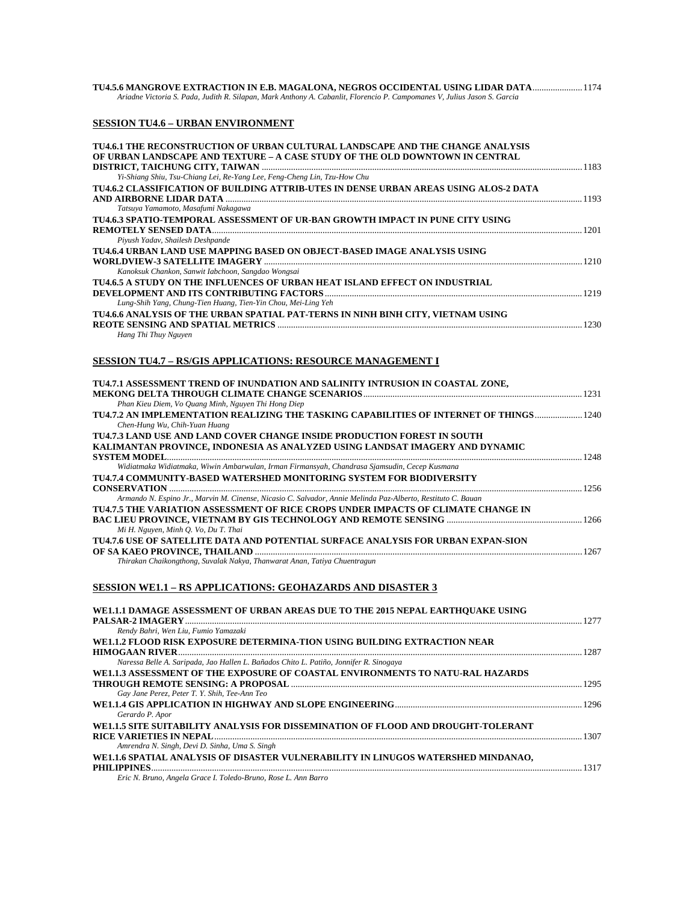**TU4.5.6 MANGROVE EXTRACTION IN E.B. MAGALONA, NEGROS OCCIDENTAL USING LIDAR DATA** ...................... 1174
*Ariadne Victoria S. Pada, Judith R. Silapan, Mark Anthony A. Cabanlit, Florencio P. Campomanes V, Julius Jason S. Garcia*

## SESSION TU4.6 – URBAN ENVIRONMENT

**TU4.6.1 THE RECONSTRUCTION OF URBAN CULTURAL LANDSCAPE AND THE CHANGE ANALYSIS OF URBAN LANDSCAPE AND TEXTURE – A CASE STUDY OF THE OLD DOWNTOWN IN CENTRAL DISTRICT, TAICHUNG CITY, TAIWAN** ...................... 1183
*Yi-Shiang Shiu, Tsu-Chiang Lei, Re-Yang Lee, Feng-Cheng Lin, Tzu-How Chu*

**TU4.6.2 CLASSIFICATION OF BUILDING ATTRIB-UTES IN DENSE URBAN AREAS USING ALOS-2 DATA AND AIRBORNE LIDAR DATA** ...................... 1193
*Tatsuya Yamamoto, Masafumi Nakagawa*

**TU4.6.3 SPATIO-TEMPORAL ASSESSMENT OF UR-BAN GROWTH IMPACT IN PUNE CITY USING REMOTELY SENSED DATA** ...................... 1201
*Piyush Yadav, Shailesh Deshpande*

**TU4.6.4 URBAN LAND USE MAPPING BASED ON OBJECT-BASED IMAGE ANALYSIS USING WORLDVIEW-3 SATELLITE IMAGERY** ...................... 1210
*Kanoksuk Chankon, Sanwit Iabchoon, Sangdao Wongsai*

**TU4.6.5 A STUDY ON THE INFLUENCES OF URBAN HEAT ISLAND EFFECT ON INDUSTRIAL DEVELOPMENT AND ITS CONTRIBUTING FACTORS** ...................... 1219
*Lung-Shih Yang, Chung-Tien Huang, Tien-Yin Chou, Mei-Ling Yeh*

**TU4.6.6 ANALYSIS OF THE URBAN SPATIAL PAT-TERNS IN NINH BINH CITY, VIETNAM USING REOTE SENSING AND SPATIAL METRICS** ...................... 1230
*Hang Thi Thuy Nguyen*

## SESSION TU4.7 – RS/GIS APPLICATIONS: RESOURCE MANAGEMENT I

**TU4.7.1 ASSESSMENT TREND OF INUNDATION AND SALINITY INTRUSION IN COASTAL ZONE, MEKONG DELTA THROUGH CLIMATE CHANGE SCENARIOS** ...................... 1231
*Phan Kieu Diem, Vo Quang Minh, Nguyen Thi Hong Diep*

**TU4.7.2 AN IMPLEMENTATION REALIZING THE TASKING CAPABILITIES OF INTERNET OF THINGS** ...................... 1240
*Chen-Hung Wu, Chih-Yuan Huang*

**TU4.7.3 LAND USE AND LAND COVER CHANGE INSIDE PRODUCTION FOREST IN SOUTH KALIMANTAN PROVINCE, INDONESIA AS ANALYZED USING LANDSAT IMAGERY AND DYNAMIC SYSTEM MODEL** ...................... 1248
*Widiatmaka Widiatmaka, Wiwin Ambarwulan, Irman Firmansyah, Chandrasa Sjamsudin, Cecep Kusmana*

**TU4.7.4 COMMUNITY-BASED WATERSHED MONITORING SYSTEM FOR BIODIVERSITY CONSERVATION** ...................... 1256
*Armando N. Espino Jr., Marvin M. Cinense, Nicasio C. Salvador, Annie Melinda Paz-Alberto, Restituto C. Bauan*

**TU4.7.5 THE VARIATION ASSESSMENT OF RICE CROPS UNDER IMPACTS OF CLIMATE CHANGE IN BAC LIEU PROVINCE, VIETNAM BY GIS TECHNOLOGY AND REMOTE SENSING** ...................... 1266
*Mi H. Nguyen, Minh Q. Vo, Du T. Thai*

**TU4.7.6 USE OF SATELLITE DATA AND POTENTIAL SURFACE ANALYSIS FOR URBAN EXPAN-SION OF SA KAEO PROVINCE, THAILAND** ...................... 1267
*Thirakan Chaikongthong, Suvalak Nakya, Thanwarat Anan, Tatiya Chuentragun*

## SESSION WE1.1 – RS APPLICATIONS: GEOHAZARDS AND DISASTER 3

**WE1.1.1 DAMAGE ASSESSMENT OF URBAN AREAS DUE TO THE 2015 NEPAL EARTHQUAKE USING PALSAR-2 IMAGERY** ...................... 1277
*Rendy Bahri, Wen Liu, Fumio Yamazaki*

**WE1.1.2 FLOOD RISK EXPOSURE DETERMINA-TION USING BUILDING EXTRACTION NEAR HIMOGAAN RIVER** ...................... 1287
*Naressa Belle A. Saripada, Jao Hallen L. Bañados Chito L. Patiño, Jonnifer R. Sinogaya*

**WE1.1.3 ASSESSMENT OF THE EXPOSURE OF COASTAL ENVIRONMENTS TO NATU-RAL HAZARDS THROUGH REMOTE SENSING: A PROPOSAL** ...................... 1295
*Gay Jane Perez, Peter T. Y. Shih, Tee-Ann Teo*

**WE1.1.4 GIS APPLICATION IN HIGHWAY AND SLOPE ENGINEERING** ...................... 1296
*Gerardo P. Apor*

**WE1.1.5 SITE SUITABILITY ANALYSIS FOR DISSEMINATION OF FLOOD AND DROUGHT-TOLERANT RICE VARIETIES IN NEPAL** ...................... 1307
*Amrendra N. Singh, Devi D. Sinha, Uma S. Singh*

**WE1.1.6 SPATIAL ANALYSIS OF DISASTER VULNERABILITY IN LINUGOS WATERSHED MINDANAO, PHILIPPINES** ...................... 1317
*Eric N. Bruno, Angela Grace I. Toledo-Bruno, Rose L. Ann Barro*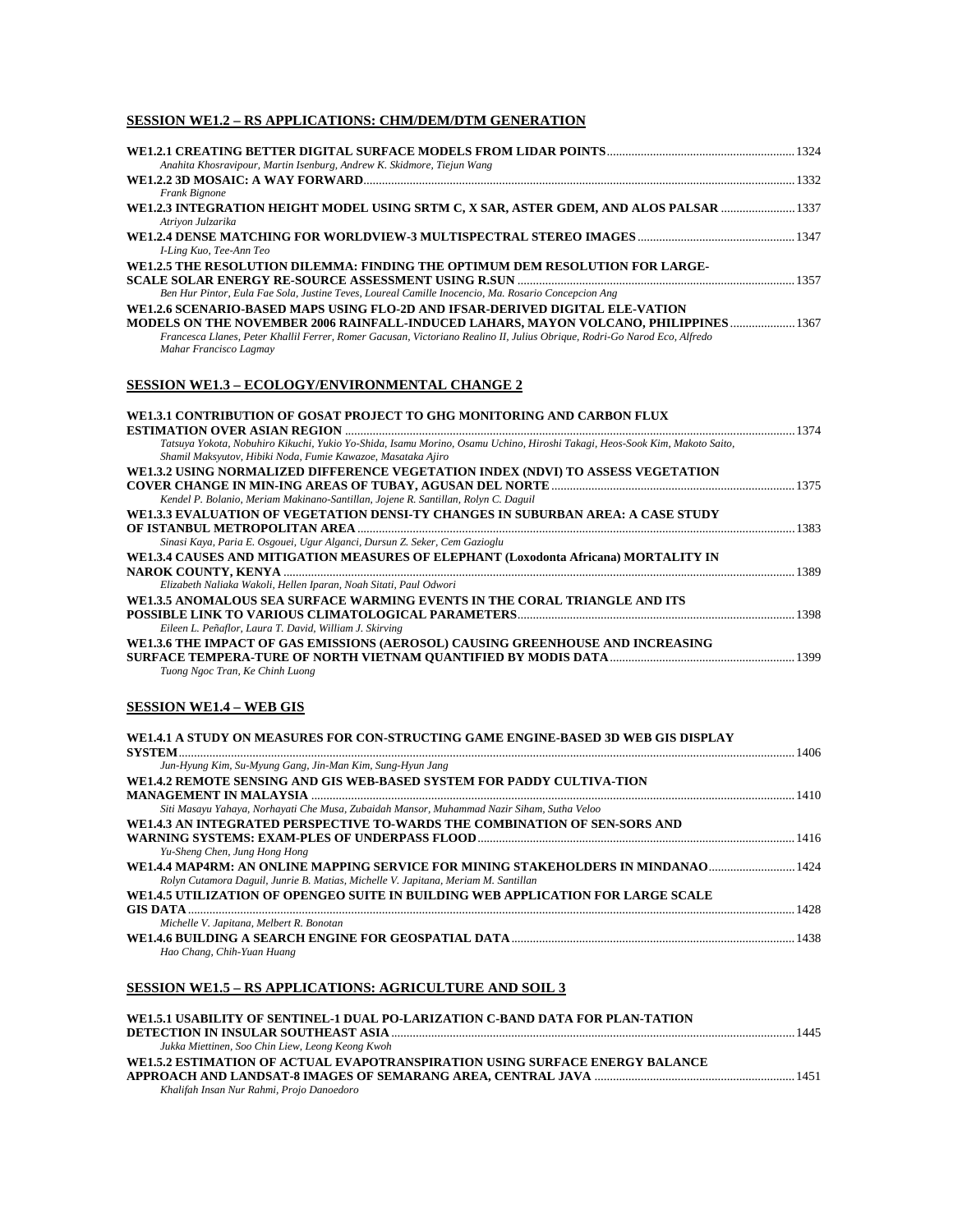## SESSION WE1.2 – RS APPLICATIONS: CHM/DEM/DTM GENERATION

**WE1.2.1 CREATING BETTER DIGITAL SURFACE MODELS FROM LIDAR POINTS** .......... 1324
*Anahita Khosravipour, Martin Isenburg, Andrew K. Skidmore, Tiejun Wang*

**WE1.2.2 3D MOSAIC: A WAY FORWARD** .......... 1332
*Frank Bignone*

**WE1.2.3 INTEGRATION HEIGHT MODEL USING SRTM C, X SAR, ASTER GDEM, AND ALOS PALSAR** .......... 1337
*Atriyon Julzarika*

**WE1.2.4 DENSE MATCHING FOR WORLDVIEW-3 MULTISPECTRAL STEREO IMAGES** .......... 1347
*I-Ling Kuo, Tee-Ann Teo*

**WE1.2.5 THE RESOLUTION DILEMMA: FINDING THE OPTIMUM DEM RESOLUTION FOR LARGE-SCALE SOLAR ENERGY RE-SOURCE ASSESSMENT USING R.SUN** .......... 1357
*Ben Hur Pintor, Eula Fae Sola, Justine Teves, Loureal Camille Inocencio, Ma. Rosario Concepcion Ang*

**WE1.2.6 SCENARIO-BASED MAPS USING FLO-2D AND IFSAR-DERIVED DIGITAL ELE-VATION MODELS ON THE NOVEMBER 2006 RAINFALL-INDUCED LAHARS, MAYON VOLCANO, PHILIPPINES** .......... 1367
*Francesca Llanes, Peter Khallil Ferrer, Romer Gacusan, Victoriano Realino II, Julius Obrique, Rodri-Go Narod Eco, Alfredo Mahar Francisco Lagmay*

## SESSION WE1.3 – ECOLOGY/ENVIRONMENTAL CHANGE 2

**WE1.3.1 CONTRIBUTION OF GOSAT PROJECT TO GHG MONITORING AND CARBON FLUX ESTIMATION OVER ASIAN REGION** .......... 1374
*Tatsuya Yokota, Nobuhiro Kikuchi, Yukio Yo-Shida, Isamu Morino, Osamu Uchino, Hiroshi Takagi, Heos-Sook Kim, Makoto Saito, Shamil Maksyutov, Hibiki Noda, Fumie Kawazoe, Masataka Ajiro*

**WE1.3.2 USING NORMALIZED DIFFERENCE VEGETATION INDEX (NDVI) TO ASSESS VEGETATION COVER CHANGE IN MIN-ING AREAS OF TUBAY, AGUSAN DEL NORTE** .......... 1375
*Kendel P. Bolanio, Meriam Makinano-Santillan, Jojene R. Santillan, Rolyn C. Daguil*

**WE1.3.3 EVALUATION OF VEGETATION DENSI-TY CHANGES IN SUBURBAN AREA: A CASE STUDY OF ISTANBUL METROPOLITAN AREA** .......... 1383
*Sinasi Kaya, Paria E. Osgouei, Ugur Alganci, Dursun Z. Seker, Cem Gazioglu*

**WE1.3.4 CAUSES AND MITIGATION MEASURES OF ELEPHANT (Loxodonta Africana) MORTALITY IN NAROK COUNTY, KENYA** .......... 1389
*Elizabeth Naliaka Wakoli, Hellen Iparan, Noah Sitati, Paul Odwori*

**WE1.3.5 ANOMALOUS SEA SURFACE WARMING EVENTS IN THE CORAL TRIANGLE AND ITS POSSIBLE LINK TO VARIOUS CLIMATOLOGICAL PARAMETERS** .......... 1398
*Eileen L. Peñaflor, Laura T. David, William J. Skirving*

**WE1.3.6 THE IMPACT OF GAS EMISSIONS (AEROSOL) CAUSING GREENHOUSE AND INCREASING SURFACE TEMPERA-TURE OF NORTH VIETNAM QUANTIFIED BY MODIS DATA** .......... 1399
*Tuong Ngoc Tran, Ke Chinh Luong*

## SESSION WE1.4 – WEB GIS

**WE1.4.1 A STUDY ON MEASURES FOR CON-STRUCTING GAME ENGINE-BASED 3D WEB GIS DISPLAY SYSTEM** .......... 1406
*Jun-Hyung Kim, Su-Myung Gang, Jin-Man Kim, Sung-Hyun Jang*

**WE1.4.2 REMOTE SENSING AND GIS WEB-BASED SYSTEM FOR PADDY CULTIVA-TION MANAGEMENT IN MALAYSIA** .......... 1410
*Siti Masayu Yahaya, Norhayati Che Musa, Zubaidah Mansor, Muhammad Nazir Siham, Sutha Veloo*

**WE1.4.3 AN INTEGRATED PERSPECTIVE TO-WARDS THE COMBINATION OF SEN-SORS AND WARNING SYSTEMS: EXAM-PLES OF UNDERPASS FLOOD** .......... 1416
*Yu-Sheng Chen, Jung Hong Hong*

**WE1.4.4 MAP4RM: AN ONLINE MAPPING SERVICE FOR MINING STAKEHOLDERS IN MINDANAO** .......... 1424
*Rolyn Cutamora Daguil, Junrie B. Matias, Michelle V. Japitana, Meriam M. Santillan*

**WE1.4.5 UTILIZATION OF OPENGEO SUITE IN BUILDING WEB APPLICATION FOR LARGE SCALE GIS DATA** .......... 1428
*Michelle V. Japitana, Melbert R. Bonotan*

**WE1.4.6 BUILDING A SEARCH ENGINE FOR GEOSPATIAL DATA** .......... 1438
*Hao Chang, Chih-Yuan Huang*

## SESSION WE1.5 – RS APPLICATIONS: AGRICULTURE AND SOIL 3

**WE1.5.1 USABILITY OF SENTINEL-1 DUAL PO-LARIZATION C-BAND DATA FOR PLAN-TATION DETECTION IN INSULAR SOUTHEAST ASIA** .......... 1445
*Jukka Miettinen, Soo Chin Liew, Leong Keong Kwoh*

**WE1.5.2 ESTIMATION OF ACTUAL EVAPOTRANSPIRATION USING SURFACE ENERGY BALANCE APPROACH AND LANDSAT-8 IMAGES OF SEMARANG AREA, CENTRAL JAVA** .......... 1451
*Khalifah Insan Nur Rahmi, Projo Danoedoro*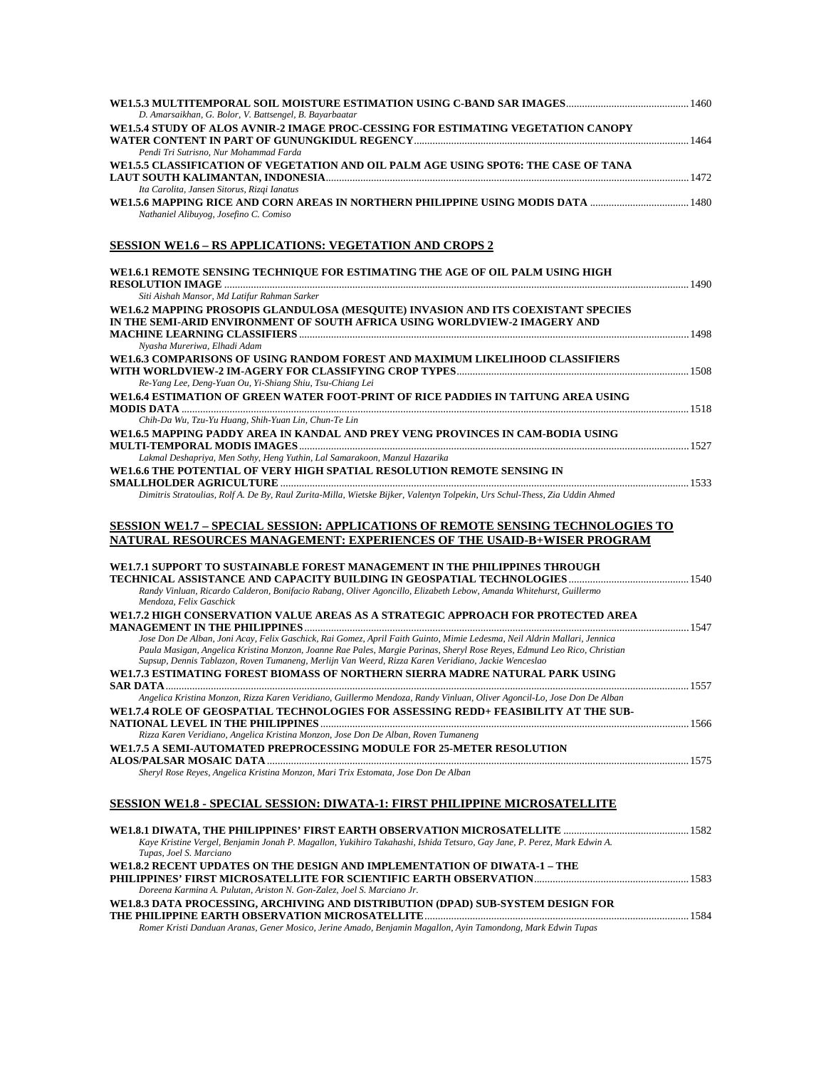**WE1.5.3 MULTITEMPORAL SOIL MOISTURE ESTIMATION USING C-BAND SAR IMAGES** .......... 1460
*D. Amarsaikhan, G. Bolor, V. Battsengel, B. Bayarbaatar*

**WE1.5.4 STUDY OF ALOS AVNIR-2 IMAGE PROC-CESSING FOR ESTIMATING VEGETATION CANOPY WATER CONTENT IN PART OF GUNUNGKIDUL REGENCY** .......... 1464
*Pendi Tri Sutrisno, Nur Mohammad Farda*

**WE1.5.5 CLASSIFICATION OF VEGETATION AND OIL PALM AGE USING SPOT6: THE CASE OF TANA LAUT SOUTH KALIMANTAN, INDONESIA** .......... 1472
*Ita Carolita, Jansen Sitorus, Rizqi Ianatus*

**WE1.5.6 MAPPING RICE AND CORN AREAS IN NORTHERN PHILIPPINE USING MODIS DATA** .......... 1480
*Nathaniel Alibuyog, Josefino C. Comiso*

## SESSION WE1.6 – RS APPLICATIONS: VEGETATION AND CROPS 2

**WE1.6.1 REMOTE SENSING TECHNIQUE FOR ESTIMATING THE AGE OF OIL PALM USING HIGH RESOLUTION IMAGE** .......... 1490
*Siti Aishah Mansor, Md Latifur Rahman Sarker*

**WE1.6.2 MAPPING PROSOPIS GLANDULOSA (MESQUITE) INVASION AND ITS COEXISTANT SPECIES IN THE SEMI-ARID ENVIRONMENT OF SOUTH AFRICA USING WORLDVIEW-2 IMAGERY AND MACHINE LEARNING CLASSIFIERS** .......... 1498
*Nyasha Mureriwa, Elhadi Adam*

**WE1.6.3 COMPARISONS OF USING RANDOM FOREST AND MAXIMUM LIKELIHOOD CLASSIFIERS WITH WORLDVIEW-2 IM-AGERY FOR CLASSIFYING CROP TYPES** .......... 1508
*Re-Yang Lee, Deng-Yuan Ou, Yi-Shiang Shiu, Tsu-Chiang Lei*

**WE1.6.4 ESTIMATION OF GREEN WATER FOOT-PRINT OF RICE PADDIES IN TAITUNG AREA USING MODIS DATA** .......... 1518
*Chih-Da Wu, Tzu-Yu Huang, Shih-Yuan Lin, Chun-Te Lin*

**WE1.6.5 MAPPING PADDY AREA IN KANDAL AND PREY VENG PROVINCES IN CAM-BODIA USING MULTI-TEMPORAL MODIS IMAGES** .......... 1527
*Lakmal Deshapriya, Men Sothy, Heng Yuthin, Lal Samarakoon, Manzul Hazarika*

**WE1.6.6 THE POTENTIAL OF VERY HIGH SPATIAL RESOLUTION REMOTE SENSING IN SMALLHOLDER AGRICULTURE** .......... 1533
*Dimitris Stratoulias, Rolf A. De By, Raul Zurita-Milla, Wietske Bijker, Valentyn Tolpekin, Urs Schul-Thess, Zia Uddin Ahmed*

## SESSION WE1.7 – SPECIAL SESSION: APPLICATIONS OF REMOTE SENSING TECHNOLOGIES TO NATURAL RESOURCES MANAGEMENT: EXPERIENCES OF THE USAID-B+WISER PROGRAM

**WE1.7.1 SUPPORT TO SUSTAINABLE FOREST MANAGEMENT IN THE PHILIPPINES THROUGH TECHNICAL ASSISTANCE AND CAPACITY BUILDING IN GEOSPATIAL TECHNOLOGIES** .......... 1540
*Randy Vinluan, Ricardo Calderon, Bonifacio Rabang, Oliver Agoncillo, Elizabeth Lebow, Amanda Whitehurst, Guillermo Mendoza, Felix Gaschick*

**WE1.7.2 HIGH CONSERVATION VALUE AREAS AS A STRATEGIC APPROACH FOR PROTECTED AREA MANAGEMENT IN THE PHILIPPINES** .......... 1547
*Jose Don De Alban, Joni Acay, Felix Gaschick, Rai Gomez, April Faith Guinto, Mimie Ledesma, Neil Aldrin Mallari, Jennica Paula Masigan, Angelica Kristina Monzon, Joanne Rae Pales, Margie Parinas, Sheryl Rose Reyes, Edmund Leo Rico, Christian Supsup, Dennis Tablazon, Roven Tumaneng, Merlijn Van Weerd, Rizza Karen Veridiano, Jackie Wenceslao*

**WE1.7.3 ESTIMATING FOREST BIOMASS OF NORTHERN SIERRA MADRE NATURAL PARK USING SAR DATA** .......... 1557
*Angelica Kristina Monzon, Rizza Karen Veridiano, Guillermo Mendoza, Randy Vinluan, Oliver Agoncil-Lo, Jose Don De Alban*

**WE1.7.4 ROLE OF GEOSPATIAL TECHNOLOGIES FOR ASSESSING REDD+ FEASIBILITY AT THE SUB-NATIONAL LEVEL IN THE PHILIPPINES** .......... 1566
*Rizza Karen Veridiano, Angelica Kristina Monzon, Jose Don De Alban, Roven Tumaneng*

**WE1.7.5 A SEMI-AUTOMATED PREPROCESSING MODULE FOR 25-METER RESOLUTION ALOS/PALSAR MOSAIC DATA** .......... 1575
*Sheryl Rose Reyes, Angelica Kristina Monzon, Mari Trix Estomata, Jose Don De Alban*

## SESSION WE1.8 - SPECIAL SESSION: DIWATA-1: FIRST PHILIPPINE MICROSATELLITE

**WE1.8.1 DIWATA, THE PHILIPPINES' FIRST EARTH OBSERVATION MICROSATELLITE** .......... 1582
*Kaye Kristine Vergel, Benjamin Jonah P. Magallon, Yukihiro Takahashi, Ishida Tetsuro, Gay Jane, P. Perez, Mark Edwin A. Tupas, Joel S. Marciano*

**WE1.8.2 RECENT UPDATES ON THE DESIGN AND IMPLEMENTATION OF DIWATA-1 – THE PHILIPPINES' FIRST MICROSATELLITE FOR SCIENTIFIC EARTH OBSERVATION** .......... 1583
*Doreena Karmina A. Pulutan, Ariston N. Gon-Zalez, Joel S. Marciano Jr.*

**WE1.8.3 DATA PROCESSING, ARCHIVING AND DISTRIBUTION (DPAD) SUB-SYSTEM DESIGN FOR THE PHILIPPINE EARTH OBSERVATION MICROSATELLITE** .......... 1584
*Romer Kristi Danduan Aranas, Gener Mosico, Jerine Amado, Benjamin Magallon, Ayin Tamondong, Mark Edwin Tupas*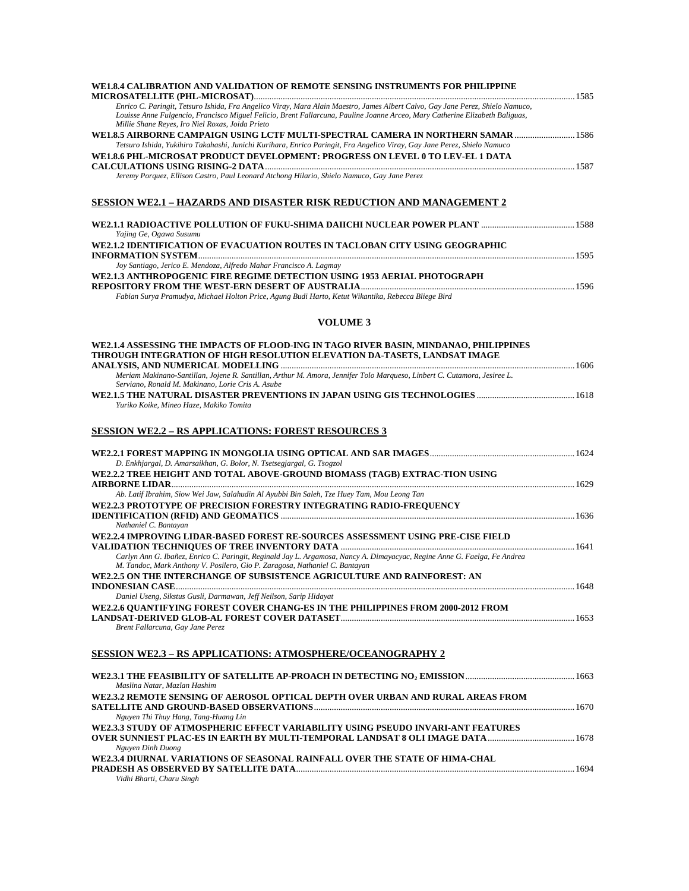**WE1.8.4 CALIBRATION AND VALIDATION OF REMOTE SENSING INSTRUMENTS FOR PHILIPPINE MICROSATELLITE (PHL-MICROSAT)**....................1585
*Enrico C. Paringit, Tetsuro Ishida, Fra Angelico Viray, Mara Alain Maestro, James Albert Calvo, Gay Jane Perez, Shielo Namuco, Louisse Anne Fulgencio, Francisco Miguel Felicio, Brent Fallarcuna, Pauline Joanne Arceo, Mary Catherine Elizabeth Baliguas, Millie Shane Reyes, Iro Niel Roxas, Joida Prieto*

**WE1.8.5 AIRBORNE CAMPAIGN USING LCTF MULTI-SPECTRAL CAMERA IN NORTHERN SAMAR**....................1586
*Tetsuro Ishida, Yukihiro Takahashi, Junichi Kurihara, Enrico Paringit, Fra Angelico Viray, Gay Jane Perez, Shielo Namuco*

**WE1.8.6 PHL-MICROSAT PRODUCT DEVELOPMENT: PROGRESS ON LEVEL 0 TO LEV-EL 1 DATA CALCULATIONS USING RISING-2 DATA**....................1587
*Jeremy Porquez, Ellison Castro, Paul Leonard Atchong Hilario, Shielo Namuco, Gay Jane Perez*

## SESSION WE2.1 – HAZARDS AND DISASTER RISK REDUCTION AND MANAGEMENT 2

**WE2.1.1 RADIOACTIVE POLLUTION OF FUKU-SHIMA DAIICHI NUCLEAR POWER PLANT**....................1588
*Yajing Ge, Ogawa Susumu*

**WE2.1.2 IDENTIFICATION OF EVACUATION ROUTES IN TACLOBAN CITY USING GEOGRAPHIC INFORMATION SYSTEM**....................1595
*Joy Santiago, Jerico E. Mendoza, Alfredo Mahar Francisco A. Lagmay*

**WE2.1.3 ANTHROPOGENIC FIRE REGIME DETECTION USING 1953 AERIAL PHOTOGRAPH REPOSITORY FROM THE WEST-ERN DESERT OF AUSTRALIA**....................1596
*Fabian Surya Pramudya, Michael Holton Price, Agung Budi Harto, Ketut Wikantika, Rebecca Bliege Bird*

## VOLUME 3

**WE2.1.4 ASSESSING THE IMPACTS OF FLOOD-ING IN TAGO RIVER BASIN, MINDANAO, PHILIPPINES THROUGH INTEGRATION OF HIGH RESOLUTION ELEVATION DA-TASETS, LANDSAT IMAGE ANALYSIS, AND NUMERICAL MODELLING**....................1606
*Meriam Makinano-Santillan, Jojene R. Santillan, Arthur M. Amora, Jennifer Tolo Marqueso, Linbert C. Cutamora, Jesiree L. Serviano, Ronald M. Makinano, Lorie Cris A. Asube*

**WE2.1.5 THE NATURAL DISASTER PREVENTIONS IN JAPAN USING GIS TECHNOLOGIES**....................1618
*Yuriko Koike, Mineo Haze, Makiko Tomita*

## SESSION WE2.2 – RS APPLICATIONS: FOREST RESOURCES 3

**WE2.2.1 FOREST MAPPING IN MONGOLIA USING OPTICAL AND SAR IMAGES**....................1624
*D. Enkhjargal, D. Amarsaikhan, G. Bolor, N. Tsetsegjargal, G. Tsogzol*

**WE2.2.2 TREE HEIGHT AND TOTAL ABOVE-GROUND BIOMASS (TAGB) EXTRAC-TION USING AIRBORNE LIDAR**....................1629
*Ab. Latif Ibrahim, Siow Wei Jaw, Salahudin Al Ayubbi Bin Saleh, Tze Huey Tam, Mou Leong Tan*

**WE2.2.3 PROTOTYPE OF PRECISION FORESTRY INTEGRATING RADIO-FREQUENCY IDENTIFICATION (RFID) AND GEOMATICS**....................1636
*Nathaniel C. Bantayan*

**WE2.2.4 IMPROVING LIDAR-BASED FOREST RE-SOURCES ASSESSMENT USING PRE-CISE FIELD VALIDATION TECHNIQUES OF TREE INVENTORY DATA**....................1641
*Carlyn Ann G. Ibañez, Enrico C. Paringit, Reginald Jay L. Argamosa, Nancy A. Dimayacyac, Regine Anne G. Faelga, Fe Andrea M. Tandoc, Mark Anthony V. Posilero, Gio P. Zaragosa, Nathaniel C. Bantayan*

**WE2.2.5 ON THE INTERCHANGE OF SUBSISTENCE AGRICULTURE AND RAINFOREST: AN INDONESIAN CASE**....................1648
*Daniel Useng, Sikstus Gusli, Darmawan, Jeff Neilson, Sarip Hidayat*

**WE2.2.6 QUANTIFYING FOREST COVER CHANG-ES IN THE PHILIPPINES FROM 2000-2012 FROM LANDSAT-DERIVED GLOB-AL FOREST COVER DATASET**....................1653
*Brent Fallarcuna, Gay Jane Perez*

## SESSION WE2.3 – RS APPLICATIONS: ATMOSPHERE/OCEANOGRAPHY 2

**WE2.3.1 THE FEASIBILITY OF SATELLITE AP-PROACH IN DETECTING $NO_2$ EMISSION**....................1663
*Maslina Natar, Mazlan Hashim*

**WE2.3.2 REMOTE SENSING OF AEROSOL OPTICAL DEPTH OVER URBAN AND RURAL AREAS FROM SATELLITE AND GROUND-BASED OBSERVATIONS**....................1670
*Nguyen Thi Thuy Hang, Tang-Huang Lin*

**WE2.3.3 STUDY OF ATMOSPHERIC EFFECT VARIABILITY USING PSEUDO INVARI-ANT FEATURES OVER SUNNIEST PLAC-ES IN EARTH BY MULTI-TEMPORAL LANDSAT 8 OLI IMAGE DATA**....................1678
*Nguyen Dinh Duong*

**WE2.3.4 DIURNAL VARIATIONS OF SEASONAL RAINFALL OVER THE STATE OF HIMA-CHAL PRADESH AS OBSERVED BY SATELLITE DATA**....................1694
*Vidhi Bharti, Charu Singh*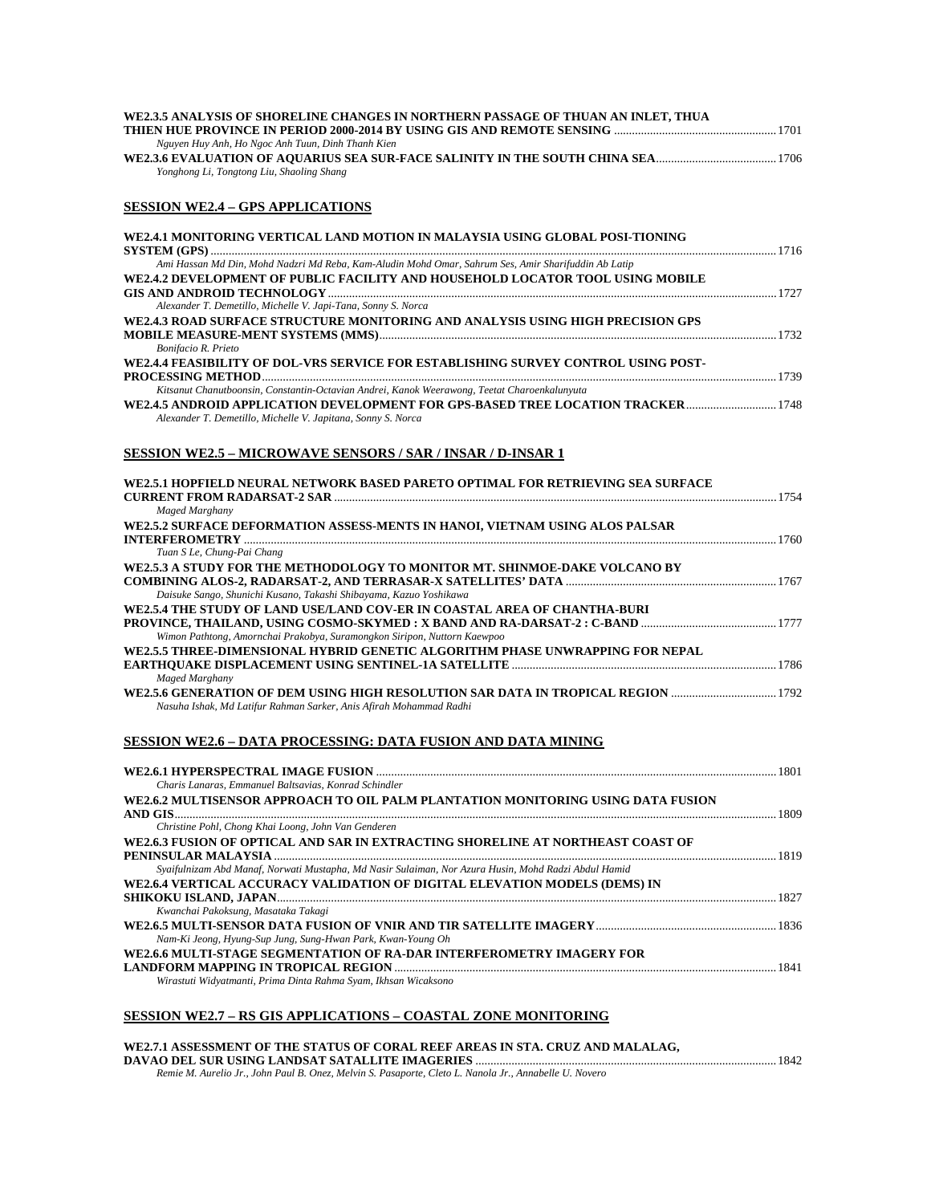**WE2.3.5 ANALYSIS OF SHORELINE CHANGES IN NORTHERN PASSAGE OF THUAN AN INLET, THUA THIEN HUE PROVINCE IN PERIOD 2000-2014 BY USING GIS AND REMOTE SENSING** ..................... 1701
*Nguyen Huy Anh, Ho Ngoc Anh Tuun, Dinh Thanh Kien*

**WE2.3.6 EVALUATION OF AQUARIUS SEA SUR-FACE SALINITY IN THE SOUTH CHINA SEA** ..................... 1706
*Yonghong Li, Tongtong Liu, Shaoling Shang*

## SESSION WE2.4 – GPS APPLICATIONS

**WE2.4.1 MONITORING VERTICAL LAND MOTION IN MALAYSIA USING GLOBAL POSI-TIONING SYSTEM (GPS)** ..................... 1716
*Ami Hassan Md Din, Mohd Nadzri Md Reba, Kam-Aludin Mohd Omar, Sahrum Ses, Amir Sharifuddin Ab Latip*

**WE2.4.2 DEVELOPMENT OF PUBLIC FACILITY AND HOUSEHOLD LOCATOR TOOL USING MOBILE GIS AND ANDROID TECHNOLOGY** ..................... 1727
*Alexander T. Demetillo, Michelle V. Japi-Tana, Sonny S. Norca*

**WE2.4.3 ROAD SURFACE STRUCTURE MONITORING AND ANALYSIS USING HIGH PRECISION GPS MOBILE MEASURE-MENT SYSTEMS (MMS)** ..................... 1732
*Bonifacio R. Prieto*

**WE2.4.4 FEASIBILITY OF DOL-VRS SERVICE FOR ESTABLISHING SURVEY CONTROL USING POST-PROCESSING METHOD** ..................... 1739
*Kitsanut Chanutboonsin, Constantin-Octavian Andrei, Kanok Weerawong, Teetat Charoenkalunyuta*

**WE2.4.5 ANDROID APPLICATION DEVELOPMENT FOR GPS-BASED TREE LOCATION TRACKER** ..................... 1748
*Alexander T. Demetillo, Michelle V. Japitana, Sonny S. Norca*

## SESSION WE2.5 – MICROWAVE SENSORS / SAR / INSAR / D-INSAR 1

**WE2.5.1 HOPFIELD NEURAL NETWORK BASED PARETO OPTIMAL FOR RETRIEVING SEA SURFACE CURRENT FROM RADARSAT-2 SAR** ..................... 1754
*Maged Marghany*

**WE2.5.2 SURFACE DEFORMATION ASSESS-MENTS IN HANOI, VIETNAM USING ALOS PALSAR INTERFEROMETRY** ..................... 1760
*Tuan S Le, Chung-Pai Chang*

**WE2.5.3 A STUDY FOR THE METHODOLOGY TO MONITOR MT. SHINMOE-DAKE VOLCANO BY COMBINING ALOS-2, RADARSAT-2, AND TERRASAR-X SATELLITES' DATA** ..................... 1767
*Daisuke Sango, Shunichi Kusano, Takashi Shibayama, Kazuo Yoshikawa*

**WE2.5.4 THE STUDY OF LAND USE/LAND COV-ER IN COASTAL AREA OF CHANTHA-BURI PROVINCE, THAILAND, USING COSMO-SKYMED : X BAND AND RA-DARSAT-2 : C-BAND** ..................... 1777
*Wimon Pathtong, Amornchai Prakobya, Suramongkon Siripon, Nuttorn Kaewpoo*

**WE2.5.5 THREE-DIMENSIONAL HYBRID GENETIC ALGORITHM PHASE UNWRAPPING FOR NEPAL EARTHQUAKE DISPLACEMENT USING SENTINEL-1A SATELLITE** ..................... 1786
*Maged Marghany*

**WE2.5.6 GENERATION OF DEM USING HIGH RESOLUTION SAR DATA IN TROPICAL REGION** ..................... 1792
*Nasuha Ishak, Md Latifur Rahman Sarker, Anis Afirah Mohammad Radhi*

## SESSION WE2.6 – DATA PROCESSING: DATA FUSION AND DATA MINING

**WE2.6.1 HYPERSPECTRAL IMAGE FUSION** ..................... 1801
*Charis Lanaras, Emmanuel Baltsavias, Konrad Schindler*

**WE2.6.2 MULTISENSOR APPROACH TO OIL PALM PLANTATION MONITORING USING DATA FUSION AND GIS** ..................... 1809
*Christine Pohl, Chong Khai Loong, John Van Genderen*

**WE2.6.3 FUSION OF OPTICAL AND SAR IN EXTRACTING SHORELINE AT NORTHEAST COAST OF PENINSULAR MALAYSIA** ..................... 1819
*Syaifulnizam Abd Manaf, Norwati Mustapha, Md Nasir Sulaiman, Nor Azura Husin, Mohd Radzi Abdul Hamid*

**WE2.6.4 VERTICAL ACCURACY VALIDATION OF DIGITAL ELEVATION MODELS (DEMS) IN SHIKOKU ISLAND, JAPAN** ..................... 1827
*Kwanchai Pakoksung, Masataka Takagi*

**WE2.6.5 MULTI-SENSOR DATA FUSION OF VNIR AND TIR SATELLITE IMAGERY** ..................... 1836
*Nam-Ki Jeong, Hyung-Sup Jung, Sung-Hwan Park, Kwan-Young Oh*

**WE2.6.6 MULTI-STAGE SEGMENTATION OF RA-DAR INTERFEROMETRY IMAGERY FOR LANDFORM MAPPING IN TROPICAL REGION** ..................... 1841
*Wirastuti Widyatmanti, Prima Dinta Rahma Syam, Ikhsan Wicaksono*

## SESSION WE2.7 – RS GIS APPLICATIONS – COASTAL ZONE MONITORING

**WE2.7.1 ASSESSMENT OF THE STATUS OF CORAL REEF AREAS IN STA. CRUZ AND MALALAG, DAVAO DEL SUR USING LANDSAT SATALLITE IMAGERIES** ..................... 1842
*Remie M. Aurelio Jr., John Paul B. Onez, Melvin S. Pasaporte, Cleto L. Nanola Jr., Annabelle U. Novero*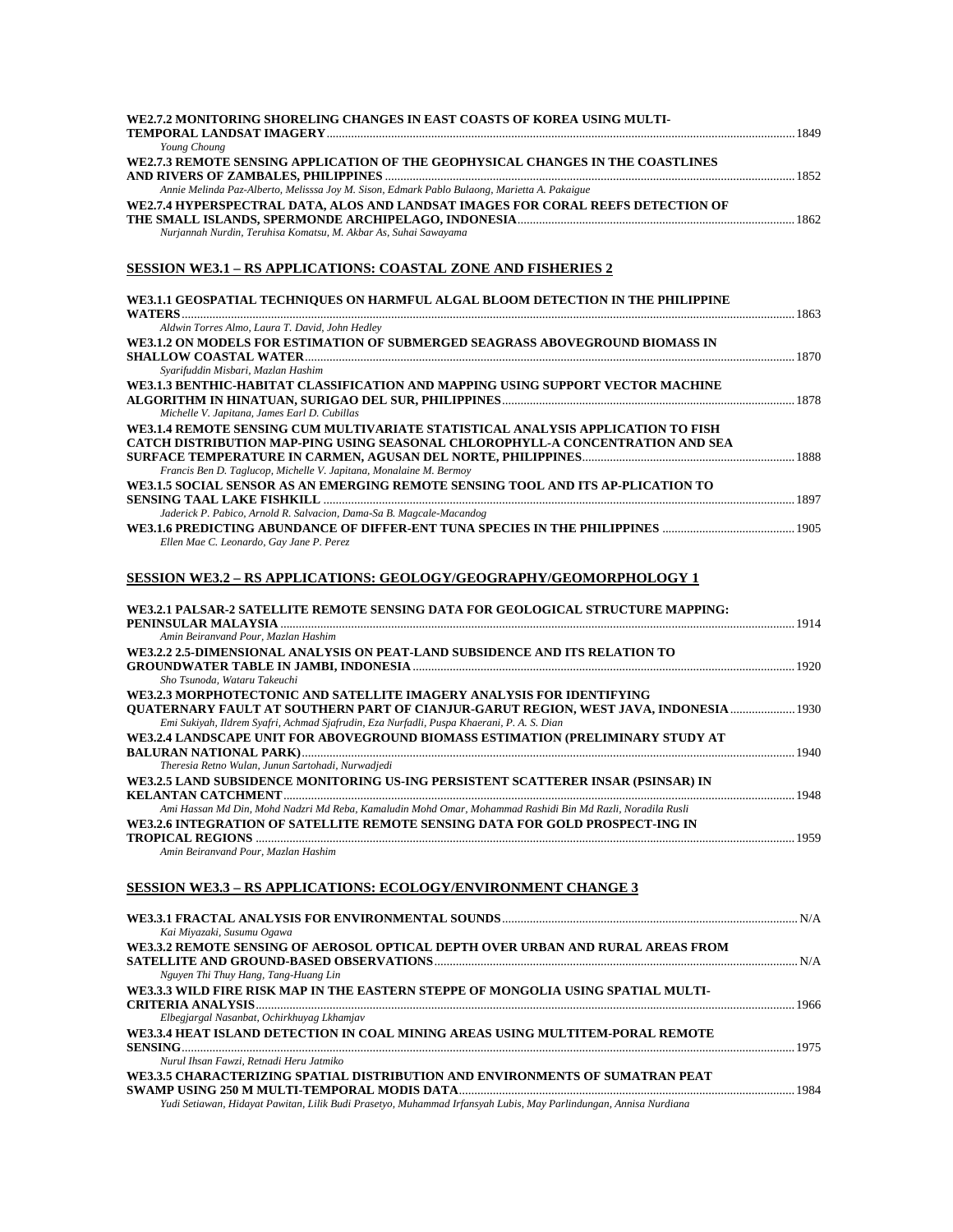**WE2.7.2 MONITORING SHORELING CHANGES IN EAST COASTS OF KOREA USING MULTI-TEMPORAL LANDSAT IMAGERY** ........ 1849
*Young Choung*

**WE2.7.3 REMOTE SENSING APPLICATION OF THE GEOPHYSICAL CHANGES IN THE COASTLINES AND RIVERS OF ZAMBALES, PHILIPPINES** ........ 1852
*Annie Melinda Paz-Alberto, Melisssa Joy M. Sison, Edmark Pablo Bulaong, Marietta A. Pakaigue*

**WE2.7.4 HYPERSPECTRAL DATA, ALOS AND LANDSAT IMAGES FOR CORAL REEFS DETECTION OF THE SMALL ISLANDS, SPERMONDE ARCHIPELAGO, INDONESIA** ........ 1862
*Nurjannah Nurdin, Teruhisa Komatsu, M. Akbar As, Suhai Sawayama*

## SESSION WE3.1 – RS APPLICATIONS: COASTAL ZONE AND FISHERIES 2

**WE3.1.1 GEOSPATIAL TECHNIQUES ON HARMFUL ALGAL BLOOM DETECTION IN THE PHILIPPINE WATERS** ........ 1863
*Aldwin Torres Almo, Laura T. David, John Hedley*

**WE3.1.2 ON MODELS FOR ESTIMATION OF SUBMERGED SEAGRASS ABOVEGROUND BIOMASS IN SHALLOW COASTAL WATER** ........ 1870
*Syarifuddin Misbari, Mazlan Hashim*

**WE3.1.3 BENTHIC-HABITAT CLASSIFICATION AND MAPPING USING SUPPORT VECTOR MACHINE ALGORITHM IN HINATUAN, SURIGAO DEL SUR, PHILIPPINES** ........ 1878
*Michelle V. Japitana, James Earl D. Cubillas*

**WE3.1.4 REMOTE SENSING CUM MULTIVARIATE STATISTICAL ANALYSIS APPLICATION TO FISH CATCH DISTRIBUTION MAP-PING USING SEASONAL CHLOROPHYLL-A CONCENTRATION AND SEA SURFACE TEMPERATURE IN CARMEN, AGUSAN DEL NORTE, PHILIPPINES** ........ 1888
*Francis Ben D. Taglucop, Michelle V. Japitana, Monalaine M. Bermoy*

**WE3.1.5 SOCIAL SENSOR AS AN EMERGING REMOTE SENSING TOOL AND ITS AP-PLICATION TO SENSING TAAL LAKE FISHKILL** ........ 1897
*Jaderick P. Pabico, Arnold R. Salvacion, Dama-Sa B. Magcale-Macandog*

**WE3.1.6 PREDICTING ABUNDANCE OF DIFFER-ENT TUNA SPECIES IN THE PHILIPPINES** ........ 1905
*Ellen Mae C. Leonardo, Gay Jane P. Perez*

## SESSION WE3.2 – RS APPLICATIONS: GEOLOGY/GEOGRAPHY/GEOMORPHOLOGY 1

**WE3.2.1 PALSAR-2 SATELLITE REMOTE SENSING DATA FOR GEOLOGICAL STRUCTURE MAPPING: PENINSULAR MALAYSIA** ........ 1914
*Amin Beiranvand Pour, Mazlan Hashim*

**WE3.2.2 2.5-DIMENSIONAL ANALYSIS ON PEAT-LAND SUBSIDENCE AND ITS RELATION TO GROUNDWATER TABLE IN JAMBI, INDONESIA** ........ 1920
*Sho Tsunoda, Wataru Takeuchi*

**WE3.2.3 MORPHOTECTONIC AND SATELLITE IMAGERY ANALYSIS FOR IDENTIFYING QUATERNARY FAULT AT SOUTHERN PART OF CIANJUR-GARUT REGION, WEST JAVA, INDONESIA** ........ 1930
*Emi Sukiyah, Ildrem Syafri, Achmad Sjafrudin, Eza Nurfadli, Puspa Khaerani, P. A. S. Dian*

**WE3.2.4 LANDSCAPE UNIT FOR ABOVEGROUND BIOMASS ESTIMATION (PRELIMINARY STUDY AT BALURAN NATIONAL PARK)** ........ 1940
*Theresia Retno Wulan, Junun Sartohadi, Nurwadjedi*

**WE3.2.5 LAND SUBSIDENCE MONITORING US-ING PERSISTENT SCATTERER INSAR (PSINSAR) IN KELANTAN CATCHMENT** ........ 1948
*Ami Hassan Md Din, Mohd Nadzri Md Reba, Kamaludin Mohd Omar, Mohammad Rashidi Bin Md Razli, Noradila Rusli*

**WE3.2.6 INTEGRATION OF SATELLITE REMOTE SENSING DATA FOR GOLD PROSPECT-ING IN TROPICAL REGIONS** ........ 1959
*Amin Beiranvand Pour, Mazlan Hashim*

## SESSION WE3.3 – RS APPLICATIONS: ECOLOGY/ENVIRONMENT CHANGE 3

**WE3.3.1 FRACTAL ANALYSIS FOR ENVIRONMENTAL SOUNDS** ........ N/A
*Kai Miyazaki, Susumu Ogawa*

**WE3.3.2 REMOTE SENSING OF AEROSOL OPTICAL DEPTH OVER URBAN AND RURAL AREAS FROM SATELLITE AND GROUND-BASED OBSERVATIONS** ........ N/A
*Nguyen Thi Thuy Hang, Tang-Huang Lin*

**WE3.3.3 WILD FIRE RISK MAP IN THE EASTERN STEPPE OF MONGOLIA USING SPATIAL MULTI-CRITERIA ANALYSIS** ........ 1966
*Elbegjargal Nasanbat, Ochirkhuyag Lkhamjav*

**WE3.3.4 HEAT ISLAND DETECTION IN COAL MINING AREAS USING MULTITEM-PORAL REMOTE SENSING** ........ 1975
*Nurul Ihsan Fawzi, Retnadi Heru Jatmiko*

**WE3.3.5 CHARACTERIZING SPATIAL DISTRIBUTION AND ENVIRONMENTS OF SUMATRAN PEAT SWAMP USING 250 M MULTI-TEMPORAL MODIS DATA** ........ 1984
*Yudi Setiawan, Hidayat Pawitan, Lilik Budi Prasetyo, Muhammad Irfansyah Lubis, May Parlindungan, Annisa Nurdiana*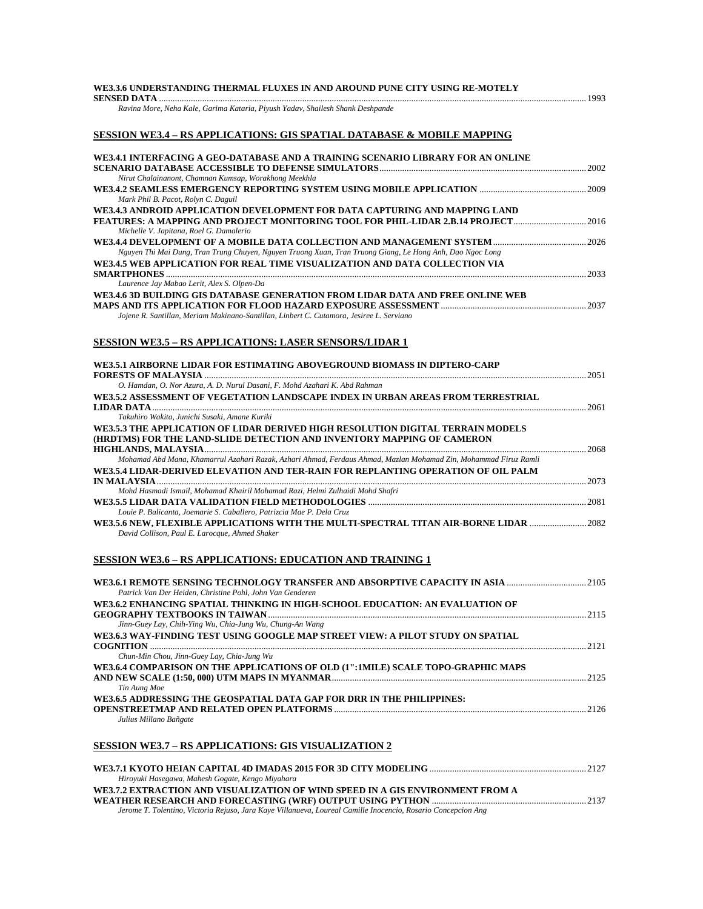**WE3.3.6 UNDERSTANDING THERMAL FLUXES IN AND AROUND PUNE CITY USING RE-MOTELY SENSED DATA** ........ 1993
*Ravina More, Neha Kale, Garima Kataria, Piyush Yadav, Shailesh Shank Deshpande*

## SESSION WE3.4 – RS APPLICATIONS: GIS SPATIAL DATABASE & MOBILE MAPPING

**WE3.4.1 INTERFACING A GEO-DATABASE AND A TRAINING SCENARIO LIBRARY FOR AN ONLINE SCENARIO DATABASE ACCESSIBLE TO DEFENSE SIMULATORS** ........ 2002
*Nirut Chalainanont, Chamnan Kumsap, Worakhong Meekhla*

**WE3.4.2 SEAMLESS EMERGENCY REPORTING SYSTEM USING MOBILE APPLICATION** ........ 2009
*Mark Phil B. Pacot, Rolyn C. Daguil*

**WE3.4.3 ANDROID APPLICATION DEVELOPMENT FOR DATA CAPTURING AND MAPPING LAND FEATURES: A MAPPING AND PROJECT MONITORING TOOL FOR PHIL-LIDAR 2.B.14 PROJECT** ........ 2016
*Michelle V. Japitana, Roel G. Damalerio*

**WE3.4.4 DEVELOPMENT OF A MOBILE DATA COLLECTION AND MANAGEMENT SYSTEM** ........ 2026
*Nguyen Thi Mai Dung, Tran Trung Chuyen, Nguyen Truong Xuan, Tran Truong Giang, Le Hong Anh, Dao Ngoc Long*

**WE3.4.5 WEB APPLICATION FOR REAL TIME VISUALIZATION AND DATA COLLECTION VIA SMARTPHONES** ........ 2033
*Laurence Jay Mabao Lerit, Alex S. Olpen-Da*

**WE3.4.6 3D BUILDING GIS DATABASE GENERATION FROM LIDAR DATA AND FREE ONLINE WEB MAPS AND ITS APPLICATION FOR FLOOD HAZARD EXPOSURE ASSESSMENT** ........ 2037
*Jojene R. Santillan, Meriam Makinano-Santillan, Linbert C. Cutamora, Jesiree L. Serviano*

## SESSION WE3.5 – RS APPLICATIONS: LASER SENSORS/LIDAR 1

**WE3.5.1 AIRBORNE LIDAR FOR ESTIMATING ABOVEGROUND BIOMASS IN DIPTERO-CARP FORESTS OF MALAYSIA** ........ 2051
*O. Hamdan, O. Nor Azura, A. D. Nurul Dasani, F. Mohd Azahari K. Abd Rahman*

**WE3.5.2 ASSESSMENT OF VEGETATION LANDSCAPE INDEX IN URBAN AREAS FROM TERRESTRIAL LIDAR DATA** ........ 2061
*Takuhiro Wakita, Junichi Susaki, Amane Kuriki*

**WE3.5.3 THE APPLICATION OF LIDAR DERIVED HIGH RESOLUTION DIGITAL TERRAIN MODELS (HRDTMS) FOR THE LAND-SLIDE DETECTION AND INVENTORY MAPPING OF CAMERON HIGHLANDS, MALAYSIA** ........ 2068
*Mohamad Abd Mana, Khamarrul Azahari Razak, Azhari Ahmad, Ferdaus Ahmad, Mazlan Mohamad Zin, Mohammad Firuz Ramli*

**WE3.5.4 LIDAR-DERIVED ELEVATION AND TER-RAIN FOR REPLANTING OPERATION OF OIL PALM IN MALAYSIA** ........ 2073
*Mohd Hasmadi Ismail, Mohamad Khairil Mohamad Razi, Helmi Zulhaidi Mohd Shafri*

**WE3.5.5 LIDAR DATA VALIDATION FIELD METHODOLOGIES** ........ 2081
*Louie P. Balicanta, Joemarie S. Caballero, Patrizcia Mae P. Dela Cruz*

**WE3.5.6 NEW, FLEXIBLE APPLICATIONS WITH THE MULTI-SPECTRAL TITAN AIR-BORNE LIDAR** ........ 2082
*David Collison, Paul E. Larocque, Ahmed Shaker*

## SESSION WE3.6 – RS APPLICATIONS: EDUCATION AND TRAINING 1

**WE3.6.1 REMOTE SENSING TECHNOLOGY TRANSFER AND ABSORPTIVE CAPACITY IN ASIA** ........ 2105
*Patrick Van Der Heiden, Christine Pohl, John Van Genderen*

**WE3.6.2 ENHANCING SPATIAL THINKING IN HIGH-SCHOOL EDUCATION: AN EVALUATION OF GEOGRAPHY TEXTBOOKS IN TAIWAN** ........ 2115
*Jinn-Guey Lay, Chih-Ying Wu, Chia-Jung Wu, Chung-An Wang*

**WE3.6.3 WAY-FINDING TEST USING GOOGLE MAP STREET VIEW: A PILOT STUDY ON SPATIAL COGNITION** ........ 2121
*Chun-Min Chou, Jinn-Guey Lay, Chia-Jung Wu*

**WE3.6.4 COMPARISON ON THE APPLICATIONS OF OLD (1":1MILE) SCALE TOPO-GRAPHIC MAPS AND NEW SCALE (1:50, 000) UTM MAPS IN MYANMAR** ........ 2125
*Tin Aung Moe*

**WE3.6.5 ADDRESSING THE GEOSPATIAL DATA GAP FOR DRR IN THE PHILIPPINES: OPENSTREETMAP AND RELATED OPEN PLATFORMS** ........ 2126
*Julius Millano Bañgate*

## SESSION WE3.7 – RS APPLICATIONS: GIS VISUALIZATION 2

**WE3.7.1 KYOTO HEIAN CAPITAL 4D IMADAS 2015 FOR 3D CITY MODELING** ........ 2127
*Hiroyuki Hasegawa, Mahesh Gogate, Kengo Miyahara*

**WE3.7.2 EXTRACTION AND VISUALIZATION OF WIND SPEED IN A GIS ENVIRONMENT FROM A WEATHER RESEARCH AND FORECASTING (WRF) OUTPUT USING PYTHON** ........ 2137
*Jerome T. Tolentino, Victoria Rejuso, Jara Kaye Villanueva, Loureal Camille Inocencio, Rosario Concepcion Ang*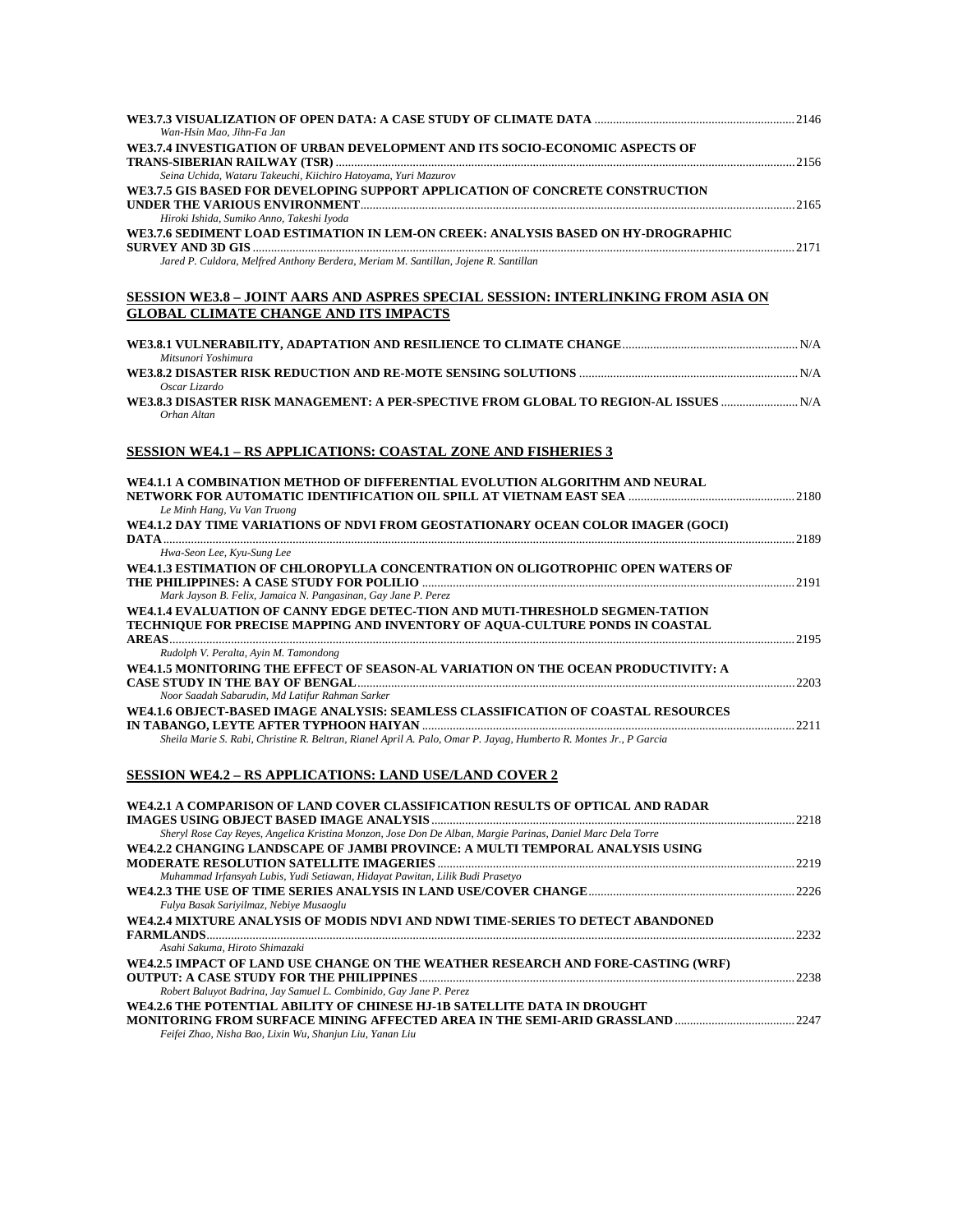**WE3.7.3 VISUALIZATION OF OPEN DATA: A CASE STUDY OF CLIMATE DATA** ........ 2146
*Wan-Hsin Mao, Jihn-Fa Jan*

**WE3.7.4 INVESTIGATION OF URBAN DEVELOPMENT AND ITS SOCIO-ECONOMIC ASPECTS OF TRANS-SIBERIAN RAILWAY (TSR)** ........ 2156
*Seina Uchida, Wataru Takeuchi, Kiichiro Hatoyama, Yuri Mazurov*

**WE3.7.5 GIS BASED FOR DEVELOPING SUPPORT APPLICATION OF CONCRETE CONSTRUCTION UNDER THE VARIOUS ENVIRONMENT** ........ 2165
*Hiroki Ishida, Sumiko Anno, Takeshi Iyoda*

**WE3.7.6 SEDIMENT LOAD ESTIMATION IN LEM-ON CREEK: ANALYSIS BASED ON HY-DROGRAPHIC SURVEY AND 3D GIS** ........ 2171
*Jared P. Culdora, Melfred Anthony Berdera, Meriam M. Santillan, Jojene R. Santillan*

## SESSION WE3.8 – JOINT AARS AND ASPRES SPECIAL SESSION: INTERLINKING FROM ASIA ON GLOBAL CLIMATE CHANGE AND ITS IMPACTS

**WE3.8.1 VULNERABILITY, ADAPTATION AND RESILIENCE TO CLIMATE CHANGE** ........ N/A
*Mitsunori Yoshimura*

**WE3.8.2 DISASTER RISK REDUCTION AND RE-MOTE SENSING SOLUTIONS** ........ N/A
*Oscar Lizardo*

**WE3.8.3 DISASTER RISK MANAGEMENT: A PER-SPECTIVE FROM GLOBAL TO REGION-AL ISSUES** ........ N/A
*Orhan Altan*

## SESSION WE4.1 – RS APPLICATIONS: COASTAL ZONE AND FISHERIES 3

**WE4.1.1 A COMBINATION METHOD OF DIFFERENTIAL EVOLUTION ALGORITHM AND NEURAL NETWORK FOR AUTOMATIC IDENTIFICATION OIL SPILL AT VIETNAM EAST SEA** ........ 2180
*Le Minh Hang, Vu Van Truong*

**WE4.1.2 DAY TIME VARIATIONS OF NDVI FROM GEOSTATIONARY OCEAN COLOR IMAGER (GOCI) DATA** ........ 2189
*Hwa-Seon Lee, Kyu-Sung Lee*

**WE4.1.3 ESTIMATION OF CHLOROPYLLA CONCENTRATION ON OLIGOTROPHIC OPEN WATERS OF THE PHILIPPINES: A CASE STUDY FOR POLILIO** ........ 2191
*Mark Jayson B. Felix, Jamaica N. Pangasinan, Gay Jane P. Perez*

**WE4.1.4 EVALUATION OF CANNY EDGE DETEC-TION AND MUTI-THRESHOLD SEGMEN-TATION TECHNIQUE FOR PRECISE MAPPING AND INVENTORY OF AQUA-CULTURE PONDS IN COASTAL AREAS** ........ 2195
*Rudolph V. Peralta, Ayin M. Tamondong*

**WE4.1.5 MONITORING THE EFFECT OF SEASON-AL VARIATION ON THE OCEAN PRODUCTIVITY: A CASE STUDY IN THE BAY OF BENGAL** ........ 2203
*Noor Saadah Sabarudin, Md Latifur Rahman Sarker*

**WE4.1.6 OBJECT-BASED IMAGE ANALYSIS: SEAMLESS CLASSIFICATION OF COASTAL RESOURCES IN TABANGO, LEYTE AFTER TYPHOON HAIYAN** ........ 2211
*Sheila Marie S. Rabi, Christine R. Beltran, Rianel April A. Palo, Omar P. Jayag, Humberto R. Montes Jr., P Garcia*

## SESSION WE4.2 – RS APPLICATIONS: LAND USE/LAND COVER 2

**WE4.2.1 A COMPARISON OF LAND COVER CLASSIFICATION RESULTS OF OPTICAL AND RADAR IMAGES USING OBJECT BASED IMAGE ANALYSIS** ........ 2218
*Sheryl Rose Cay Reyes, Angelica Kristina Monzon, Jose Don De Alban, Margie Parinas, Daniel Marc Dela Torre*

**WE4.2.2 CHANGING LANDSCAPE OF JAMBI PROVINCE: A MULTI TEMPORAL ANALYSIS USING MODERATE RESOLUTION SATELLITE IMAGERIES** ........ 2219
*Muhammad Irfansyah Lubis, Yudi Setiawan, Hidayat Pawitan, Lilik Budi Prasetyo*

**WE4.2.3 THE USE OF TIME SERIES ANALYSIS IN LAND USE/COVER CHANGE** ........ 2226
*Fulya Basak Sariyilmaz, Nebiye Musaoglu*

**WE4.2.4 MIXTURE ANALYSIS OF MODIS NDVI AND NDWI TIME-SERIES TO DETECT ABANDONED FARMLANDS** ........ 2232
*Asahi Sakuma, Hiroto Shimazaki*

**WE4.2.5 IMPACT OF LAND USE CHANGE ON THE WEATHER RESEARCH AND FORE-CASTING (WRF) OUTPUT: A CASE STUDY FOR THE PHILIPPINES** ........ 2238
*Robert Baluyot Badrina, Jay Samuel L. Combinido, Gay Jane P. Perez*

**WE4.2.6 THE POTENTIAL ABILITY OF CHINESE HJ-1B SATELLITE DATA IN DROUGHT MONITORING FROM SURFACE MINING AFFECTED AREA IN THE SEMI-ARID GRASSLAND** ........ 2247
*Feifei Zhao, Nisha Bao, Lixin Wu, Shanjun Liu, Yanan Liu*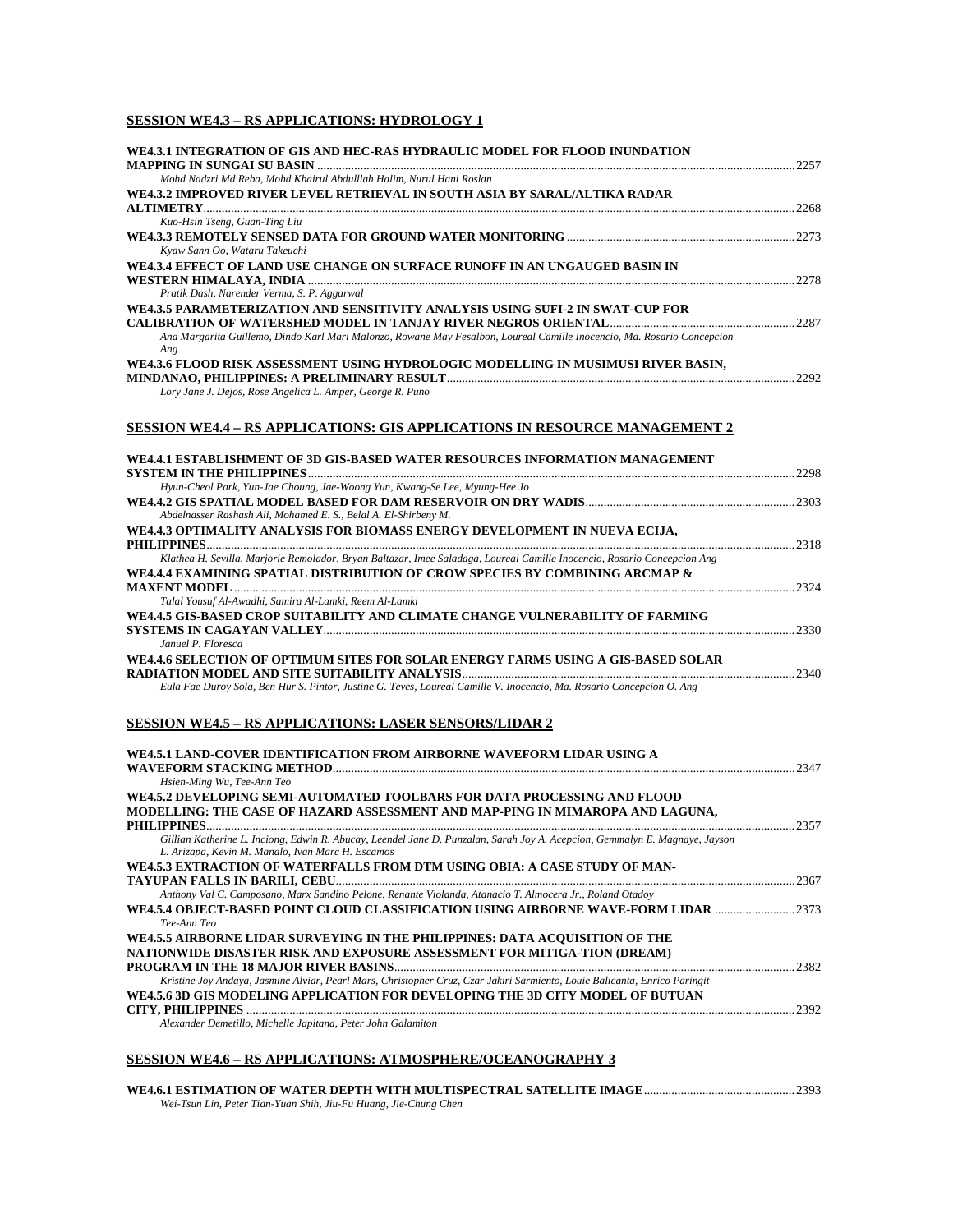## SESSION WE4.3 – RS APPLICATIONS: HYDROLOGY 1

**WE4.3.1 INTEGRATION OF GIS AND HEC-RAS HYDRAULIC MODEL FOR FLOOD INUNDATION MAPPING IN SUNGAI SU BASIN** ........ 2257
*Mohd Nadzri Md Reba, Mohd Khairul Abdulllah Halim, Nurul Hani Roslan*

**WE4.3.2 IMPROVED RIVER LEVEL RETRIEVAL IN SOUTH ASIA BY SARAL/ALTIKA RADAR ALTIMETRY** ........ 2268
*Kuo-Hsin Tseng, Guan-Ting Liu*

**WE4.3.3 REMOTELY SENSED DATA FOR GROUND WATER MONITORING** ........ 2273
*Kyaw Sann Oo, Wataru Takeuchi*

**WE4.3.4 EFFECT OF LAND USE CHANGE ON SURFACE RUNOFF IN AN UNGAUGED BASIN IN WESTERN HIMALAYA, INDIA** ........ 2278
*Pratik Dash, Narender Verma, S. P. Aggarwal*

**WE4.3.5 PARAMETERIZATION AND SENSITIVITY ANALYSIS USING SUFI-2 IN SWAT-CUP FOR CALIBRATION OF WATERSHED MODEL IN TANJAY RIVER NEGROS ORIENTAL** ........ 2287
*Ana Margarita Guillemo, Dindo Karl Mari Malonzo, Rowane May Fesalbon, Loureal Camille Inocencio, Ma. Rosario Concepcion Ang*

**WE4.3.6 FLOOD RISK ASSESSMENT USING HYDROLOGIC MODELLING IN MUSIMUSI RIVER BASIN, MINDANAO, PHILIPPINES: A PRELIMINARY RESULT** ........ 2292
*Lory Jane J. Dejos, Rose Angelica L. Amper, George R. Puno*

## SESSION WE4.4 – RS APPLICATIONS: GIS APPLICATIONS IN RESOURCE MANAGEMENT 2

**WE4.4.1 ESTABLISHMENT OF 3D GIS-BASED WATER RESOURCES INFORMATION MANAGEMENT SYSTEM IN THE PHILIPPINES** ........ 2298
*Hyun-Cheol Park, Yun-Jae Choung, Jae-Woong Yun, Kwang-Se Lee, Myung-Hee Jo*

**WE4.4.2 GIS SPATIAL MODEL BASED FOR DAM RESERVOIR ON DRY WADIS** ........ 2303
*Abdelnasser Rashash Ali, Mohamed E. S., Belal A. El-Shirbeny M.*

**WE4.4.3 OPTIMALITY ANALYSIS FOR BIOMASS ENERGY DEVELOPMENT IN NUEVA ECIJA, PHILIPPINES** ........ 2318
*Klathea H. Sevilla, Marjorie Remolador, Bryan Baltazar, Imee Saladaga, Loureal Camille Inocencio, Rosario Concepcion Ang*

**WE4.4.4 EXAMINING SPATIAL DISTRIBUTION OF CROW SPECIES BY COMBINING ARCMAP & MAXENT MODEL** ........ 2324
*Talal Yousuf Al-Awadhi, Samira Al-Lamki, Reem Al-Lamki*

**WE4.4.5 GIS-BASED CROP SUITABILITY AND CLIMATE CHANGE VULNERABILITY OF FARMING SYSTEMS IN CAGAYAN VALLEY** ........ 2330
*Januel P. Floresca*

**WE4.4.6 SELECTION OF OPTIMUM SITES FOR SOLAR ENERGY FARMS USING A GIS-BASED SOLAR RADIATION MODEL AND SITE SUITABILITY ANALYSIS** ........ 2340
*Eula Fae Duroy Sola, Ben Hur S. Pintor, Justine G. Teves, Loureal Camille V. Inocencio, Ma. Rosario Concepcion O. Ang*

## SESSION WE4.5 – RS APPLICATIONS: LASER SENSORS/LIDAR 2

**WE4.5.1 LAND-COVER IDENTIFICATION FROM AIRBORNE WAVEFORM LIDAR USING A WAVEFORM STACKING METHOD** ........ 2347
*Hsien-Ming Wu, Tee-Ann Teo*

**WE4.5.2 DEVELOPING SEMI-AUTOMATED TOOLBARS FOR DATA PROCESSING AND FLOOD MODELLING: THE CASE OF HAZARD ASSESSMENT AND MAP-PING IN MIMAROPA AND LAGUNA, PHILIPPINES** ........ 2357
*Gillian Katherine L. Inciong, Edwin R. Abucay, Leendel Jane D. Punzalan, Sarah Joy A. Acepcion, Gemmalyn E. Magnaye, Jayson L. Arizapa, Kevin M. Manalo, Ivan Marc H. Escamos*

**WE4.5.3 EXTRACTION OF WATERFALLS FROM DTM USING OBIA: A CASE STUDY OF MAN-TAYUPAN FALLS IN BARILI, CEBU** ........ 2367
*Anthony Val C. Camposano, Marx Sandino Pelone, Renante Violanda, Atanacio T. Almocera Jr., Roland Otadoy*

**WE4.5.4 OBJECT-BASED POINT CLOUD CLASSIFICATION USING AIRBORNE WAVE-FORM LIDAR** ........ 2373
*Tee-Ann Teo*

**WE4.5.5 AIRBORNE LIDAR SURVEYING IN THE PHILIPPINES: DATA ACQUISITION OF THE NATIONWIDE DISASTER RISK AND EXPOSURE ASSESSMENT FOR MITIGA-TION (DREAM) PROGRAM IN THE 18 MAJOR RIVER BASINS** ........ 2382
*Kristine Joy Andaya, Jasmine Alviar, Pearl Mars, Christopher Cruz, Czar Jakiri Sarmiento, Louie Balicanta, Enrico Paringit*

**WE4.5.6 3D GIS MODELING APPLICATION FOR DEVELOPING THE 3D CITY MODEL OF BUTUAN CITY, PHILIPPINES** ........ 2392
*Alexander Demetillo, Michelle Japitana, Peter John Galamiton*

## SESSION WE4.6 – RS APPLICATIONS: ATMOSPHERE/OCEANOGRAPHY 3

**WE4.6.1 ESTIMATION OF WATER DEPTH WITH MULTISPECTRAL SATELLITE IMAGE** ........ 2393
*Wei-Tsun Lin, Peter Tian-Yuan Shih, Jiu-Fu Huang, Jie-Chung Chen*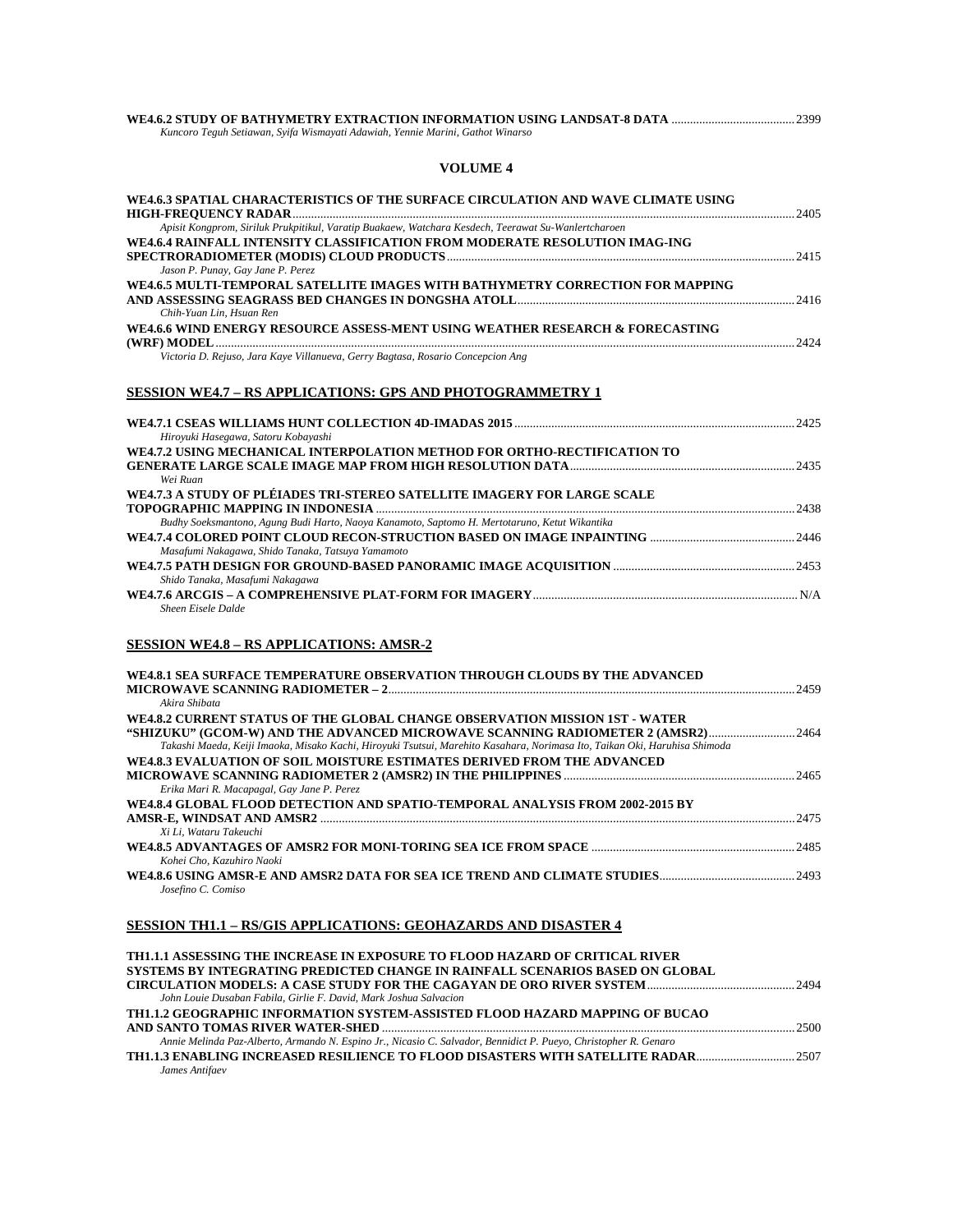**WE4.6.2 STUDY OF BATHYMETRY EXTRACTION INFORMATION USING LANDSAT-8 DATA** ........................................ 2399
*Kuncoro Teguh Setiawan, Syifa Wismayati Adawiah, Yennie Marini, Gathot Winarso*

## VOLUME 4

**WE4.6.3 SPATIAL CHARACTERISTICS OF THE SURFACE CIRCULATION AND WAVE CLIMATE USING HIGH-FREQUENCY RADAR** ........................................ 2405
*Apisit Kongprom, Siriluk Prukpitikul, Varatip Buakaew, Watchara Kesdech, Teerawat Su-Wanlertcharoen*

**WE4.6.4 RAINFALL INTENSITY CLASSIFICATION FROM MODERATE RESOLUTION IMAG-ING SPECTRORADIOMETER (MODIS) CLOUD PRODUCTS** ........................................ 2415
*Jason P. Punay, Gay Jane P. Perez*

**WE4.6.5 MULTI-TEMPORAL SATELLITE IMAGES WITH BATHYMETRY CORRECTION FOR MAPPING AND ASSESSING SEAGRASS BED CHANGES IN DONGSHA ATOLL** ........................................ 2416
*Chih-Yuan Lin, Hsuan Ren*

**WE4.6.6 WIND ENERGY RESOURCE ASSESS-MENT USING WEATHER RESEARCH & FORECASTING (WRF) MODEL** ........................................ 2424
*Victoria D. Rejuso, Jara Kaye Villanueva, Gerry Bagtasa, Rosario Concepcion Ang*

## SESSION WE4.7 – RS APPLICATIONS: GPS AND PHOTOGRAMMETRY 1

**WE4.7.1 CSEAS WILLIAMS HUNT COLLECTION 4D-IMADAS 2015** ........................................ 2425
*Hiroyuki Hasegawa, Satoru Kobayashi*

**WE4.7.2 USING MECHANICAL INTERPOLATION METHOD FOR ORTHO-RECTIFICATION TO GENERATE LARGE SCALE IMAGE MAP FROM HIGH RESOLUTION DATA** ........................................ 2435
*Wei Ruan*

**WE4.7.3 A STUDY OF PLÉIADES TRI-STEREO SATELLITE IMAGERY FOR LARGE SCALE TOPOGRAPHIC MAPPING IN INDONESIA** ........................................ 2438
*Budhy Soeksmantono, Agung Budi Harto, Naoya Kanamoto, Saptomo H. Mertotaruno, Ketut Wikantika*

**WE4.7.4 COLORED POINT CLOUD RECON-STRUCTION BASED ON IMAGE INPAINTING** ........................................ 2446
*Masafumi Nakagawa, Shido Tanaka, Tatsuya Yamamoto*

**WE4.7.5 PATH DESIGN FOR GROUND-BASED PANORAMIC IMAGE ACQUISITION** ........................................ 2453
*Shido Tanaka, Masafumi Nakagawa*

**WE4.7.6 ARCGIS – A COMPREHENSIVE PLAT-FORM FOR IMAGERY** ........................................ N/A
*Sheen Eisele Dalde*

## SESSION WE4.8 – RS APPLICATIONS: AMSR-2

**WE4.8.1 SEA SURFACE TEMPERATURE OBSERVATION THROUGH CLOUDS BY THE ADVANCED MICROWAVE SCANNING RADIOMETER – 2** ........................................ 2459
*Akira Shibata*

**WE4.8.2 CURRENT STATUS OF THE GLOBAL CHANGE OBSERVATION MISSION 1ST - WATER "SHIZUKU" (GCOM-W) AND THE ADVANCED MICROWAVE SCANNING RADIOMETER 2 (AMSR2)** ........................................ 2464
*Takashi Maeda, Keiji Imaoka, Misako Kachi, Hiroyuki Tsutsui, Marehito Kasahara, Norimasa Ito, Taikan Oki, Haruhisa Shimoda*

**WE4.8.3 EVALUATION OF SOIL MOISTURE ESTIMATES DERIVED FROM THE ADVANCED MICROWAVE SCANNING RADIOMETER 2 (AMSR2) IN THE PHILIPPINES** ........................................ 2465
*Erika Mari R. Macapagal, Gay Jane P. Perez*

**WE4.8.4 GLOBAL FLOOD DETECTION AND SPATIO-TEMPORAL ANALYSIS FROM 2002-2015 BY AMSR-E, WINDSAT AND AMSR2** ........................................ 2475
*Xi Li, Wataru Takeuchi*

**WE4.8.5 ADVANTAGES OF AMSR2 FOR MONI-TORING SEA ICE FROM SPACE** ........................................ 2485
*Kohei Cho, Kazuhiro Naoki*

**WE4.8.6 USING AMSR-E AND AMSR2 DATA FOR SEA ICE TREND AND CLIMATE STUDIES** ........................................ 2493
*Josefino C. Comiso*

## SESSION TH1.1 – RS/GIS APPLICATIONS: GEOHAZARDS AND DISASTER 4

**TH1.1.1 ASSESSING THE INCREASE IN EXPOSURE TO FLOOD HAZARD OF CRITICAL RIVER SYSTEMS BY INTEGRATING PREDICTED CHANGE IN RAINFALL SCENARIOS BASED ON GLOBAL CIRCULATION MODELS: A CASE STUDY FOR THE CAGAYAN DE ORO RIVER SYSTEM** ........................................ 2494
*John Louie Dusaban Fabila, Girlie F. David, Mark Joshua Salvacion*

**TH1.1.2 GEOGRAPHIC INFORMATION SYSTEM-ASSISTED FLOOD HAZARD MAPPING OF BUCAO AND SANTO TOMAS RIVER WATER-SHED** ........................................ 2500
*Annie Melinda Paz-Alberto, Armando N. Espino Jr., Nicasio C. Salvador, Bennidict P. Pueyo, Christopher R. Genaro*

**TH1.1.3 ENABLING INCREASED RESILIENCE TO FLOOD DISASTERS WITH SATELLITE RADAR** ........................................ 2507
*James Antifaev*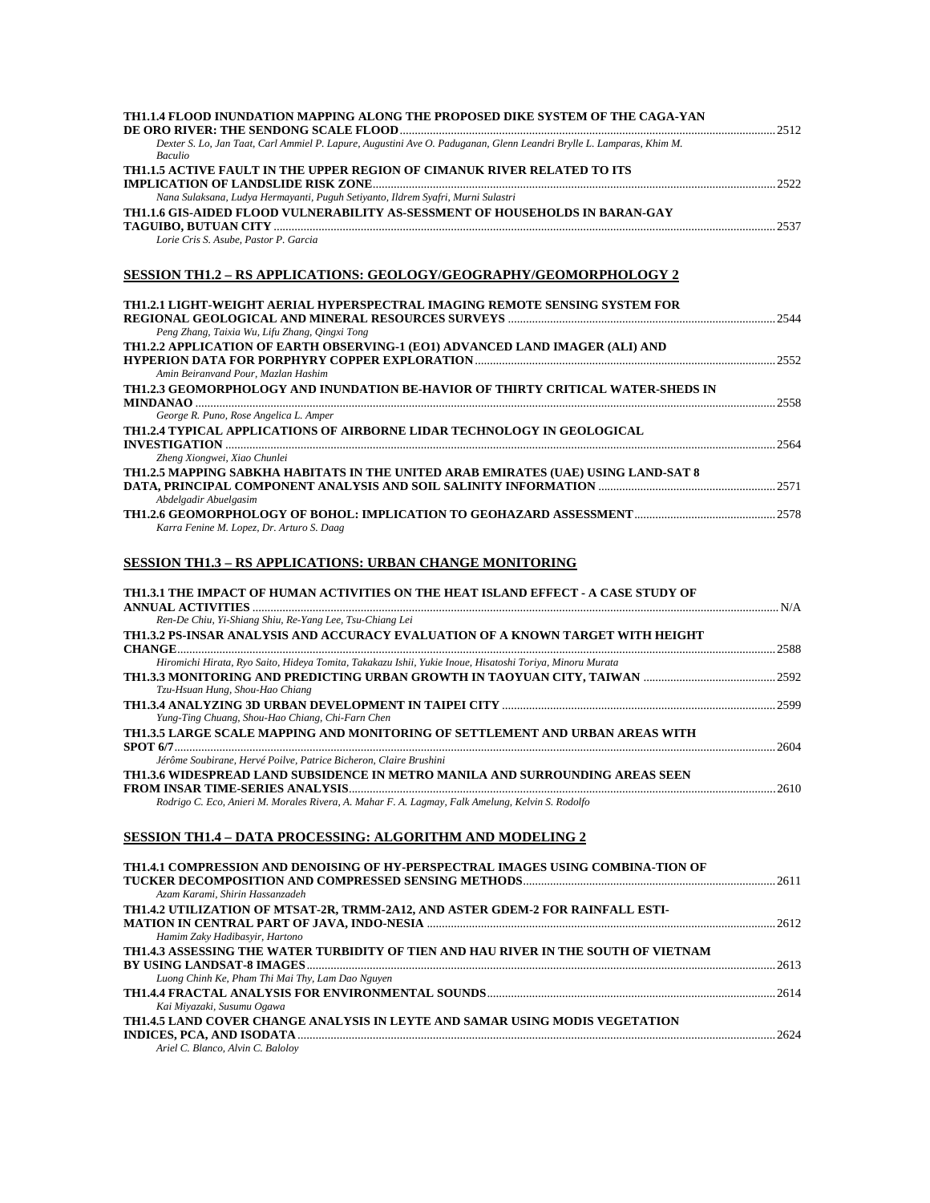**TH1.1.4 FLOOD INUNDATION MAPPING ALONG THE PROPOSED DIKE SYSTEM OF THE CAGA-YAN DE ORO RIVER: THE SENDONG SCALE FLOOD** ........ 2512
*Dexter S. Lo, Jan Taat, Carl Ammiel P. Lapure, Augustini Ave O. Paduganan, Glenn Leandri Brylle L. Lamparas, Khim M. Baculio*

**TH1.1.5 ACTIVE FAULT IN THE UPPER REGION OF CIMANUK RIVER RELATED TO ITS IMPLICATION OF LANDSLIDE RISK ZONE** ........ 2522
*Nana Sulaksana, Ludya Hermayanti, Puguh Setiyanto, Ildrem Syafri, Murni Sulastri*

**TH1.1.6 GIS-AIDED FLOOD VULNERABILITY AS-SESSMENT OF HOUSEHOLDS IN BARAN-GAY TAGUIBO, BUTUAN CITY** ........ 2537
*Lorie Cris S. Asube, Pastor P. Garcia*

## SESSION TH1.2 – RS APPLICATIONS: GEOLOGY/GEOGRAPHY/GEOMORPHOLOGY 2

**TH1.2.1 LIGHT-WEIGHT AERIAL HYPERSPECTRAL IMAGING REMOTE SENSING SYSTEM FOR REGIONAL GEOLOGICAL AND MINERAL RESOURCES SURVEYS** ........ 2544
*Peng Zhang, Taixia Wu, Lifu Zhang, Qingxi Tong*

**TH1.2.2 APPLICATION OF EARTH OBSERVING-1 (EO1) ADVANCED LAND IMAGER (ALI) AND HYPERION DATA FOR PORPHYRY COPPER EXPLORATION** ........ 2552
*Amin Beiranvand Pour, Mazlan Hashim*

**TH1.2.3 GEOMORPHOLOGY AND INUNDATION BE-HAVIOR OF THIRTY CRITICAL WATER-SHEDS IN MINDANAO** ........ 2558
*George R. Puno, Rose Angelica L. Amper*

**TH1.2.4 TYPICAL APPLICATIONS OF AIRBORNE LIDAR TECHNOLOGY IN GEOLOGICAL INVESTIGATION** ........ 2564
*Zheng Xiongwei, Xiao Chunlei*

**TH1.2.5 MAPPING SABKHA HABITATS IN THE UNITED ARAB EMIRATES (UAE) USING LAND-SAT 8 DATA, PRINCIPAL COMPONENT ANALYSIS AND SOIL SALINITY INFORMATION** ........ 2571
*Abdelgadir Abuelgasim*

**TH1.2.6 GEOMORPHOLOGY OF BOHOL: IMPLICATION TO GEOHAZARD ASSESSMENT** ........ 2578
*Karra Fenine M. Lopez, Dr. Arturo S. Daag*

## SESSION TH1.3 – RS APPLICATIONS: URBAN CHANGE MONITORING

**TH1.3.1 THE IMPACT OF HUMAN ACTIVITIES ON THE HEAT ISLAND EFFECT - A CASE STUDY OF ANNUAL ACTIVITIES** ........ N/A
*Ren-De Chiu, Yi-Shiang Shiu, Re-Yang Lee, Tsu-Chiang Lei*

**TH1.3.2 PS-INSAR ANALYSIS AND ACCURACY EVALUATION OF A KNOWN TARGET WITH HEIGHT CHANGE** ........ 2588
*Hiromichi Hirata, Ryo Saito, Hideya Tomita, Takakazu Ishii, Yukie Inoue, Hisatoshi Toriya, Minoru Murata*

**TH1.3.3 MONITORING AND PREDICTING URBAN GROWTH IN TAOYUAN CITY, TAIWAN** ........ 2592
*Tzu-Hsuan Hung, Shou-Hao Chiang*

**TH1.3.4 ANALYZING 3D URBAN DEVELOPMENT IN TAIPEI CITY** ........ 2599
*Yung-Ting Chuang, Shou-Hao Chiang, Chi-Farn Chen*

**TH1.3.5 LARGE SCALE MAPPING AND MONITORING OF SETTLEMENT AND URBAN AREAS WITH SPOT 6/7** ........ 2604
*Jérôme Soubirane, Hervé Poilve, Patrice Bicheron, Claire Brushini*

**TH1.3.6 WIDESPREAD LAND SUBSIDENCE IN METRO MANILA AND SURROUNDING AREAS SEEN FROM INSAR TIME-SERIES ANALYSIS** ........ 2610
*Rodrigo C. Eco, Anieri M. Morales Rivera, A. Mahar F. A. Lagmay, Falk Amelung, Kelvin S. Rodolfo*

## SESSION TH1.4 – DATA PROCESSING: ALGORITHM AND MODELING 2

**TH1.4.1 COMPRESSION AND DENOISING OF HY-PERSPECTRAL IMAGES USING COMBINA-TION OF TUCKER DECOMPOSITION AND COMPRESSED SENSING METHODS** ........ 2611
*Azam Karami, Shirin Hassanzadeh*

**TH1.4.2 UTILIZATION OF MTSAT-2R, TRMM-2A12, AND ASTER GDEM-2 FOR RAINFALL ESTI-MATION IN CENTRAL PART OF JAVA, INDO-NESIA** ........ 2612
*Hamim Zaky Hadibasyir, Hartono*

**TH1.4.3 ASSESSING THE WATER TURBIDITY OF TIEN AND HAU RIVER IN THE SOUTH OF VIETNAM BY USING LANDSAT-8 IMAGES** ........ 2613
*Luong Chinh Ke, Pham Thi Mai Thy, Lam Dao Nguyen*

**TH1.4.4 FRACTAL ANALYSIS FOR ENVIRONMENTAL SOUNDS** ........ 2614
*Kai Miyazaki, Susumu Ogawa*

**TH1.4.5 LAND COVER CHANGE ANALYSIS IN LEYTE AND SAMAR USING MODIS VEGETATION INDICES, PCA, AND ISODATA** ........ 2624
*Ariel C. Blanco, Alvin C. Baloloy*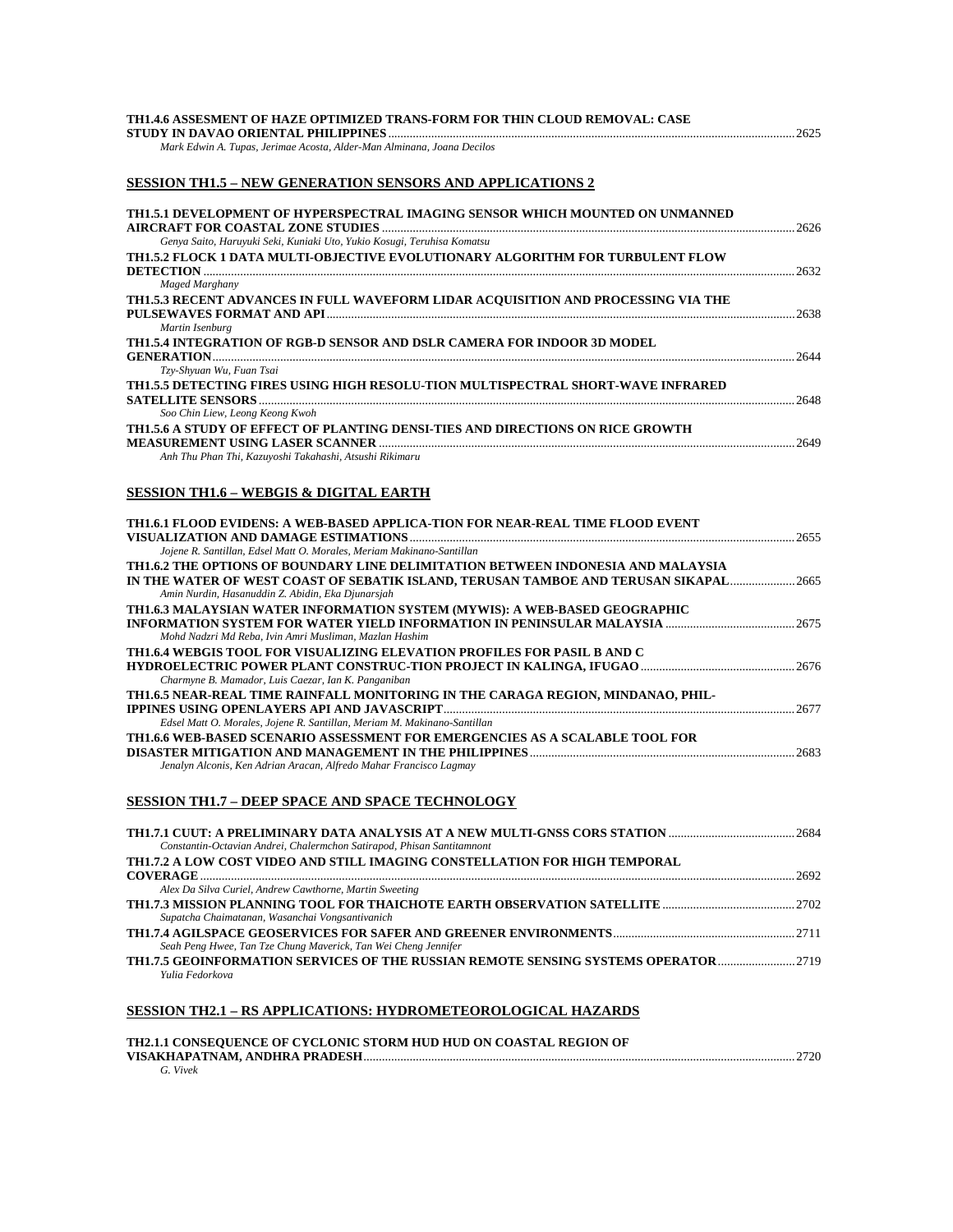**TH1.4.6 ASSESMENT OF HAZE OPTIMIZED TRANS-FORM FOR THIN CLOUD REMOVAL: CASE STUDY IN DAVAO ORIENTAL PHILIPPINES** .......... 2625
*Mark Edwin A. Tupas, Jerimae Acosta, Alder-Man Alminana, Joana Decilos*

## SESSION TH1.5 – NEW GENERATION SENSORS AND APPLICATIONS 2

**TH1.5.1 DEVELOPMENT OF HYPERSPECTRAL IMAGING SENSOR WHICH MOUNTED ON UNMANNED AIRCRAFT FOR COASTAL ZONE STUDIES** .......... 2626
*Genya Saito, Haruyuki Seki, Kuniaki Uto, Yukio Kosugi, Teruhisa Komatsu*

**TH1.5.2 FLOCK 1 DATA MULTI-OBJECTIVE EVOLUTIONARY ALGORITHM FOR TURBULENT FLOW DETECTION** .......... 2632
*Maged Marghany*

**TH1.5.3 RECENT ADVANCES IN FULL WAVEFORM LIDAR ACQUISITION AND PROCESSING VIA THE PULSEWAVES FORMAT AND API** .......... 2638
*Martin Isenburg*

**TH1.5.4 INTEGRATION OF RGB-D SENSOR AND DSLR CAMERA FOR INDOOR 3D MODEL GENERATION** .......... 2644
*Tzy-Shyuan Wu, Fuan Tsai*

**TH1.5.5 DETECTING FIRES USING HIGH RESOLU-TION MULTISPECTRAL SHORT-WAVE INFRARED SATELLITE SENSORS** .......... 2648
*Soo Chin Liew, Leong Keong Kwoh*

**TH1.5.6 A STUDY OF EFFECT OF PLANTING DENSI-TIES AND DIRECTIONS ON RICE GROWTH MEASUREMENT USING LASER SCANNER** .......... 2649
*Anh Thu Phan Thi, Kazuyoshi Takahashi, Atsushi Rikimaru*

## SESSION TH1.6 – WEBGIS & DIGITAL EARTH

**TH1.6.1 FLOOD EVIDENS: A WEB-BASED APPLICA-TION FOR NEAR-REAL TIME FLOOD EVENT VISUALIZATION AND DAMAGE ESTIMATIONS** .......... 2655
*Jojene R. Santillan, Edsel Matt O. Morales, Meriam Makinano-Santillan*

**TH1.6.2 THE OPTIONS OF BOUNDARY LINE DELIMITATION BETWEEN INDONESIA AND MALAYSIA IN THE WATER OF WEST COAST OF SEBATIK ISLAND, TERUSAN TAMBOE AND TERUSAN SIKAPAL** .......... 2665
*Amin Nurdin, Hasanuddin Z. Abidin, Eka Djunarsjah*

**TH1.6.3 MALAYSIAN WATER INFORMATION SYSTEM (MYWIS): A WEB-BASED GEOGRAPHIC INFORMATION SYSTEM FOR WATER YIELD INFORMATION IN PENINSULAR MALAYSIA** .......... 2675
*Mohd Nadzri Md Reba, Ivin Amri Musliman, Mazlan Hashim*

**TH1.6.4 WEBGIS TOOL FOR VISUALIZING ELEVATION PROFILES FOR PASIL B AND C HYDROELECTRIC POWER PLANT CONSTRUC-TION PROJECT IN KALINGA, IFUGAO** .......... 2676
*Charmyne B. Mamador, Luis Caezar, Ian K. Panganiban*

**TH1.6.5 NEAR-REAL TIME RAINFALL MONITORING IN THE CARAGA REGION, MINDANAO, PHIL-IPPINES USING OPENLAYERS API AND JAVASCRIPT** .......... 2677
*Edsel Matt O. Morales, Jojene R. Santillan, Meriam M. Makinano-Santillan*

**TH1.6.6 WEB-BASED SCENARIO ASSESSMENT FOR EMERGENCIES AS A SCALABLE TOOL FOR DISASTER MITIGATION AND MANAGEMENT IN THE PHILIPPINES** .......... 2683
*Jenalyn Alconis, Ken Adrian Aracan, Alfredo Mahar Francisco Lagmay*

## SESSION TH1.7 – DEEP SPACE AND SPACE TECHNOLOGY

**TH1.7.1 CUUT: A PRELIMINARY DATA ANALYSIS AT A NEW MULTI-GNSS CORS STATION** .......... 2684
*Constantin-Octavian Andrei, Chalermchon Satirapod, Phisan Santitamnont*

**TH1.7.2 A LOW COST VIDEO AND STILL IMAGING CONSTELLATION FOR HIGH TEMPORAL COVERAGE** .......... 2692
*Alex Da Silva Curiel, Andrew Cawthorne, Martin Sweeting*

**TH1.7.3 MISSION PLANNING TOOL FOR THAICHOTE EARTH OBSERVATION SATELLITE** .......... 2702
*Supatcha Chaimatanan, Wasanchai Vongsantivanich*

**TH1.7.4 AGILSPACE GEOSERVICES FOR SAFER AND GREENER ENVIRONMENTS** .......... 2711
*Seah Peng Hwee, Tan Tze Chung Maverick, Tan Wei Cheng Jennifer*

**TH1.7.5 GEOINFORMATION SERVICES OF THE RUSSIAN REMOTE SENSING SYSTEMS OPERATOR** .......... 2719
*Yulia Fedorkova*

## SESSION TH2.1 – RS APPLICATIONS: HYDROMETEOROLOGICAL HAZARDS

**TH2.1.1 CONSEQUENCE OF CYCLONIC STORM HUD HUD ON COASTAL REGION OF VISAKHAPATNAM, ANDHRA PRADESH** .......... 2720
*G. Vivek*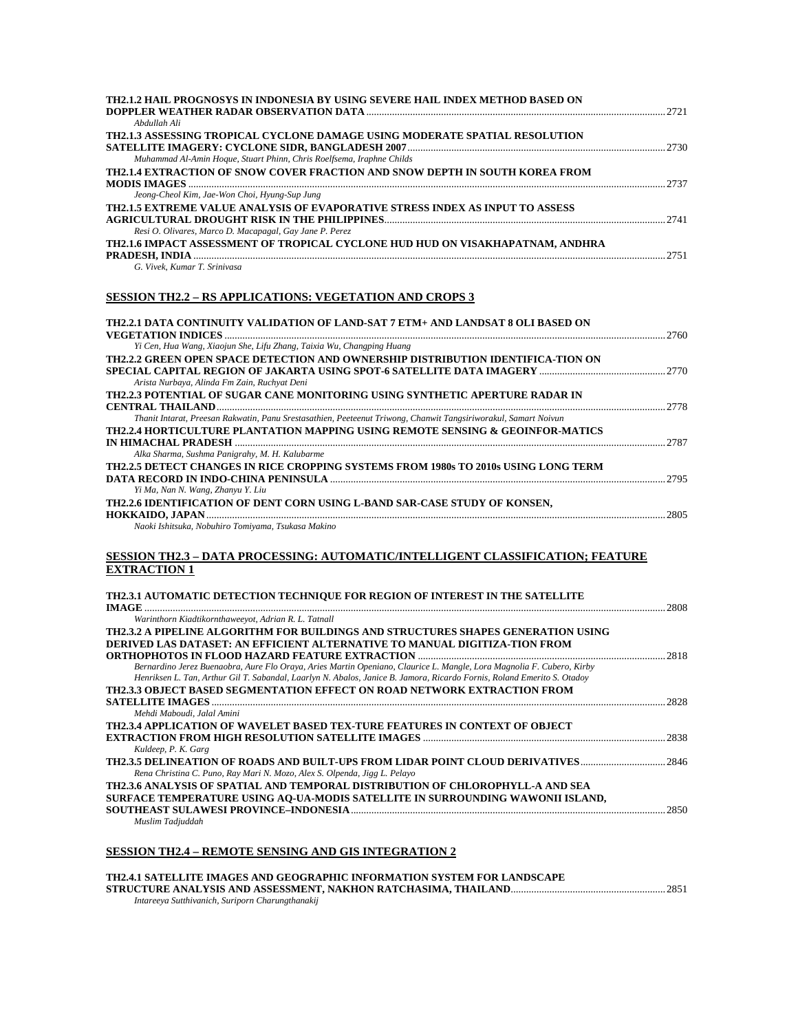**TH2.1.2 HAIL PROGNOSYS IN INDONESIA BY USING SEVERE HAIL INDEX METHOD BASED ON DOPPLER WEATHER RADAR OBSERVATION DATA** ........ 2721
*Abdullah Ali*

**TH2.1.3 ASSESSING TROPICAL CYCLONE DAMAGE USING MODERATE SPATIAL RESOLUTION SATELLITE IMAGERY: CYCLONE SIDR, BANGLADESH 2007** ........ 2730
*Muhammad Al-Amin Hoque, Stuart Phinn, Chris Roelfsema, Iraphne Childs*

**TH2.1.4 EXTRACTION OF SNOW COVER FRACTION AND SNOW DEPTH IN SOUTH KOREA FROM MODIS IMAGES** ........ 2737
*Jeong-Cheol Kim, Jae-Won Choi, Hyung-Sup Jung*

**TH2.1.5 EXTREME VALUE ANALYSIS OF EVAPORATIVE STRESS INDEX AS INPUT TO ASSESS AGRICULTURAL DROUGHT RISK IN THE PHILIPPINES** ........ 2741
*Resi O. Olivares, Marco D. Macapagal, Gay Jane P. Perez*

**TH2.1.6 IMPACT ASSESSMENT OF TROPICAL CYCLONE HUD HUD ON VISAKHAPATNAM, ANDHRA PRADESH, INDIA** ........ 2751
*G. Vivek, Kumar T. Srinivasa*

## SESSION TH2.2 – RS APPLICATIONS: VEGETATION AND CROPS 3

**TH2.2.1 DATA CONTINUITY VALIDATION OF LAND-SAT 7 ETM+ AND LANDSAT 8 OLI BASED ON VEGETATION INDICES** ........ 2760
*Yi Cen, Hua Wang, Xiaojun She, Lifu Zhang, Taixia Wu, Changping Huang*

**TH2.2.2 GREEN OPEN SPACE DETECTION AND OWNERSHIP DISTRIBUTION IDENTIFICA-TION ON SPECIAL CAPITAL REGION OF JAKARTA USING SPOT-6 SATELLITE DATA IMAGERY** ........ 2770
*Arista Nurbaya, Alinda Fm Zain, Ruchyat Deni*

**TH2.2.3 POTENTIAL OF SUGAR CANE MONITORING USING SYNTHETIC APERTURE RADAR IN CENTRAL THAILAND** ........ 2778
*Thanit Intarat, Preesan Rakwatin, Panu Srestasathien, Peeteenut Triwong, Chanwit Tangsiriworakul, Samart Noivun*

**TH2.2.4 HORTICULTURE PLANTATION MAPPING USING REMOTE SENSING & GEOINFOR-MATICS IN HIMACHAL PRADESH** ........ 2787
*Alka Sharma, Sushma Panigrahy, M. H. Kalubarme*

**TH2.2.5 DETECT CHANGES IN RICE CROPPING SYSTEMS FROM 1980s TO 2010s USING LONG TERM DATA RECORD IN INDO-CHINA PENINSULA** ........ 2795
*Yi Ma, Nan N. Wang, Zhanyu Y. Liu*

**TH2.2.6 IDENTIFICATION OF DENT CORN USING L-BAND SAR-CASE STUDY OF KONSEN, HOKKAIDO, JAPAN** ........ 2805
*Naoki Ishitsuka, Nobuhiro Tomiyama, Tsukasa Makino*

## SESSION TH2.3 – DATA PROCESSING: AUTOMATIC/INTELLIGENT CLASSIFICATION; FEATURE EXTRACTION 1

**TH2.3.1 AUTOMATIC DETECTION TECHNIQUE FOR REGION OF INTEREST IN THE SATELLITE IMAGE** ........ 2808
*Warinthorn Kiadtikornthaweeyot, Adrian R. L. Tatnall*

**TH2.3.2 A PIPELINE ALGORITHM FOR BUILDINGS AND STRUCTURES SHAPES GENERATION USING DERIVED LAS DATASET: AN EFFICIENT ALTERNATIVE TO MANUAL DIGITIZA-TION FROM ORTHOPHOTOS IN FLOOD HAZARD FEATURE EXTRACTION** ........ 2818
*Bernardino Jerez Buenaobra, Aure Flo Oraya, Aries Martin Openiano, Claurice L. Mangle, Lora Magnolia F. Cubero, Kirby Henriksen L. Tan, Arthur Gil T. Sabandal, Laarlyn N. Abalos, Janice B. Jamora, Ricardo Fornis, Roland Emerito S. Otadoy*

**TH2.3.3 OBJECT BASED SEGMENTATION EFFECT ON ROAD NETWORK EXTRACTION FROM SATELLITE IMAGES** ........ 2828
*Mehdi Maboudi, Jalal Amini*

**TH2.3.4 APPLICATION OF WAVELET BASED TEX-TURE FEATURES IN CONTEXT OF OBJECT EXTRACTION FROM HIGH RESOLUTION SATELLITE IMAGES** ........ 2838
*Kuldeep, P. K. Garg*

**TH2.3.5 DELINEATION OF ROADS AND BUILT-UPS FROM LIDAR POINT CLOUD DERIVATIVES** ........ 2846
*Rena Christina C. Puno, Ray Mari N. Mozo, Alex S. Olpenda, Jigg L. Pelayo*

**TH2.3.6 ANALYSIS OF SPATIAL AND TEMPORAL DISTRIBUTION OF CHLOROPHYLL-A AND SEA SURFACE TEMPERATURE USING AQ-UA-MODIS SATELLITE IN SURROUNDING WAWONII ISLAND, SOUTHEAST SULAWESI PROVINCE–INDONESIA** ........ 2850
*Muslim Tadjuddah*

## SESSION TH2.4 – REMOTE SENSING AND GIS INTEGRATION 2

**TH2.4.1 SATELLITE IMAGES AND GEOGRAPHIC INFORMATION SYSTEM FOR LANDSCAPE STRUCTURE ANALYSIS AND ASSESSMENT, NAKHON RATCHASIMA, THAILAND** ........ 2851
*Intareeya Sutthivanich, Suriporn Charungthanakij*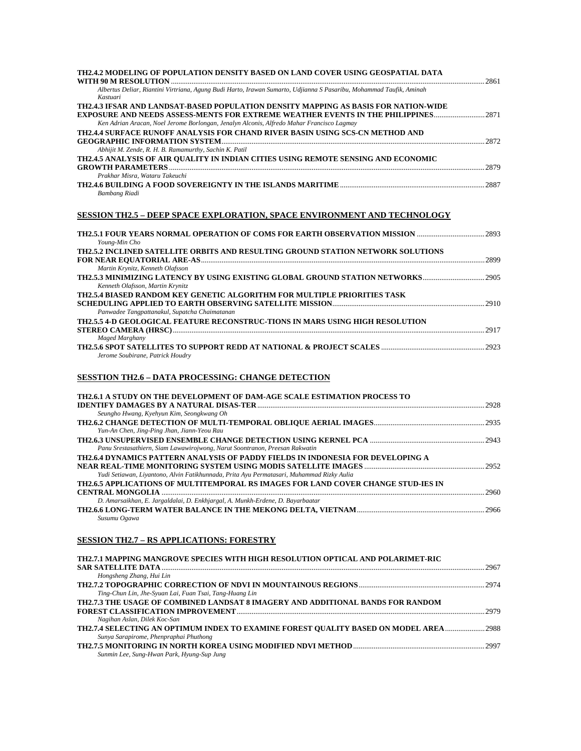**TH2.4.2 MODELING OF POPULATION DENSITY BASED ON LAND COVER USING GEOSPATIAL DATA WITH 90 M RESOLUTION** ........ 2861
*Albertus Deliar, Riantini Virtriana, Agung Budi Harto, Irawan Sumarto, Udjianna S Pasaribu, Mohammad Taufik, Aminah Kastuari*

**TH2.4.3 IFSAR AND LANDSAT-BASED POPULATION DENSITY MAPPING AS BASIS FOR NATION-WIDE EXPOSURE AND NEEDS ASSESS-MENTS FOR EXTREME WEATHER EVENTS IN THE PHILIPPINES** ........ 2871
*Ken Adrian Aracan, Noel Jerome Borlongan, Jenalyn Alconis, Alfredo Mahar Francisco Lagmay*

**TH2.4.4 SURFACE RUNOFF ANALYSIS FOR CHAND RIVER BASIN USING SCS-CN METHOD AND GEOGRAPHIC INFORMATION SYSTEM** ........ 2872
*Abhijit M. Zende, R. H. B. Ramamurthy, Sachin K. Patil*

**TH2.4.5 ANALYSIS OF AIR QUALITY IN INDIAN CITIES USING REMOTE SENSING AND ECONOMIC GROWTH PARAMETERS** ........ 2879
*Prakhar Misra, Wataru Takeuchi*

**TH2.4.6 BUILDING A FOOD SOVEREIGNTY IN THE ISLANDS MARITIME** ........ 2887
*Bambang Riadi*

## SESSION TH2.5 – DEEP SPACE EXPLORATION, SPACE ENVIRONMENT AND TECHNOLOGY

**TH2.5.1 FOUR YEARS NORMAL OPERATION OF COMS FOR EARTH OBSERVATION MISSION** ........ 2893
*Young-Min Cho*

**TH2.5.2 INCLINED SATELLITE ORBITS AND RESULTING GROUND STATION NETWORK SOLUTIONS FOR NEAR EQUATORIAL ARE-AS** ........ 2899
*Martin Krynitz, Kenneth Olafsson*

**TH2.5.3 MINIMIZING LATENCY BY USING EXISTING GLOBAL GROUND STATION NETWORKS** ........ 2905
*Kenneth Olafsson, Martin Krynitz*

**TH2.5.4 BIASED RANDOM KEY GENETIC ALGORITHM FOR MULTIPLE PRIORITIES TASK SCHEDULING APPLIED TO EARTH OBSERVING SATELLITE MISSION** ........ 2910
*Panwadee Tangpattanakul, Supatcha Chaimatanan*

**TH2.5.5 4-D GEOLOGICAL FEATURE RECONSTRUC-TIONS IN MARS USING HIGH RESOLUTION STEREO CAMERA (HRSC)** ........ 2917
*Maged Marghany*

**TH2.5.6 SPOT SATELLITES TO SUPPORT REDD AT NATIONAL & PROJECT SCALES** ........ 2923
*Jerome Soubirane, Patrick Houdry*

## SESSTION TH2.6 – DATA PROCESSING: CHANGE DETECTION

**TH2.6.1 A STUDY ON THE DEVELOPMENT OF DAM-AGE SCALE ESTIMATION PROCESS TO IDENTIFY DAMAGES BY A NATURAL DISAS-TER** ........ 2928
*Seungho Hwang, Kyehyun Kim, Seongkwang Oh*

**TH2.6.2 CHANGE DETECTION OF MULTI-TEMPORAL OBLIQUE AERIAL IMAGES** ........ 2935
*Yun-An Chen, Jing-Ping Jhan, Jiann-Yeou Rau*

**TH2.6.3 UNSUPERVISED ENSEMBLE CHANGE DETECTION USING KERNEL PCA** ........ 2943
*Panu Srestasathiern, Siam Lawawirojwong, Narut Soontranon, Preesan Rakwatin*

**TH2.6.4 DYNAMICS PATTERN ANALYSIS OF PADDY FIELDS IN INDONESIA FOR DEVELOPING A NEAR REAL-TIME MONITORING SYSTEM USING MODIS SATELLITE IMAGES** ........ 2952
*Yudi Setiawan, Liyantono, Alvin Fatikhunnada, Prita Ayu Permatasari, Muhammad Rizky Aulia*

**TH2.6.5 APPLICATIONS OF MULTITEMPORAL RS IMAGES FOR LAND COVER CHANGE STUD-IES IN CENTRAL MONGOLIA** ........ 2960
*D. Amarsaikhan, E. Jargaldalai, D. Enkhjargal, A. Munkh-Erdene, D. Bayarbaatar*

**TH2.6.6 LONG-TERM WATER BALANCE IN THE MEKONG DELTA, VIETNAM** ........ 2966
*Susumu Ogawa*

## SESSION TH2.7 – RS APPLICATIONS: FORESTRY

**TH2.7.1 MAPPING MANGROVE SPECIES WITH HIGH RESOLUTION OPTICAL AND POLARIMET-RIC SAR SATELLITE DATA** ........ 2967
*Hongsheng Zhang, Hui Lin*

**TH2.7.2 TOPOGRAPHIC CORRECTION OF NDVI IN MOUNTAINOUS REGIONS** ........ 2974
*Ting-Chun Lin, Jhe-Syuan Lai, Fuan Tsai, Tang-Huang Lin*

**TH2.7.3 THE USAGE OF COMBINED LANDSAT 8 IMAGERY AND ADDITIONAL BANDS FOR RANDOM FOREST CLASSIFICATION IMPROVEMENT** ........ 2979
*Nagihan Aslan, Dilek Koc-San*

**TH2.7.4 SELECTING AN OPTIMUM INDEX TO EXAMINE FOREST QUALITY BASED ON MODEL AREA** ........ 2988
*Sunya Sarapirome, Phenpraphai Phuthong*

**TH2.7.5 MONITORING IN NORTH KOREA USING MODIFIED NDVI METHOD** ........ 2997
*Sunmin Lee, Sung-Hwan Park, Hyung-Sup Jung*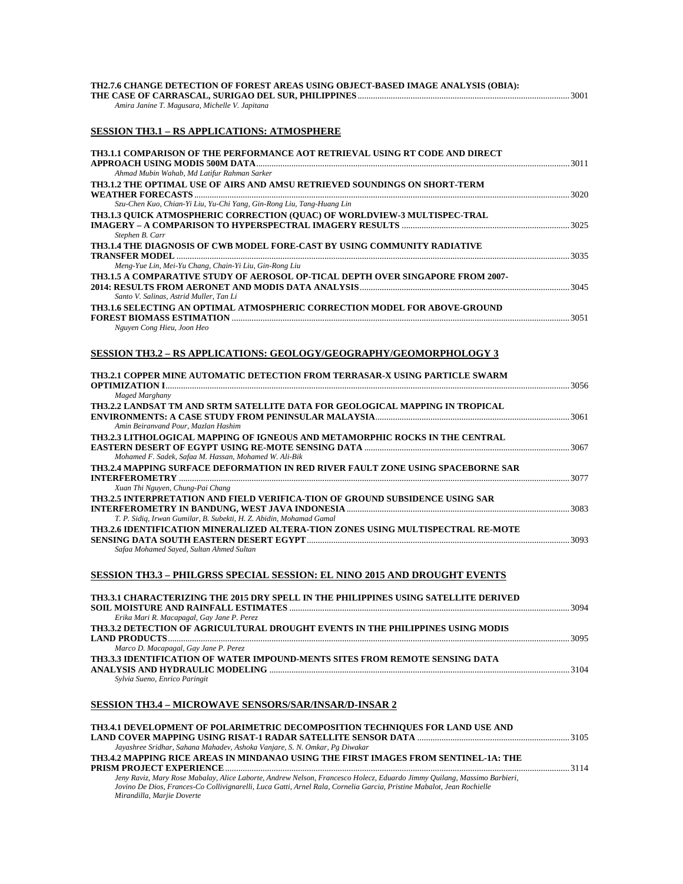**TH2.7.6 CHANGE DETECTION OF FOREST AREAS USING OBJECT-BASED IMAGE ANALYSIS (OBIA): THE CASE OF CARRASCAL, SURIGAO DEL SUR, PHILIPPINES** ........ 3001
*Amira Janine T. Magusara, Michelle V. Japitana*

## SESSION TH3.1 – RS APPLICATIONS: ATMOSPHERE

**TH3.1.1 COMPARISON OF THE PERFORMANCE AOT RETRIEVAL USING RT CODE AND DIRECT APPROACH USING MODIS 500M DATA** ........ 3011
*Ahmad Mubin Wahab, Md Latifur Rahman Sarker*

**TH3.1.2 THE OPTIMAL USE OF AIRS AND AMSU RETRIEVED SOUNDINGS ON SHORT-TERM WEATHER FORECASTS** ........ 3020
*Szu-Chen Kuo, Chian-Yi Liu, Yu-Chi Yang, Gin-Rong Liu, Tang-Huang Lin*

**TH3.1.3 QUICK ATMOSPHERIC CORRECTION (QUAC) OF WORLDVIEW-3 MULTISPEC-TRAL IMAGERY – A COMPARISON TO HYPERSPECTRAL IMAGERY RESULTS** ........ 3025
*Stephen B. Carr*

**TH3.1.4 THE DIAGNOSIS OF CWB MODEL FORE-CAST BY USING COMMUNITY RADIATIVE TRANSFER MODEL** ........ 3035
*Meng-Yue Lin, Mei-Yu Chang, Chain-Yi Liu, Gin-Rong Liu*

**TH3.1.5 A COMPARATIVE STUDY OF AEROSOL OP-TICAL DEPTH OVER SINGAPORE FROM 2007-2014: RESULTS FROM AERONET AND MODIS DATA ANALYSIS** ........ 3045
*Santo V. Salinas, Astrid Muller, Tan Li*

**TH3.1.6 SELECTING AN OPTIMAL ATMOSPHERIC CORRECTION MODEL FOR ABOVE-GROUND FOREST BIOMASS ESTIMATION** ........ 3051
*Nguyen Cong Hieu, Joon Heo*

## SESSION TH3.2 – RS APPLICATIONS: GEOLOGY/GEOGRAPHY/GEOMORPHOLOGY 3

**TH3.2.1 COPPER MINE AUTOMATIC DETECTION FROM TERRASAR-X USING PARTICLE SWARM OPTIMIZATION I** ........ 3056
*Maged Marghany*

**TH3.2.2 LANDSAT TM AND SRTM SATELLITE DATA FOR GEOLOGICAL MAPPING IN TROPICAL ENVIRONMENTS: A CASE STUDY FROM PENINSULAR MALAYSIA** ........ 3061
*Amin Beiranvand Pour, Mazlan Hashim*

**TH3.2.3 LITHOLOGICAL MAPPING OF IGNEOUS AND METAMORPHIC ROCKS IN THE CENTRAL EASTERN DESERT OF EGYPT USING RE-MOTE SENSING DATA** ........ 3067
*Mohamed F. Sadek, Safaa M. Hassan, Mohamed W. Ali-Bik*

**TH3.2.4 MAPPING SURFACE DEFORMATION IN RED RIVER FAULT ZONE USING SPACEBORNE SAR INTERFEROMETRY** ........ 3077
*Xuan Thi Nguyen, Chung-Pai Chang*

**TH3.2.5 INTERPRETATION AND FIELD VERIFICA-TION OF GROUND SUBSIDENCE USING SAR INTERFEROMETRY IN BANDUNG, WEST JAVA INDONESIA** ........ 3083
*T. P. Sidiq, Irwan Gumilar, B. Subekti, H. Z. Abidin, Mohamad Gamal*

**TH3.2.6 IDENTIFICATION MINERALIZED ALTERA-TION ZONES USING MULTISPECTRAL RE-MOTE SENSING DATA SOUTH EASTERN DESERT EGYPT** ........ 3093
*Safaa Mohamed Sayed, Sultan Ahmed Sultan*

## SESSION TH3.3 – PHILGRSS SPECIAL SESSION: EL NINO 2015 AND DROUGHT EVENTS

**TH3.3.1 CHARACTERIZING THE 2015 DRY SPELL IN THE PHILIPPINES USING SATELLITE DERIVED SOIL MOISTURE AND RAINFALL ESTIMATES** ........ 3094
*Erika Mari R. Macapagal, Gay Jane P. Perez*

**TH3.3.2 DETECTION OF AGRICULTURAL DROUGHT EVENTS IN THE PHILIPPINES USING MODIS LAND PRODUCTS** ........ 3095
*Marco D. Macapagal, Gay Jane P. Perez*

**TH3.3.3 IDENTIFICATION OF WATER IMPOUND-MENTS SITES FROM REMOTE SENSING DATA ANALYSIS AND HYDRAULIC MODELING** ........ 3104
*Sylvia Sueno, Enrico Paringit*

## SESSION TH3.4 – MICROWAVE SENSORS/SAR/INSAR/D-INSAR 2

**TH3.4.1 DEVELOPMENT OF POLARIMETRIC DECOMPOSITION TECHNIQUES FOR LAND USE AND LAND COVER MAPPING USING RISAT-1 RADAR SATELLITE SENSOR DATA** ........ 3105
*Jayashree Sridhar, Sahana Mahadev, Ashoka Vanjare, S. N. Omkar, Pg Diwakar*

**TH3.4.2 MAPPING RICE AREAS IN MINDANAO USING THE FIRST IMAGES FROM SENTINEL-1A: THE PRISM PROJECT EXPERIENCE** ........ 3114
*Jeny Raviz, Mary Rose Mabalay, Alice Laborte, Andrew Nelson, Francesco Holecz, Eduardo Jimmy Quilang, Massimo Barbieri, Jovino De Dios, Frances-Co Collivignarelli, Luca Gatti, Arnel Rala, Cornelia Garcia, Pristine Mabalot, Jean Rochielle Mirandilla, Marjie Doverte*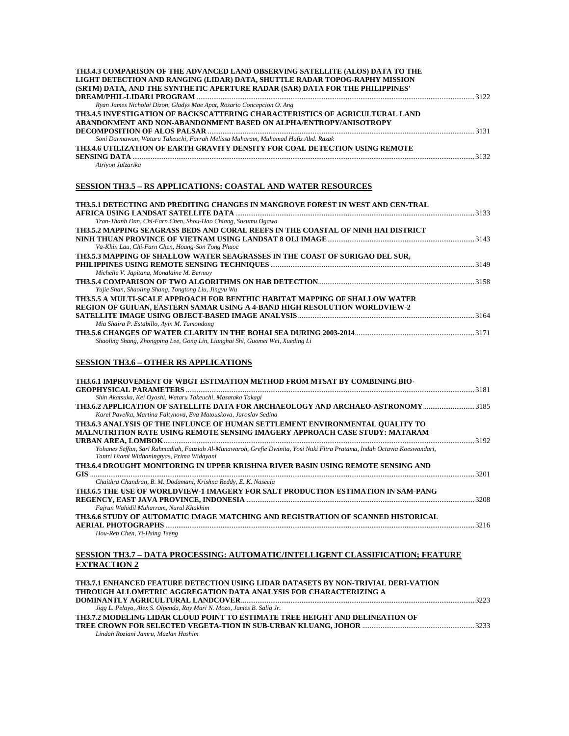**TH3.4.3 COMPARISON OF THE ADVANCED LAND OBSERVING SATELLITE (ALOS) DATA TO THE LIGHT DETECTION AND RANGING (LIDAR) DATA, SHUTTLE RADAR TOPOG-RAPHY MISSION (SRTM) DATA, AND THE SYNTHETIC APERTURE RADAR (SAR) DATA FOR THE PHILIPPINES' DREAM/PHIL-LIDAR1 PROGRAM** ........ 3122
*Ryan James Nicholai Dizon, Gladys Mae Apat, Rosario Concepcion O. Ang*

**TH3.4.5 INVESTIGATION OF BACKSCATTERING CHARACTERISTICS OF AGRICULTURAL LAND ABANDONMENT AND NON-ABANDONMENT BASED ON ALPHA/ENTROPY/ANISOTROPY DECOMPOSITION OF ALOS PALSAR** ........ 3131
*Soni Darmawan, Wataru Takeuchi, Farrah Melissa Muharam, Muhamad Hafiz Abd. Razak*

**TH3.4.6 UTILIZATION OF EARTH GRAVITY DENSITY FOR COAL DETECTION USING REMOTE SENSING DATA** ........ 3132
*Atriyon Julzarika*

## SESSION TH3.5 – RS APPLICATIONS: COASTAL AND WATER RESOURCES

**TH3.5.1 DETECTING AND PREDITING CHANGES IN MANGROVE FOREST IN WEST AND CEN-TRAL AFRICA USING LANDSAT SATELLITE DATA** ........ 3133
*Tran-Thanh Dan, Chi-Farn Chen, Shou-Hao Chiang, Susumu Ogawa*

**TH3.5.2 MAPPING SEAGRASS BEDS AND CORAL REEFS IN THE COASTAL OF NINH HAI DISTRICT NINH THUAN PROVINCE OF VIETNAM USING LANDSAT 8 OLI IMAGE** ........ 3143
*Va-Khin Lau, Chi-Farn Chen, Hoang-Son Tong Phuoc*

**TH3.5.3 MAPPING OF SHALLOW WATER SEAGRASSES IN THE COAST OF SURIGAO DEL SUR, PHILIPPINES USING REMOTE SENSING TECHNIQUES** ........ 3149
*Michelle V. Japitana, Monalaine M. Bermoy*

**TH3.5.4 COMPARISON OF TWO ALGORITHMS ON HAB DETECTION** ........ 3158
*Yujie Shan, Shaoling Shang, Tongtong Liu, Jingyu Wu*

**TH3.5.5 A MULTI-SCALE APPROACH FOR BENTHIC HABITAT MAPPING OF SHALLOW WATER REGION OF GUIUAN, EASTERN SAMAR USING A 4-BAND HIGH RESOLUTION WORLDVIEW-2 SATELLITE IMAGE USING OBJECT-BASED IMAGE ANALYSIS** ........ 3164
*Mia Shaira P. Estabillo, Ayin M. Tamondong*

**TH3.5.6 CHANGES OF WATER CLARITY IN THE BOHAI SEA DURING 2003-2014** ........ 3171
*Shaoling Shang, Zhongping Lee, Gong Lin, Lianghai Shi, Guomei Wei, Xueding Li*

## SESSION TH3.6 – OTHER RS APPLICATIONS

**TH3.6.1 IMPROVEMENT OF WBGT ESTIMATION METHOD FROM MTSAT BY COMBINING BIO-GEOPHYSICAL PARAMETERS** ........ 3181
*Shin Akatsuka, Kei Oyoshi, Wataru Takeuchi, Masataka Takagi*

**TH3.6.2 APPLICATION OF SATELLITE DATA FOR ARCHAEOLOGY AND ARCHAEO-ASTRONOMY** ........ 3185
*Karel Pavelka, Martina Faltynova, Eva Matouskova, Jaroslav Sedina*

**TH3.6.3 ANALYSIS OF THE INFLUNCE OF HUMAN SETTLEMENT ENVIRONMENTAL QUALITY TO MALNUTRITION RATE USING REMOTE SENSING IMAGERY APPROACH CASE STUDY: MATARAM URBAN AREA, LOMBOK** ........ 3192
*Yohanes Seffan, Sari Rahmadiah, Fauziah Al-Munawaroh, Grefie Dwinita, Yosi Nuki Fitra Pratama, Indah Octavia Koeswandari, Tantri Utami Widhaningtyas, Prima Widayani*

**TH3.6.4 DROUGHT MONITORING IN UPPER KRISHNA RIVER BASIN USING REMOTE SENSING AND GIS** ........ 3201
*Chaithra Chandran, B. M. Dodamani, Krishna Reddy, E. K. Naseela*

**TH3.6.5 THE USE OF WORLDVIEW-1 IMAGERY FOR SALT PRODUCTION ESTIMATION IN SAM-PANG REGENCY, EAST JAVA PROVINCE, INDONESIA** ........ 3208
*Fajrun Wahidil Muharram, Nurul Khakhim*

**TH3.6.6 STUDY OF AUTOMATIC IMAGE MATCHING AND REGISTRATION OF SCANNED HISTORICAL AERIAL PHOTOGRAPHS** ........ 3216
*Hou-Ren Chen, Yi-Hsing Tseng*

## SESSION TH3.7 – DATA PROCESSING: AUTOMATIC/INTELLIGENT CLASSIFICATION; FEATURE EXTRACTION 2

**TH3.7.1 ENHANCED FEATURE DETECTION USING LIDAR DATASETS BY NON-TRIVIAL DERI-VATION THROUGH ALLOMETRIC AGGREGATION DATA ANALYSIS FOR CHARACTERIZING A DOMINANTLY AGRICULTURAL LANDCOVER** ........ 3223
*Jigg L. Pelayo, Alex S. Olpenda, Ray Mari N. Mozo, James B. Salig Jr.*

**TH3.7.2 MODELING LIDAR CLOUD POINT TO ESTIMATE TREE HEIGHT AND DELINEATION OF TREE CROWN FOR SELECTED VEGETA-TION IN SUB-URBAN KLUANG, JOHOR** ........ 3233
*Lindah Roziani Jamru, Mazlan Hashim*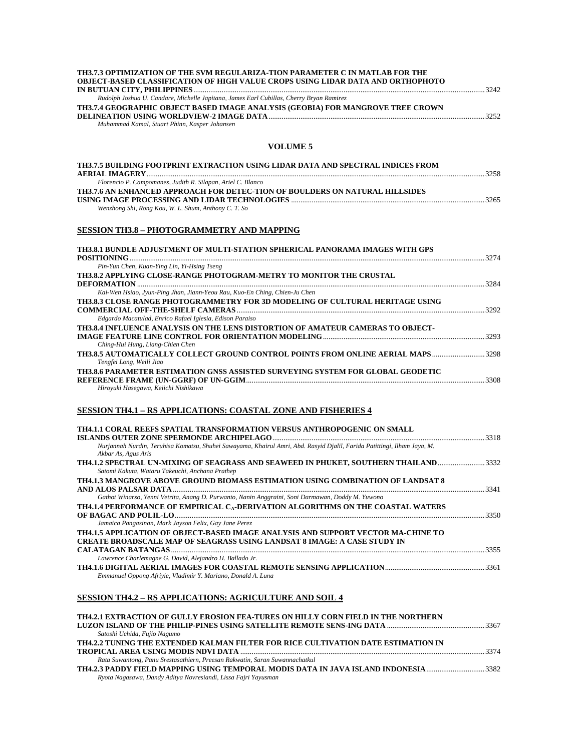**TH3.7.3 OPTIMIZATION OF THE SVM REGULARIZA-TION PARAMETER C IN MATLAB FOR THE OBJECT-BASED CLASSIFICATION OF HIGH VALUE CROPS USING LIDAR DATA AND ORTHOPHOTO IN BUTUAN CITY, PHILIPPINES** ........ 3242
*Rudolph Joshua U. Candare, Michelle Japitana, James Earl Cubillas, Cherry Bryan Ramirez*

**TH3.7.4 GEOGRAPHIC OBJECT BASED IMAGE ANALYSIS (GEOBIA) FOR MANGROVE TREE CROWN DELINEATION USING WORLDVIEW-2 IMAGE DATA** ........ 3252
*Muhammad Kamal, Stuart Phinn, Kasper Johansen*

## VOLUME 5

**TH3.7.5 BUILDING FOOTPRINT EXTRACTION USING LIDAR DATA AND SPECTRAL INDICES FROM AERIAL IMAGERY** ........ 3258
*Florencio P. Campomanes, Judith R. Silapan, Ariel C. Blanco*

**TH3.7.6 AN ENHANCED APPROACH FOR DETEC-TION OF BOULDERS ON NATURAL HILLSIDES USING IMAGE PROCESSING AND LIDAR TECHNOLOGIES** ........ 3265
*Wenzhong Shi, Rong Kou, W. L. Shum, Anthony C. T. So*

## SESSION TH3.8 – PHOTOGRAMMETRY AND MAPPING

**TH3.8.1 BUNDLE ADJUSTMENT OF MULTI-STATION SPHERICAL PANORAMA IMAGES WITH GPS POSITIONING** ........ 3274
*Pin-Yun Chen, Kuan-Ying Lin, Yi-Hsing Tseng*

**TH3.8.2 APPLYING CLOSE-RANGE PHOTOGRAM-METRY TO MONITOR THE CRUSTAL DEFORMATION** ........ 3284
*Kai-Wen Hsiao, Jyun-Ping Jhan, Jiann-Yeou Rau, Kuo-En Ching, Chien-Ju Chen*

**TH3.8.3 CLOSE RANGE PHOTOGRAMMETRY FOR 3D MODELING OF CULTURAL HERITAGE USING COMMERCIAL OFF-THE-SHELF CAMERAS** ........ 3292
*Edgardo Macatulad, Enrico Rafael Iglesia, Edison Paraiso*

**TH3.8.4 INFLUENCE ANALYSIS ON THE LENS DISTORTION OF AMATEUR CAMERAS TO OBJECT-IMAGE FEATURE LINE CONTROL FOR ORIENTATION MODELING** ........ 3293
*Ching-Hui Hung, Liang-Chien Chen*

**TH3.8.5 AUTOMATICALLY COLLECT GROUND CONTROL POINTS FROM ONLINE AERIAL MAPS** ........ 3298
*Tengfei Long, Weili Jiao*

**TH3.8.6 PARAMETER ESTIMATION GNSS ASSISTED SURVEYING SYSTEM FOR GLOBAL GEODETIC REFERENCE FRAME (UN-GGRF) OF UN-GGIM** ........ 3308
*Hiroyuki Hasegawa, Keiichi Nishikawa*

## SESSION TH4.1 – RS APPLICATIONS: COASTAL ZONE AND FISHERIES 4

**TH4.1.1 CORAL REEFS SPATIAL TRANSFORMATION VERSUS ANTHROPOGENIC ON SMALL ISLANDS OUTER ZONE SPERMONDE ARCHIPELAGO** ........ 3318
*Nurjannah Nurdin, Teruhisa Komatsu, Shuhei Sawayama, Khairul Amri, Abd. Rasyid Djalil, Farida Patittingi, Ilham Jaya, M. Akbar As, Agus Aris*

**TH4.1.2 SPECTRAL UN-MIXING OF SEAGRASS AND SEAWEED IN PHUKET, SOUTHERN THAILAND** ........ 3332
*Satomi Kakuta, Wataru Takeuchi, Anchana Prathep*

**TH4.1.3 MANGROVE ABOVE GROUND BIOMASS ESTIMATION USING COMBINATION OF LANDSAT 8 AND ALOS PALSAR DATA** ........ 3341
*Gathot Winarso, Yenni Vetrita, Anang D. Purwanto, Nanin Anggraini, Soni Darmawan, Doddy M. Yuwono*

**TH4.1.4 PERFORMANCE OF EMPIRICAL $C_A$-DERIVATION ALGORITHMS ON THE COASTAL WATERS OF BAGAC AND POLIL-LO** ........ 3350
*Jamaica Pangasinan, Mark Jayson Felix, Gay Jane Perez*

**TH4.1.5 APPLICATION OF OBJECT-BASED IMAGE ANALYSIS AND SUPPORT VECTOR MA-CHINE TO CREATE BROADSCALE MAP OF SEAGRASS USING LANDSAT 8 IMAGE: A CASE STUDY IN CALATAGAN BATANGAS** ........ 3355
*Lawrence Charlemagne G. David, Alejandro H. Ballado Jr.*

**TH4.1.6 DIGITAL AERIAL IMAGES FOR COASTAL REMOTE SENSING APPLICATION** ........ 3361
*Emmanuel Oppong Afriyie, Vladimir Y. Mariano, Donald A. Luna*

## SESSION TH4.2 – RS APPLICATIONS: AGRICULTURE AND SOIL 4

**TH4.2.1 EXTRACTION OF GULLY EROSION FEA-TURES ON HILLY CORN FIELD IN THE NORTHERN LUZON ISLAND OF THE PHILIP-PINES USING SATELLITE REMOTE SENS-ING DATA** ........ 3367
*Satoshi Uchida, Fujio Nagumo*

**TH4.2.2 TUNING THE EXTENDED KALMAN FILTER FOR RICE CULTIVATION DATE ESTIMATION IN TROPICAL AREA USING MODIS NDVI DATA** ........ 3374
*Rata Suwantong, Panu Srestasathiern, Preesan Rakwatin, Saran Suwannachatkul*

**TH4.2.3 PADDY FIELD MAPPING USING TEMPORAL MODIS DATA IN JAVA ISLAND INDONESIA** ........ 3382
*Ryota Nagasawa, Dandy Aditya Novresiandi, Lissa Fajri Yayusman*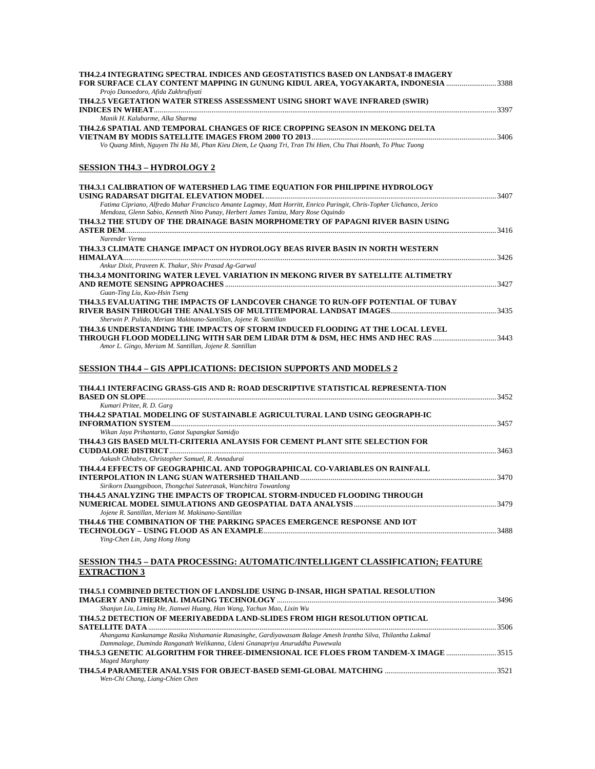**TH4.2.4 INTEGRATING SPECTRAL INDICES AND GEOSTATISTICS BASED ON LANDSAT-8 IMAGERY FOR SURFACE CLAY CONTENT MAPPING IN GUNUNG KIDUL AREA, YOGYAKARTA, INDONESIA** ......................... 3388
*Projo Danoedoro, Afida Zukhrufiyati*

**TH4.2.5 VEGETATION WATER STRESS ASSESSMENT USING SHORT WAVE INFRARED (SWIR) INDICES IN WHEAT** ......................... 3397
*Manik H. Kalubarme, Alka Sharma*

**TH4.2.6 SPATIAL AND TEMPORAL CHANGES OF RICE CROPPING SEASON IN MEKONG DELTA VIETNAM BY MODIS SATELLITE IMAGES FROM 2000 TO 2013** ......................... 3406
*Vo Quang Minh, Nguyen Thi Ha Mi, Phan Kieu Diem, Le Quang Tri, Tran Thi Hien, Chu Thai Hoanh, To Phuc Tuong*

## SESSION TH4.3 – HYDROLOGY 2

**TH4.3.1 CALIBRATION OF WATERSHED LAG TIME EQUATION FOR PHILIPPINE HYDROLOGY USING RADARSAT DIGITAL ELEVATION MODEL** ......................... 3407
*Fatima Cipriano, Alfredo Mahar Francisco Amante Lagmay, Matt Horritt, Enrico Paringit, Chris-Topher Uichanco, Jerico Mendoza, Glenn Sabio, Kenneth Nino Punay, Herbert James Taniza, Mary Rose Oquindo*

**TH4.3.2 THE STUDY OF THE DRAINAGE BASIN MORPHOMETRY OF PAPAGNI RIVER BASIN USING ASTER DEM** ......................... 3416
*Narender Verma*

**TH4.3.3 CLIMATE CHANGE IMPACT ON HYDROLOGY BEAS RIVER BASIN IN NORTH WESTERN HIMALAYA** ......................... 3426
*Ankur Dixit, Praveen K. Thakur, Shiv Prasad Ag-Garwal*

**TH4.3.4 MONITORING WATER LEVEL VARIATION IN MEKONG RIVER BY SATELLITE ALTIMETRY AND REMOTE SENSING APPROACHES** ......................... 3427
*Guan-Ting Liu, Kuo-Hsin Tseng*

**TH4.3.5 EVALUATING THE IMPACTS OF LANDCOVER CHANGE TO RUN-OFF POTENTIAL OF TUBAY RIVER BASIN THROUGH THE ANALYSIS OF MULTITEMPORAL LANDSAT IMAGES** ......................... 3435
*Sherwin P. Pulido, Meriam Makinano-Santillan, Jojene R. Santillan*

**TH4.3.6 UNDERSTANDING THE IMPACTS OF STORM INDUCED FLOODING AT THE LOCAL LEVEL THROUGH FLOOD MODELLING WITH SAR DEM LIDAR DTM & DSM, HEC HMS AND HEC RAS** ......................... 3443
*Amor L. Gingo, Meriam M. Santillan, Jojene R. Santillan*

## SESSION TH4.4 – GIS APPLICATIONS: DECISION SUPPORTS AND MODELS 2

**TH4.4.1 INTERFACING GRASS-GIS AND R: ROAD DESCRIPTIVE STATISTICAL REPRESENTA-TION BASED ON SLOPE** ......................... 3452
*Kumari Pritee, R. D. Garg*

**TH4.4.2 SPATIAL MODELING OF SUSTAINABLE AGRICULTURAL LAND USING GEOGRAPH-IC INFORMATION SYSTEM** ......................... 3457
*Wikan Jaya Prihantarto, Gatot Supangkat Samidjo*

**TH4.4.3 GIS BASED MULTI-CRITERIA ANLAYSIS FOR CEMENT PLANT SITE SELECTION FOR CUDDALORE DISTRICT** ......................... 3463
*Aakash Chhabra, Christopher Samuel, R. Annadurai*

**TH4.4.4 EFFECTS OF GEOGRAPHICAL AND TOPOGRAPHICAL CO-VARIABLES ON RAINFALL INTERPOLATION IN LANG SUAN WATERSHED THAILAND** ......................... 3470
*Sirikorn Duangpiboon, Thongchai Suteerasak, Wanchitra Towanlong*

**TH4.4.5 ANALYZING THE IMPACTS OF TROPICAL STORM-INDUCED FLOODING THROUGH NUMERICAL MODEL SIMULATIONS AND GEOSPATIAL DATA ANALYSIS** ......................... 3479
*Jojene R. Santillan, Meriam M. Makinano-Santillan*

**TH4.4.6 THE COMBINATION OF THE PARKING SPACES EMERGENCE RESPONSE AND IOT TECHNOLOGY – USING FLOOD AS AN EXAMPLE** ......................... 3488
*Ying-Chen Lin, Jung Hong Hong*

## SESSION TH4.5 – DATA PROCESSING: AUTOMATIC/INTELLIGENT CLASSIFICATION; FEATURE EXTRACTION 3

**TH4.5.1 COMBINED DETECTION OF LANDSLIDE USING D-INSAR, HIGH SPATIAL RESOLUTION IMAGERY AND THERMAL IMAGING TECHNOLOGY** ......................... 3496
*Shanjun Liu, Liming He, Jianwei Huang, Han Wang, Yachun Mao, Lixin Wu*

**TH4.5.2 DETECTION OF MEERIYABEDDA LAND-SLIDES FROM HIGH RESOLUTION OPTICAL SATELLITE DATA** ......................... 3506
*Ahangama Kankanamge Rasika Nishamanie Ranasinghe, Gardiyawasam Balage Amesh Irantha Silva, Thilantha Lakmal Dammalage, Duminda Ranganath Welikanna, Udeni Gnanapriya Anuruddha Puwewala*

**TH4.5.3 GENETIC ALGORITHM FOR THREE-DIMENSIONAL ICE FLOES FROM TANDEM-X IMAGE** ......................... 3515
*Maged Marghany*

**TH4.5.4 PARAMETER ANALYSIS FOR OBJECT-BASED SEMI-GLOBAL MATCHING** ......................... 3521
*Wen-Chi Chang, Liang-Chien Chen*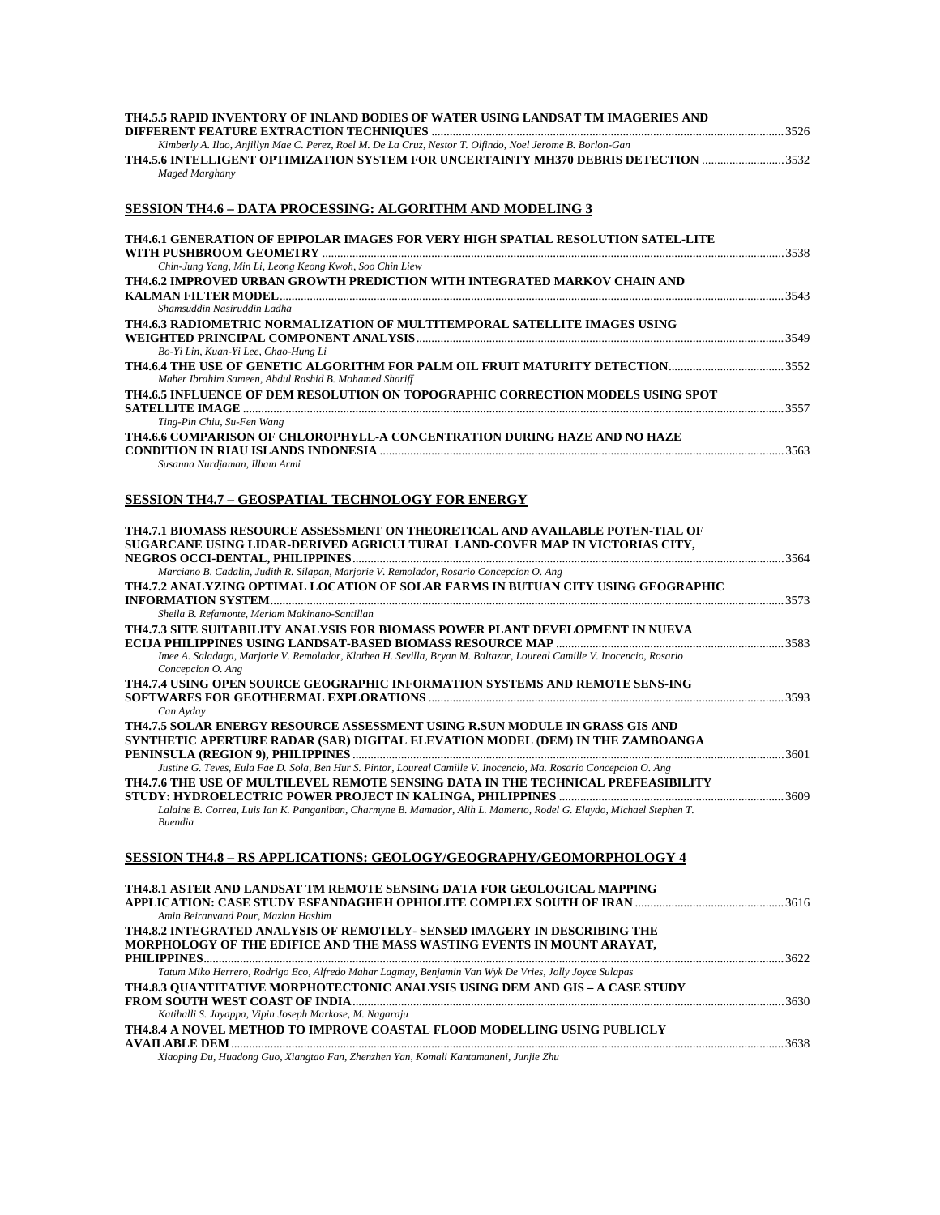**TH4.5.5 RAPID INVENTORY OF INLAND BODIES OF WATER USING LANDSAT TM IMAGERIES AND DIFFERENT FEATURE EXTRACTION TECHNIQUES** .......... 3526
*Kimberly A. Ilao, Anjillyn Mae C. Perez, Roel M. De La Cruz, Nestor T. Olfindo, Noel Jerome B. Borlon-Gan*

**TH4.5.6 INTELLIGENT OPTIMIZATION SYSTEM FOR UNCERTAINTY MH370 DEBRIS DETECTION** .......... 3532
*Maged Marghany*

## SESSION TH4.6 – DATA PROCESSING: ALGORITHM AND MODELING 3

**TH4.6.1 GENERATION OF EPIPOLAR IMAGES FOR VERY HIGH SPATIAL RESOLUTION SATEL-LITE WITH PUSHBROOM GEOMETRY** .......... 3538
*Chin-Jung Yang, Min Li, Leong Keong Kwoh, Soo Chin Liew*

**TH4.6.2 IMPROVED URBAN GROWTH PREDICTION WITH INTEGRATED MARKOV CHAIN AND KALMAN FILTER MODEL** .......... 3543
*Shamsuddin Nasiruddin Ladha*

**TH4.6.3 RADIOMETRIC NORMALIZATION OF MULTITEMPORAL SATELLITE IMAGES USING WEIGHTED PRINCIPAL COMPONENT ANALYSIS** .......... 3549
*Bo-Yi Lin, Kuan-Yi Lee, Chao-Hung Li*

**TH4.6.4 THE USE OF GENETIC ALGORITHM FOR PALM OIL FRUIT MATURITY DETECTION** .......... 3552
*Maher Ibrahim Sameen, Abdul Rashid B. Mohamed Shariff*

**TH4.6.5 INFLUENCE OF DEM RESOLUTION ON TOPOGRAPHIC CORRECTION MODELS USING SPOT SATELLITE IMAGE** .......... 3557
*Ting-Pin Chiu, Su-Fen Wang*

**TH4.6.6 COMPARISON OF CHLOROPHYLL-A CONCENTRATION DURING HAZE AND NO HAZE CONDITION IN RIAU ISLANDS INDONESIA** .......... 3563
*Susanna Nurdjaman, Ilham Armi*

## SESSION TH4.7 – GEOSPATIAL TECHNOLOGY FOR ENERGY

**TH4.7.1 BIOMASS RESOURCE ASSESSMENT ON THEORETICAL AND AVAILABLE POTEN-TIAL OF SUGARCANE USING LIDAR-DERIVED AGRICULTURAL LAND-COVER MAP IN VICTORIAS CITY, NEGROS OCCI-DENTAL, PHILIPPINES** .......... 3564
*Marciano B. Cadalin, Judith R. Silapan, Marjorie V. Remolador, Rosario Concepcion O. Ang*

**TH4.7.2 ANALYZING OPTIMAL LOCATION OF SOLAR FARMS IN BUTUAN CITY USING GEOGRAPHIC INFORMATION SYSTEM** .......... 3573
*Sheila B. Refamonte, Meriam Makinano-Santillan*

**TH4.7.3 SITE SUITABILITY ANALYSIS FOR BIOMASS POWER PLANT DEVELOPMENT IN NUEVA ECIJA PHILIPPINES USING LANDSAT-BASED BIOMASS RESOURCE MAP** .......... 3583
*Imee A. Saladaga, Marjorie V. Remolador, Klathea H. Sevilla, Bryan M. Baltazar, Loureal Camille V. Inocencio, Rosario Concepcion O. Ang*

**TH4.7.4 USING OPEN SOURCE GEOGRAPHIC INFORMATION SYSTEMS AND REMOTE SENS-ING SOFTWARES FOR GEOTHERMAL EXPLORATIONS** .......... 3593
*Can Ayday*

**TH4.7.5 SOLAR ENERGY RESOURCE ASSESSMENT USING R.SUN MODULE IN GRASS GIS AND SYNTHETIC APERTURE RADAR (SAR) DIGITAL ELEVATION MODEL (DEM) IN THE ZAMBOANGA PENINSULA (REGION 9), PHILIPPINES** .......... 3601
*Justine G. Teves, Eula Fae D. Sola, Ben Hur S. Pintor, Loureal Camille V. Inocencio, Ma. Rosario Concepcion O. Ang*

**TH4.7.6 THE USE OF MULTILEVEL REMOTE SENSING DATA IN THE TECHNICAL PREFEASIBILITY STUDY: HYDROELECTRIC POWER PROJECT IN KALINGA, PHILIPPINES** .......... 3609
*Lalaine B. Correa, Luis Ian K. Panganiban, Charmyne B. Mamador, Alih L. Mamerto, Rodel G. Elaydo, Michael Stephen T. Buendia*

## SESSION TH4.8 – RS APPLICATIONS: GEOLOGY/GEOGRAPHY/GEOMORPHOLOGY 4

**TH4.8.1 ASTER AND LANDSAT TM REMOTE SENSING DATA FOR GEOLOGICAL MAPPING APPLICATION: CASE STUDY ESFANDAGHEH OPHIOLITE COMPLEX SOUTH OF IRAN** .......... 3616
*Amin Beiranvand Pour, Mazlan Hashim*

**TH4.8.2 INTEGRATED ANALYSIS OF REMOTELY- SENSED IMAGERY IN DESCRIBING THE MORPHOLOGY OF THE EDIFICE AND THE MASS WASTING EVENTS IN MOUNT ARAYAT, PHILIPPINES** .......... 3622
*Tatum Miko Herrero, Rodrigo Eco, Alfredo Mahar Lagmay, Benjamin Van Wyk De Vries, Jolly Joyce Sulapas*

**TH4.8.3 QUANTITATIVE MORPHOTECTONIC ANALYSIS USING DEM AND GIS – A CASE STUDY FROM SOUTH WEST COAST OF INDIA** .......... 3630
*Katihalli S. Jayappa, Vipin Joseph Markose, M. Nagaraju*

**TH4.8.4 A NOVEL METHOD TO IMPROVE COASTAL FLOOD MODELLING USING PUBLICLY AVAILABLE DEM** .......... 3638
*Xiaoping Du, Huadong Guo, Xiangtao Fan, Zhenzhen Yan, Komali Kantamaneni, Junjie Zhu*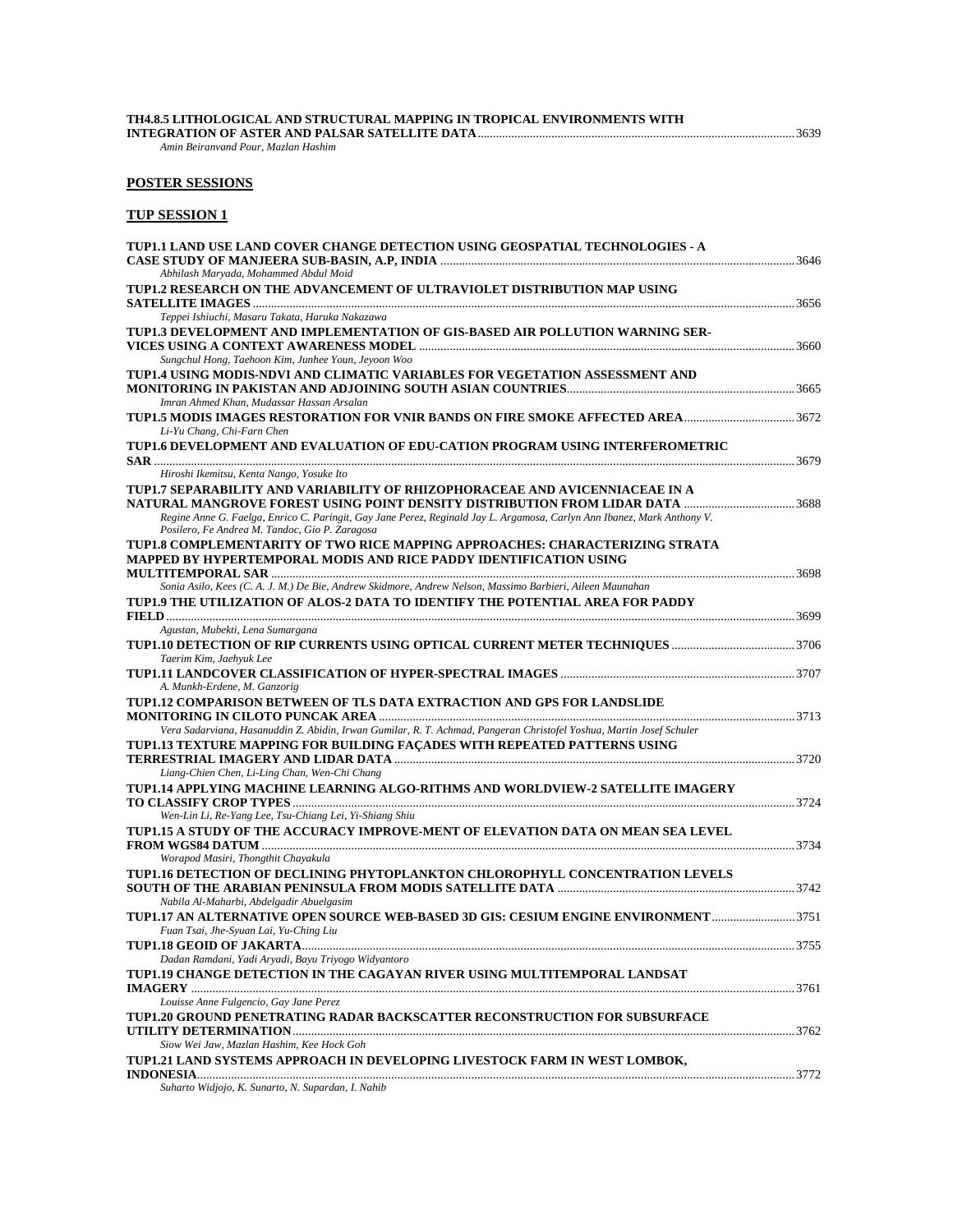**TH4.8.5 LITHOLOGICAL AND STRUCTURAL MAPPING IN TROPICAL ENVIRONMENTS WITH INTEGRATION OF ASTER AND PALSAR SATELLITE DATA** ... 3639
*Amin Beiranvand Pour, Mazlan Hashim*

## POSTER SESSIONS

### TUP SESSION 1

**TUP1.1 LAND USE LAND COVER CHANGE DETECTION USING GEOSPATIAL TECHNOLOGIES - A CASE STUDY OF MANJEERA SUB-BASIN, A.P, INDIA** ... 3646
*Abhilash Maryada, Mohammed Abdul Moid*

**TUP1.2 RESEARCH ON THE ADVANCEMENT OF ULTRAVIOLET DISTRIBUTION MAP USING SATELLITE IMAGES** ... 3656
*Teppei Ishiuchi, Masaru Takata, Haruka Nakazawa*

**TUP1.3 DEVELOPMENT AND IMPLEMENTATION OF GIS-BASED AIR POLLUTION WARNING SER-VICES USING A CONTEXT AWARENESS MODEL** ... 3660
*Sungchul Hong, Taehoon Kim, Junhee Youn, Jeyoon Woo*

**TUP1.4 USING MODIS-NDVI AND CLIMATIC VARIABLES FOR VEGETATION ASSESSMENT AND MONITORING IN PAKISTAN AND ADJOINING SOUTH ASIAN COUNTRIES** ... 3665
*Imran Ahmed Khan, Mudassar Hassan Arsalan*

**TUP1.5 MODIS IMAGES RESTORATION FOR VNIR BANDS ON FIRE SMOKE AFFECTED AREA** ... 3672
*Li-Yu Chang, Chi-Farn Chen*

**TUP1.6 DEVELOPMENT AND EVALUATION OF EDU-CATION PROGRAM USING INTERFEROMETRIC SAR** ... 3679
*Hiroshi Ikemitsu, Kenta Nango, Yosuke Ito*

**TUP1.7 SEPARABILITY AND VARIABILITY OF RHIZOPHORACEAE AND AVICENNIACEAE IN A NATURAL MANGROVE FOREST USING POINT DENSITY DISTRIBUTION FROM LIDAR DATA** ... 3688
*Regine Anne G. Faelga, Enrico C. Paringit, Gay Jane Perez, Reginald Jay L. Argamosa, Carlyn Ann Ibanez, Mark Anthony V. Posilero, Fe Andrea M. Tandoc, Gio P. Zaragosa*

**TUP1.8 COMPLEMENTARITY OF TWO RICE MAPPING APPROACHES: CHARACTERIZING STRATA MAPPED BY HYPERTEMPORAL MODIS AND RICE PADDY IDENTIFICATION USING MULTITEMPORAL SAR** ... 3698
*Sonia Asilo, Kees (C. A. J. M.) De Bie, Andrew Skidmore, Andrew Nelson, Massimo Barbieri, Aileen Maunahan*

**TUP1.9 THE UTILIZATION OF ALOS-2 DATA TO IDENTIFY THE POTENTIAL AREA FOR PADDY FIELD** ... 3699
*Agustan, Mubekti, Lena Sumargana*

**TUP1.10 DETECTION OF RIP CURRENTS USING OPTICAL CURRENT METER TECHNIQUES** ... 3706
*Taerim Kim, Jaehyuk Lee*

**TUP1.11 LANDCOVER CLASSIFICATION OF HYPER-SPECTRAL IMAGES** ... 3707
*A. Munkh-Erdene, M. Ganzorig*

**TUP1.12 COMPARISON BETWEEN OF TLS DATA EXTRACTION AND GPS FOR LANDSLIDE MONITORING IN CILOTO PUNCAK AREA** ... 3713
*Vera Sadarviana, Hasanuddin Z. Abidin, Irwan Gumilar, R. T. Achmad, Pangeran Christofel Yoshua, Martin Josef Schuler*

**TUP1.13 TEXTURE MAPPING FOR BUILDING FAÇADES WITH REPEATED PATTERNS USING TERRESTRIAL IMAGERY AND LIDAR DATA** ... 3720
*Liang-Chien Chen, Li-Ling Chan, Wen-Chi Chang*

**TUP1.14 APPLYING MACHINE LEARNING ALGO-RITHMS AND WORLDVIEW-2 SATELLITE IMAGERY TO CLASSIFY CROP TYPES** ... 3724
*Wen-Lin Li, Re-Yang Lee, Tsu-Chiang Lei, Yi-Shiang Shiu*

**TUP1.15 A STUDY OF THE ACCURACY IMPROVE-MENT OF ELEVATION DATA ON MEAN SEA LEVEL FROM WGS84 DATUM** ... 3734
*Worapod Masiri, Thongthit Chayakula*

**TUP1.16 DETECTION OF DECLINING PHYTOPLANKTON CHLOROPHYLL CONCENTRATION LEVELS SOUTH OF THE ARABIAN PENINSULA FROM MODIS SATELLITE DATA** ... 3742
*Nabila Al-Maharbi, Abdelgadir Abuelgasim*

**TUP1.17 AN ALTERNATIVE OPEN SOURCE WEB-BASED 3D GIS: CESIUM ENGINE ENVIRONMENT** ... 3751
*Fuan Tsai, Jhe-Syuan Lai, Yu-Ching Liu*

**TUP1.18 GEOID OF JAKARTA** ... 3755
*Dadan Ramdani, Yadi Aryadi, Bayu Triyogo Widyantoro*

**TUP1.19 CHANGE DETECTION IN THE CAGAYAN RIVER USING MULTITEMPORAL LANDSAT IMAGERY** ... 3761
*Louisse Anne Fulgencio, Gay Jane Perez*

**TUP1.20 GROUND PENETRATING RADAR BACKSCATTER RECONSTRUCTION FOR SUBSURFACE UTILITY DETERMINATION** ... 3762
*Siow Wei Jaw, Mazlan Hashim, Kee Hock Goh*

**TUP1.21 LAND SYSTEMS APPROACH IN DEVELOPING LIVESTOCK FARM IN WEST LOMBOK, INDONESIA** ... 3772
*Suharto Widjojo, K. Sunarto, N. Supardan, I. Nahib*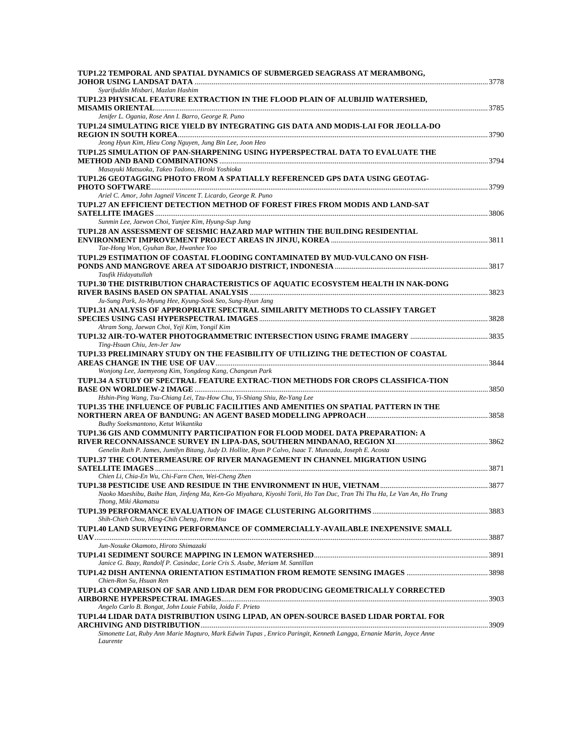**TUP1.22 TEMPORAL AND SPATIAL DYNAMICS OF SUBMERGED SEAGRASS AT MERAMBONG, JOHOR USING LANDSAT DATA** ........ 3778
*Syarifuddin Misbari, Mazlan Hashim*

**TUP1.23 PHYSICAL FEATURE EXTRACTION IN THE FLOOD PLAIN OF ALUBIJID WATERSHED, MISAMIS ORIENTAL** ........ 3785
*Jenifer L. Ogania, Rose Ann I. Barro, George R. Puno*

**TUP1.24 SIMULATING RICE YIELD BY INTEGRATING GIS DATA AND MODIS-LAI FOR JEOLLA-DO REGION IN SOUTH KOREA** ........ 3790
*Jeong Hyun Kim, Hieu Cong Nguyen, Jung Bin Lee, Joon Heo*

**TUP1.25 SIMULATION OF PAN-SHARPENING USING HYPERSPECTRAL DATA TO EVALUATE THE METHOD AND BAND COMBINATIONS** ........ 3794
*Masayuki Matsuoka, Takeo Tadono, Hiroki Yoshioka*

**TUP1.26 GEOTAGGING PHOTO FROM A SPATIALLY REFERENCED GPS DATA USING GEOTAG-PHOTO SOFTWARE** ........ 3799
*Ariel C. Amor, John Jagneil Vincent T. Licardo, George R. Puno*

**TUP1.27 AN EFFICIENT DETECTION METHOD OF FOREST FIRES FROM MODIS AND LAND-SAT SATELLITE IMAGES** ........ 3806
*Sunmin Lee, Jaewon Choi, Yunjee Kim, Hyung-Sup Jung*

**TUP1.28 AN ASSESSMENT OF SEISMIC HAZARD MAP WITHIN THE BUILDING RESIDENTIAL ENVIRONMENT IMPROVEMENT PROJECT AREAS IN JINJU, KOREA** ........ 3811
*Tae-Hong Won, Gyuhan Bae, Hwanhee Yoo*

**TUP1.29 ESTIMATION OF COASTAL FLOODING CONTAMINATED BY MUD-VULCANO ON FISH-PONDS AND MANGROVE AREA AT SIDOARJO DISTRICT, INDONESIA** ........ 3817
*Taufik Hidayatullah*

**TUP1.30 THE DISTRIBUTION CHARACTERISTICS OF AQUATIC ECOSYSTEM HEALTH IN NAK-DONG RIVER BASINS BASED ON SPATIAL ANALYSIS** ........ 3823
*Ju-Sung Park, Jo-Myung Hee, Kyung-Sook Seo, Sung-Hyun Jang*

**TUP1.31 ANALYSIS OF APPROPRIATE SPECTRAL SIMILARITY METHODS TO CLASSIFY TARGET SPECIES USING CASI HYPERSPECTRAL IMAGES** ........ 3828
*Ahram Song, Jaewan Choi, Yeji Kim, Yongil Kim*

**TUP1.32 AIR-TO-WATER PHOTOGRAMMETRIC INTERSECTION USING FRAME IMAGERY** ........ 3835
*Ting-Hsuan Chiu, Jen-Jer Jaw*

**TUP1.33 PRELIMINARY STUDY ON THE FEASIBILITY OF UTILIZING THE DETECTION OF COASTAL AREAS CHANGE IN THE USE OF UAV** ........ 3844
*Wonjong Lee, Jaemyeong Kim, Yongdeog Kang, Changeun Park*

**TUP1.34 A STUDY OF SPECTRAL FEATURE EXTRAC-TION METHODS FOR CROPS CLASSIFICA-TION BASE ON WORLDIEW-2 IMAGE** ........ 3850
*Hshin-Ping Wang, Tsu-Chiang Lei, Tzu-How Chu, Yi-Shiang Shiu, Re-Yang Lee*

**TUP1.35 THE INFLUENCE OF PUBLIC FACILITIES AND AMENITIES ON SPATIAL PATTERN IN THE NORTHERN AREA OF BANDUNG: AN AGENT BASED MODELLING APPROACH** ........ 3858
*Budhy Soeksmantono, Ketut Wikantika*

**TUP1.36 GIS AND COMMUNITY PARTICIPATION FOR FLOOD MODEL DATA PREPARATION: A RIVER RECONNAISSANCE SURVEY IN LIPA-DAS, SOUTHERN MINDANAO, REGION XI** ........ 3862
*Genelin Ruth P. James, Jumilyn Bitang, Judy D. Hollite, Ryan P Calvo, Isaac T. Muncada, Joseph E. Acosta*

**TUP1.37 THE COUNTERMEASURE OF RIVER MANAGEMENT IN CHANNEL MIGRATION USING SATELLITE IMAGES** ........ 3871
*Chien Li, Chia-En Wu, Chi-Farn Chen, Wei-Cheng Zhen*

**TUP1.38 PESTICIDE USE AND RESIDUE IN THE ENVIRONMENT IN HUE, VIETNAM** ........ 3877
*Naoko Maeshibu, Baihe Han, Jinfeng Ma, Ken-Go Miyahara, Kiyoshi Torii, Ho Tan Duc, Tran Thi Thu Ha, Le Van An, Ho Trung Thong, Miki Akamatsu*

**TUP1.39 PERFORMANCE EVALUATION OF IMAGE CLUSTERING ALGORITHMS** ........ 3883
*Shih-Chieh Chou, Ming-Chih Cheng, Irene Hsu*

**TUP1.40 LAND SURVEYING PERFORMANCE OF COMMERCIALLY-AVAILABLE INEXPENSIVE SMALL UAV** ........ 3887
*Jun-Nosuke Okamoto, Hiroto Shimazaki*

**TUP1.41 SEDIMENT SOURCE MAPPING IN LEMON WATERSHED** ........ 3891
*Janice G. Baay, Randolf P. Casindac, Lorie Cris S. Asube, Meriam M. Santillan*

**TUP1.42 DISH ANTENNA ORIENTATION ESTIMATION FROM REMOTE SENSING IMAGES** ........ 3898
*Chien-Ron Su, Hsuan Ren*

**TUP1.43 COMPARISON OF SAR AND LIDAR DEM FOR PRODUCING GEOMETRICALLY CORRECTED AIRBORNE HYPERSPECTRAL IMAGES** ........ 3903
*Angelo Carlo B. Bongat, John Louie Fabila, Joida F. Prieto*

**TUP1.44 LIDAR DATA DISTRIBUTION USING LIPAD, AN OPEN-SOURCE BASED LIDAR PORTAL FOR ARCHIVING AND DISTRIBUTION** ........ 3909
*Simonette Lat, Ruby Ann Marie Magturo, Mark Edwin Tupas , Enrico Paringit, Kenneth Langga, Ernanie Marin, Joyce Anne Laurente*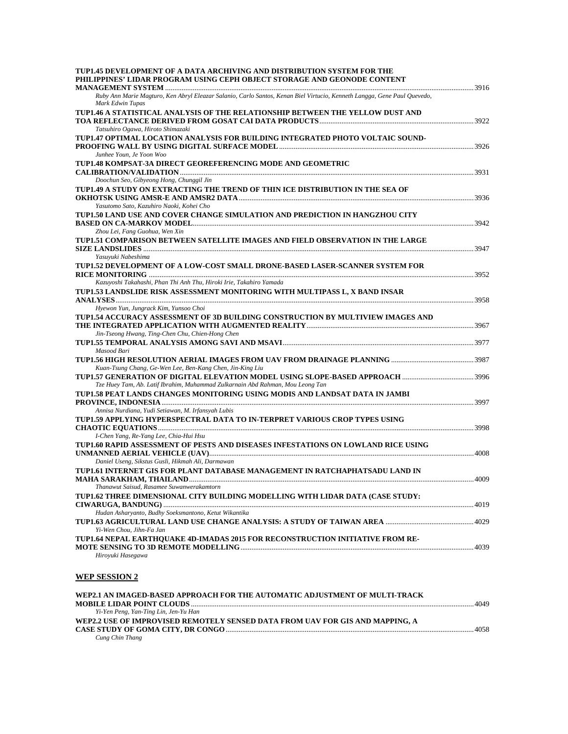**TUP1.45 DEVELOPMENT OF A DATA ARCHIVING AND DISTRIBUTION SYSTEM FOR THE PHILIPPINES' LIDAR PROGRAM USING CEPH OBJECT STORAGE AND GEONODE CONTENT MANAGEMENT SYSTEM** ........ 3916
*Ruby Ann Marie Magturo, Ken Abryl Eleazar Salanio, Carlo Santos, Kenan Biel Virtucio, Kenneth Langga, Gene Paul Quevedo, Mark Edwin Tupas*

**TUP1.46 A STATISTICAL ANALYSIS OF THE RELATIONSHIP BETWEEN THE YELLOW DUST AND TOA REFLECTANCE DERIVED FROM GOSAT CAI DATA PRODUCTS** ........ 3922
*Tatsuhiro Ogawa, Hiroto Shimazaki*

**TUP1.47 OPTIMAL LOCATION ANALYSIS FOR BUILDING INTEGRATED PHOTO VOLTAIC SOUND-PROOFING WALL BY USING DIGITAL SURFACE MODEL** ........ 3926
*Junhee Youn, Je Yoon Woo*

**TUP1.48 KOMPSAT-3A DIRECT GEOREFERENCING MODE AND GEOMETRIC CALIBRATION/VALIDATION** ........ 3931
*Doochun Seo, Gibyeong Hong, Chunggil Jin*

**TUP1.49 A STUDY ON EXTRACTING THE TREND OF THIN ICE DISTRIBUTION IN THE SEA OF OKHOTSK USING AMSR-E AND AMSR2 DATA** ........ 3936
*Yasutomo Sato, Kazuhiro Naoki, Kohei Cho*

**TUP1.50 LAND USE AND COVER CHANGE SIMULATION AND PREDICTION IN HANGZHOU CITY BASED ON CA-MARKOV MODEL** ........ 3942
*Zhou Lei, Fang Guohua, Wen Xin*

**TUP1.51 COMPARISON BETWEEN SATELLITE IMAGES AND FIELD OBSERVATION IN THE LARGE SIZE LANDSLIDES** ........ 3947
*Yasuyuki Nabeshima*

**TUP1.52 DEVELOPMENT OF A LOW-COST SMALL DRONE-BASED LASER-SCANNER SYSTEM FOR RICE MONITORING** ........ 3952
*Kazuyoshi Takahashi, Phan Thi Anh Thu, Hiroki Irie, Takahiro Yamada*

**TUP1.53 LANDSLIDE RISK ASSESSMENT MONITORING WITH MULTIPASS L, X BAND INSAR ANALYSES** ........ 3958
*Hyewon Yun, Jungrack Kim, Yunsoo Choi*

**TUP1.54 ACCURACY ASSESSMENT OF 3D BUILDING CONSTRUCTION BY MULTIVIEW IMAGES AND THE INTEGRATED APPLICATION WITH AUGMENTED REALITY** ........ 3967
*Jin-Tseong Hwang, Ting-Chen Chu, Chien-Hong Chen*

**TUP1.55 TEMPORAL ANALYSIS AMONG SAVI AND MSAVI** ........ 3977
*Masood Bari*

**TUP1.56 HIGH RESOLUTION AERIAL IMAGES FROM UAV FROM DRAINAGE PLANNING** ........ 3987
*Kuan-Tsung Chang, Ge-Wen Lee, Ben-Kang Chen, Jin-King Liu*

**TUP1.57 GENERATION OF DIGITAL ELEVATION MODEL USING SLOPE-BASED APPROACH** ........ 3996
*Tze Huey Tam, Ab. Latif Ibrahim, Muhammad Zulkarnain Abd Rahman, Mou Leong Tan*

**TUP1.58 PEAT LANDS CHANGES MONITORING USING MODIS AND LANDSAT DATA IN JAMBI PROVINCE, INDONESIA** ........ 3997
*Annisa Nurdiana, Yudi Setiawan, M. Irfansyah Lubis*

**TUP1.59 APPLYING HYPERSPECTRAL DATA TO IN-TERPRET VARIOUS CROP TYPES USING CHAOTIC EQUATIONS** ........ 3998
*I-Chen Yang, Re-Yang Lee, Chia-Hui Hsu*

**TUP1.60 RAPID ASSESSMENT OF PESTS AND DISEASES INFESTATIONS ON LOWLAND RICE USING UNMANNED AERIAL VEHICLE (UAV)** ........ 4008
*Daniel Useng, Sikstus Gusli, Hikmah Ali, Darmawan*

**TUP1.61 INTERNET GIS FOR PLANT DATABASE MANAGEMENT IN RATCHAPHATSADU LAND IN MAHA SARAKHAM, THAILAND** ........ 4009
*Thanawut Saisud, Rasamee Suwanwerakamtorn*

**TUP1.62 THREE DIMENSIONAL CITY BUILDING MODELLING WITH LIDAR DATA (CASE STUDY: CIWARUGA, BANDUNG)** ........ 4019
*Hudan Asharyanto, Budhy Soeksmantono, Ketut Wikantika*

**TUP1.63 AGRICULTURAL LAND USE CHANGE ANALYSIS: A STUDY OF TAIWAN AREA** ........ 4029
*Yi-Wen Chou, Jihn-Fa Jan*

**TUP1.64 NEPAL EARTHQUAKE 4D-IMADAS 2015 FOR RECONSTRUCTION INITIATIVE FROM RE-MOTE SENSING TO 3D REMOTE MODELLING** ........ 4039
*Hiroyuki Hasegawa*

## WEP SESSION 2

**WEP2.1 AN IMAGED-BASED APPROACH FOR THE AUTOMATIC ADJUSTMENT OF MULTI-TRACK MOBILE LIDAR POINT CLOUDS** ........ 4049
*Yi-Yen Peng, Yan-Ting Lin, Jen-Yu Han*

**WEP2.2 USE OF IMPROVISED REMOTELY SENSED DATA FROM UAV FOR GIS AND MAPPING, A CASE STUDY OF GOMA CITY, DR CONGO** ........ 4058
*Cung Chin Thang*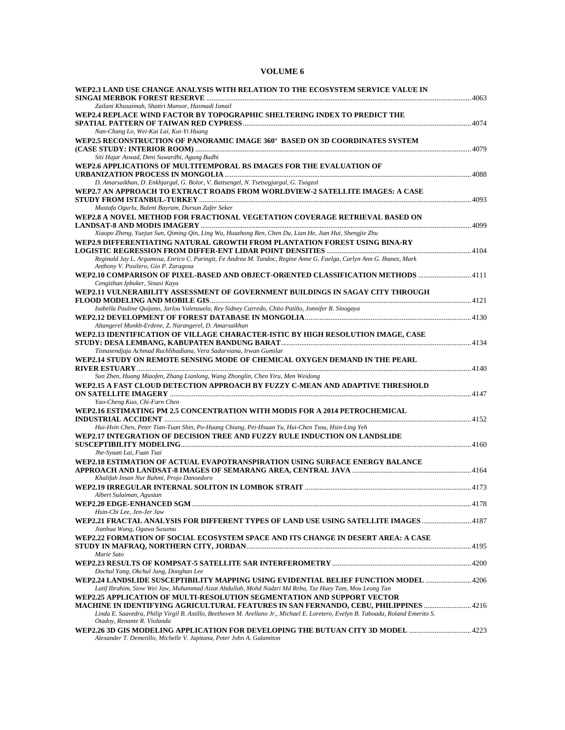# VOLUME 6

**WEP2.3 LAND USE CHANGE ANALYSIS WITH RELATION TO THE ECOSYSTEM SERVICE VALUE IN SINGAI MERBOK FOREST RESERVE** ..... 4063
*Zailani Khuzaimah, Shattri Mansor, Hasmadi Ismail*

**WEP2.4 REPLACE WIND FACTOR BY TOPOGRAPHIC SHELTERING INDEX TO PREDICT THE SPATIAL PATTERN OF TAIWAN RED CYPRESS** ..... 4074
*Nan-Chang Lo, Wei-Kai Lai, Kai-Yi Huang*

**WEP2.5 RECONSTRUCTION OF PANORAMIC IMAGE 360° BASED ON 3D COORDINATES SYSTEM (CASE STUDY: INTERIOR ROOM)** ..... 4079
*Siti Hajar Aswad, Deni Suwardhi, Agung Budhi*

**WEP2.6 APPLICATIONS OF MULTITEMPORAL RS IMAGES FOR THE EVALUATION OF URBANIZATION PROCESS IN MONGOLIA** ..... 4088
*D. Amarsaikhan, D. Enkhjargal, G. Bolor, V. Battsengel, N. Tsetsegjargal, G. Tsogzol*

**WEP2.7 AN APPROACH TO EXTRACT ROADS FROM WORLDVIEW-2 SATELLITE IMAGES: A CASE STUDY FROM ISTANBUL-TURKEY** ..... 4093
*Mustafa Ogurlu, Bulent Bayram, Dursun Zafer Seker*

**WEP2.8 A NOVEL METHOD FOR FRACTIONAL VEGETATION COVERAGE RETRIEVAL BASED ON LANDSAT-8 AND MODIS IMAGERY** ..... 4099
*Xiaopo Zheng, Yuejun Sun, Qiming Qin, Ling Wu, Huazhong Ren, Chen Du, Lian He, Jian Hui, Shengjie Zhu*

**WEP2.9 DIFFERENTIATING NATURAL GROWTH FROM PLANTATION FOREST USING BINA-RY LOGISTIC REGRESSION FROM DIFFER-ENT LIDAR POINT DENSITIES** ..... 4104
*Reginald Jay L. Argamosa, Enrico C. Paringit, Fe Andrea M. Tandoc, Regine Anne G. Faelga, Carlyn Ann G. Ibanez, Mark Anthony V. Posilero, Gio P. Zaragosa*

**WEP2.10 COMPARISON OF PIXEL-BASED AND OBJECT-ORiENTED CLASSIFICATION METHODS** ..... 4111
*Cengizhan Ipbuker, Sinasi Kaya*

**WEP2.11 VULNERABILITY ASSESSMENT OF GOVERNMENT BUILDINGS IN SAGAY CITY THROUGH FLOOD MODELING AND MOBILE GIS** ..... 4121
*Isabella Pauline Quijano, Jarlou Valenzuela, Rey Sidney Carredo, Chito Patiño, Jonnifer R. Sinogaya*

**WEP2.12 DEVELOPMENT OF FOREST DATABASE IN MONGOLIA** ..... 4130
*Altangerel Munkh-Erdene, Z. Narangerel, D. Amarsaikhan*

**WEP2.13 IDENTIFICATION OF VILLAGE CHARACTER-ISTIC BY HIGH RESOLUTION IMAGE, CASE STUDY: DESA LEMBANG, KABUPATEN BANDUNG BARAT** ..... 4134
*Tisnasendjaja Achmad Ruchlihadiana, Vera Sadarviana, Irwan Gumilar*

**WEP2.14 STUDY ON REMOTE SENSING MODE OF CHEMICAL OXYGEN DEMAND IN THE PEARL RIVER ESTUARY** ..... 4140
*Sun Zhen, Huang Miaofen, Zhang Lianlong, Wang Zhonglin, Chen Yiru, Men Weidong*

**WEP2.15 A FAST CLOUD DETECTION APPROACH BY FUZZY C-MEAN AND ADAPTIVE THRESHOLD ON SATELLITE IMAGERY** ..... 4147
*Yao-Cheng Kuo, Chi-Farn Chen*

**WEP2.16 ESTIMATING PM 2.5 CONCENTRATION WITH MODIS FOR A 2014 PETROCHEMICAL INDUSTRIAL ACCIDENT** ..... 4152
*Hui-Hsin Chen, Peter Tian-Tuan Shin, Po-Huang Chiang, Pei-Hsuan Yu, Hui-Chen Tsou, Hsin-Ling Yeh*

**WEP2.17 INTEGRATION OF DECISION TREE AND FUZZY RULE INDUCTION ON LANDSLIDE SUSCEPTIBILITY MODELING** ..... 4160
*Jhe-Syuan Lai, Fuan Tsai*

**WEP2.18 ESTIMATION OF ACTUAL EVAPOTRANSPIRATION USING SURFACE ENERGY BALANCE APPROACH AND LANDSAT-8 IMAGES OF SEMARANG AREA, CENTRAL JAVA** ..... 4164
*Khalifah Insan Nur Rahmi, Projo Danoedoro*

**WEP2.19 IRREGULAR INTERNAL SOLITON IN LOMBOK STRAIT** ..... 4173
*Albert Sulaiman, Agustan*

**WEP2.20 EDGE-ENHANCED SGM** ..... 4178
*Hsin-Chi Lee, Jen-Jer Jaw*

**WEP2.21 FRACTAL ANALYSIS FOR DIFFERENT TYPES OF LAND USE USING SATELLITE IMAGES** ..... 4187
*Jianhua Wang, Ogawa Susumu*

**WEP2.22 FORMATION OF SOCIAL ECOSYSTEM SPACE AND ITS CHANGE IN DESERT AREA: A CASE STUDY IN MAFRAQ, NORTHERN CITY, JORDAN** ..... 4195
*Marie Sato*

**WEP2.23 RESULTS OF KOMPSAT-5 SATELLITE SAR INTERFEROMETRY** ..... 4200
*Dochul Yang, Okchul Jung, Donghan Lee*

**WEP2.24 LANDSLIDE SUSCEPTIBILITY MAPPING USING EVIDENTIAL BELIEF FUNCTION MODEL** ..... 4206
*Latif Ibrahim, Siow Wei Jaw, Muhammad Aizat Abdullah, Mohd Nadzri Md Reba, Tze Huey Tam, Mou Leong Tan*

**WEP2.25 APPLICATION OF MULTI-RESOLUTION SEGMENTATION AND SUPPORT VECTOR MACHINE IN IDENTIFYING AGRICULTURAL FEATURES IN SAN FERNANDO, CEBU, PHILIPPINES** ..... 4216
*Linda E. Saavedra, Philip Virgil B. Astillo, Beethoven M. Arellano Jr., Michael E. Loretero, Evelyn B. Taboada, Roland Emerito S. Otadoy, Renante R. Violanda*

**WEP2.26 3D GIS MODELING APPLICATION FOR DEVELOPING THE BUTUAN CITY 3D MODEL** ..... 4223
*Alexander T. Demetillo, Michelle V. Japitana, Peter John A. Galamiton*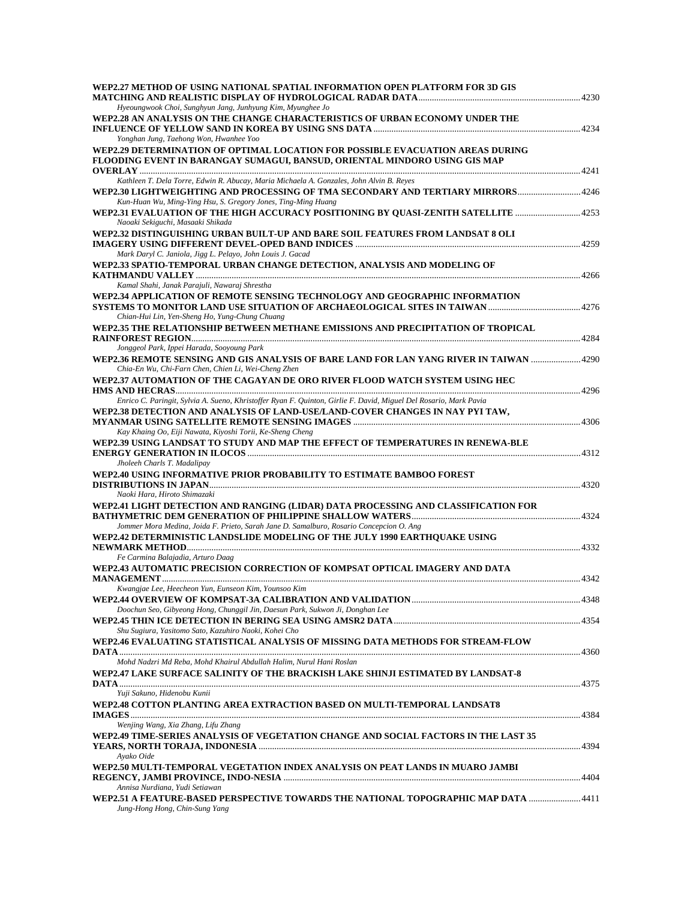**WEP2.27 METHOD OF USING NATIONAL SPATIAL INFORMATION OPEN PLATFORM FOR 3D GIS MATCHING AND REALISTIC DISPLAY OF HYDROLOGICAL RADAR DATA** ........ 4230
*Hyeoungwook Choi, Sunghyun Jang, Junhyung Kim, Myunghee Jo*

**WEP2.28 AN ANALYSIS ON THE CHANGE CHARACTERISTICS OF URBAN ECONOMY UNDER THE INFLUENCE OF YELLOW SAND IN KOREA BY USING SNS DATA** ........ 4234
*Yonghan Jung, Taehong Won, Hwanhee Yoo*

**WEP2.29 DETERMINATION OF OPTIMAL LOCATION FOR POSSIBLE EVACUATION AREAS DURING FLOODING EVENT IN BARANGAY SUMAGUI, BANSUD, ORIENTAL MINDORO USING GIS MAP OVERLAY** ........ 4241
*Kathleen T. Dela Torre, Edwin R. Abucay, Maria Michaela A. Gonzales, John Alvin B. Reyes*

**WEP2.30 LIGHTWEIGHTING AND PROCESSING OF TMA SECONDARY AND TERTIARY MIRRORS** ........ 4246
*Kun-Huan Wu, Ming-Ying Hsu, S. Gregory Jones, Ting-Ming Huang*

**WEP2.31 EVALUATION OF THE HIGH ACCURACY POSITIONING BY QUASI-ZENITH SATELLITE** ........ 4253
*Naoaki Sekiguchi, Masaaki Shikada*

**WEP2.32 DISTINGUISHING URBAN BUILT-UP AND BARE SOIL FEATURES FROM LANDSAT 8 OLI IMAGERY USING DIFFERENT DEVEL-OPED BAND INDICES** ........ 4259
*Mark Daryl C. Janiola, Jigg L. Pelayo, John Louis J. Gacad*

**WEP2.33 SPATIO-TEMPORAL URBAN CHANGE DETECTION, ANALYSIS AND MODELING OF KATHMANDU VALLEY** ........ 4266
*Kamal Shahi, Janak Parajuli, Nawaraj Shrestha*

**WEP2.34 APPLICATION OF REMOTE SENSING TECHNOLOGY AND GEOGRAPHIC INFORMATION SYSTEMS TO MONITOR LAND USE SITUATION OF ARCHAEOLOGICAL SITES IN TAIWAN** ........ 4276
*Chian-Hui Lin, Yen-Sheng Ho, Yung-Chung Chuang*

**WEP2.35 THE RELATIONSHIP BETWEEN METHANE EMISSIONS AND PRECIPITATION OF TROPICAL RAINFOREST REGION** ........ 4284
*Jonggeol Park, Ippei Harada, Sooyoung Park*

**WEP2.36 REMOTE SENSING AND GIS ANALYSIS OF BARE LAND FOR LAN YANG RIVER IN TAIWAN** ........ 4290
*Chia-En Wu, Chi-Farn Chen, Chien Li, Wei-Cheng Zhen*

**WEP2.37 AUTOMATION OF THE CAGAYAN DE ORO RIVER FLOOD WATCH SYSTEM USING HEC HMS AND HECRAS** ........ 4296
*Enrico C. Paringit, Sylvia A. Sueno, Khristoffer Ryan F. Quinton, Girlie F. David, Miguel Del Rosario, Mark Pavia*

**WEP2.38 DETECTION AND ANALYSIS OF LAND-USE/LAND-COVER CHANGES IN NAY PYI TAW, MYANMAR USING SATELLITE REMOTE SENSING IMAGES** ........ 4306
*Kay Khaing Oo, Eiji Nawata, Kiyoshi Torii, Ke-Sheng Cheng*

**WEP2.39 USING LANDSAT TO STUDY AND MAP THE EFFECT OF TEMPERATURES IN RENEWA-BLE ENERGY GENERATION IN ILOCOS** ........ 4312
*Jholeeh Charls T. Madalipay*

**WEP2.40 USING INFORMATIVE PRIOR PROBABILITY TO ESTIMATE BAMBOO FOREST DISTRIBUTIONS IN JAPAN** ........ 4320
*Naoki Hara, Hiroto Shimazaki*

**WEP2.41 LIGHT DETECTION AND RANGING (LIDAR) DATA PROCESSING AND CLASSIFICATION FOR BATHYMETRIC DEM GENERATION OF PHILIPPINE SHALLOW WATERS** ........ 4324
*Jommer Mora Medina, Joida F. Prieto, Sarah Jane D. Samalburo, Rosario Concepcion O. Ang*

**WEP2.42 DETERMINISTIC LANDSLIDE MODELING OF THE JULY 1990 EARTHQUAKE USING NEWMARK METHOD** ........ 4332
*Fe Carmina Balajadia, Arturo Daag*

**WEP2.43 AUTOMATIC PRECISION CORRECTION OF KOMPSAT OPTICAL IMAGERY AND DATA MANAGEMENT** ........ 4342
*Kwangjae Lee, Heecheon Yun, Eunseon Kim, Younsoo Kim*

**WEP2.44 OVERVIEW OF KOMPSAT-3A CALIBRATION AND VALIDATION** ........ 4348
*Doochun Seo, Gibyeong Hong, Chunggil Jin, Daesun Park, Sukwon Ji, Donghan Lee*

**WEP2.45 THIN ICE DETECTION IN BERING SEA USING AMSR2 DATA** ........ 4354
*Shu Sugiura, Yasitomo Sato, Kazuhiro Naoki, Kohei Cho*

**WEP2.46 EVALUATING STATISTICAL ANALYSIS OF MISSING DATA METHODS FOR STREAM-FLOW DATA** ........ 4360
*Mohd Nadzri Md Reba, Mohd Khairul Abdullah Halim, Nurul Hani Roslan*

**WEP2.47 LAKE SURFACE SALINITY OF THE BRACKISH LAKE SHINJI ESTIMATED BY LANDSAT-8 DATA** ........ 4375
*Yuji Sakuno, Hidenobu Kunii*

**WEP2.48 COTTON PLANTING AREA EXTRACTION BASED ON MULTI-TEMPORAL LANDSAT8 IMAGES** ........ 4384
*Wenjing Wang, Xia Zhang, Lifu Zhang*

**WEP2.49 TIME-SERIES ANALYSIS OF VEGETATION CHANGE AND SOCIAL FACTORS IN THE LAST 35 YEARS, NORTH TORAJA, INDONESIA** ........ 4394
*Ayako Oide*

**WEP2.50 MULTI-TEMPORAL VEGETATION INDEX ANALYSIS ON PEAT LANDS IN MUARO JAMBI REGENCY, JAMBI PROVINCE, INDO-NESIA** ........ 4404
*Annisa Nurdiana, Yudi Setiawan*

**WEP2.51 A FEATURE-BASED PERSPECTIVE TOWARDS THE NATIONAL TOPOGRAPHIC MAP DATA** ........ 4411
*Jung-Hong Hong, Chin-Sung Yang*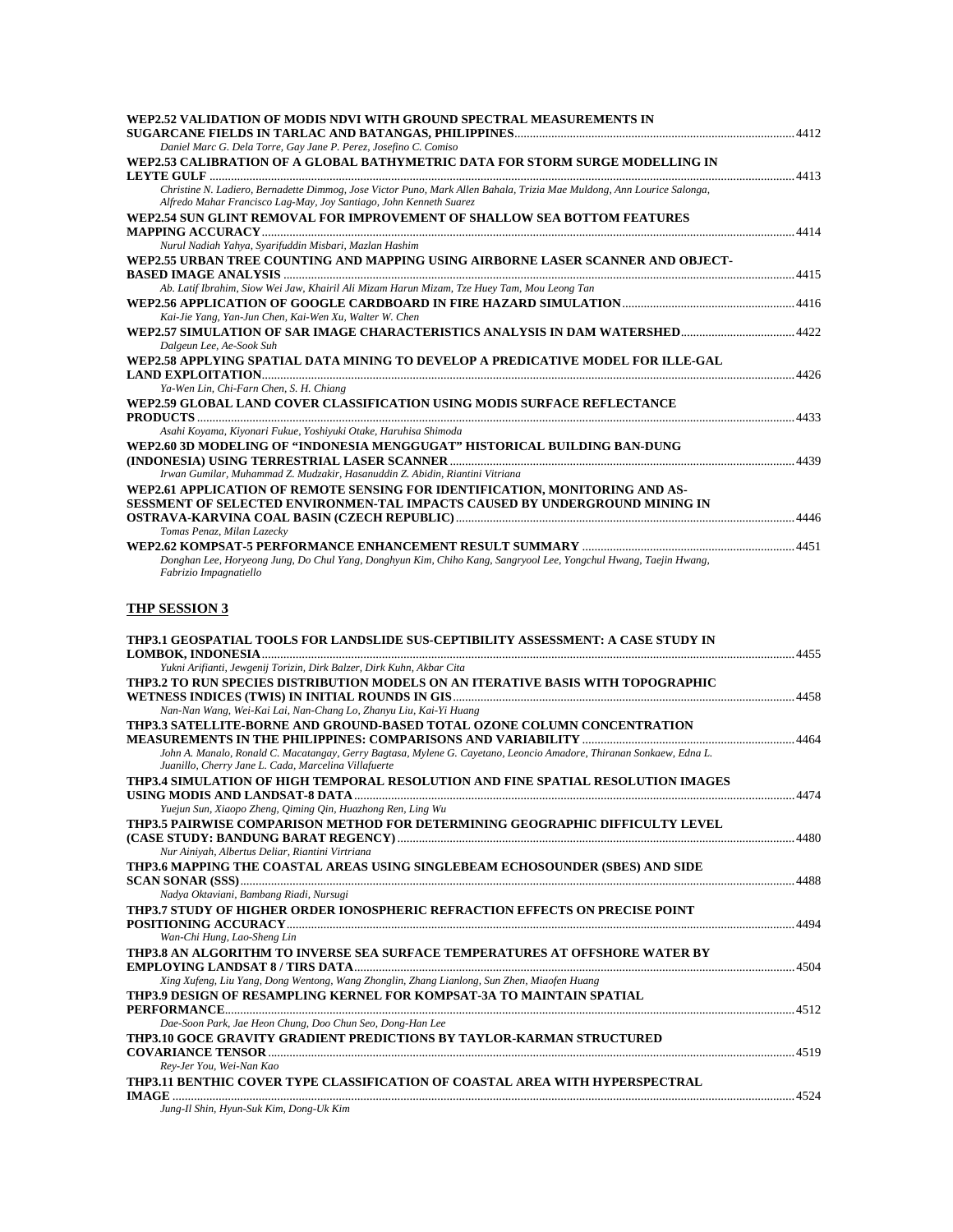**WEP2.52 VALIDATION OF MODIS NDVI WITH GROUND SPECTRAL MEASUREMENTS IN SUGARCANE FIELDS IN TARLAC AND BATANGAS, PHILIPPINES** ..... 4412
*Daniel Marc G. Dela Torre, Gay Jane P. Perez, Josefino C. Comiso*

**WEP2.53 CALIBRATION OF A GLOBAL BATHYMETRIC DATA FOR STORM SURGE MODELLING IN LEYTE GULF** ..... 4413
*Christine N. Ladiero, Bernadette Dimmog, Jose Victor Puno, Mark Allen Bahala, Trizia Mae Muldong, Ann Lourice Salonga, Alfredo Mahar Francisco Lag-May, Joy Santiago, John Kenneth Suarez*

**WEP2.54 SUN GLINT REMOVAL FOR IMPROVEMENT OF SHALLOW SEA BOTTOM FEATURES MAPPING ACCURACY** ..... 4414
*Nurul Nadiah Yahya, Syarifuddin Misbari, Mazlan Hashim*

**WEP2.55 URBAN TREE COUNTING AND MAPPING USING AIRBORNE LASER SCANNER AND OBJECT-BASED IMAGE ANALYSIS** ..... 4415
*Ab. Latif Ibrahim, Siow Wei Jaw, Khairil Ali Mizam Harun Mizam, Tze Huey Tam, Mou Leong Tan*

**WEP2.56 APPLICATION OF GOOGLE CARDBOARD IN FIRE HAZARD SIMULATION** ..... 4416
*Kai-Jie Yang, Yan-Jun Chen, Kai-Wen Xu, Walter W. Chen*

**WEP2.57 SIMULATION OF SAR IMAGE CHARACTERISTICS ANALYSIS IN DAM WATERSHED** ..... 4422
*Dalgeun Lee, Ae-Sook Suh*

**WEP2.58 APPLYING SPATIAL DATA MINING TO DEVELOP A PREDICATIVE MODEL FOR ILLE-GAL LAND EXPLOITATION** ..... 4426
*Ya-Wen Lin, Chi-Farn Chen, S. H. Chiang*

**WEP2.59 GLOBAL LAND COVER CLASSIFICATION USING MODIS SURFACE REFLECTANCE PRODUCTS** ..... 4433
*Asahi Koyama, Kiyonari Fukue, Yoshiyuki Otake, Haruhisa Shimoda*

**WEP2.60 3D MODELING OF "INDONESIA MENGGUGAT" HISTORICAL BUILDING BAN-DUNG (INDONESIA) USING TERRESTRIAL LASER SCANNER** ..... 4439
*Irwan Gumilar, Muhammad Z. Mudzakir, Hasanuddin Z. Abidin, Riantini Vitriana*

**WEP2.61 APPLICATION OF REMOTE SENSING FOR IDENTIFICATION, MONITORING AND AS-SESSMENT OF SELECTED ENVIRONMEN-TAL IMPACTS CAUSED BY UNDERGROUND MINING IN OSTRAVA-KARVINA COAL BASIN (CZECH REPUBLIC)** ..... 4446
*Tomas Penaz, Milan Lazecky*

**WEP2.62 KOMPSAT-5 PERFORMANCE ENHANCEMENT RESULT SUMMARY** ..... 4451
*Donghan Lee, Horyeong Jung, Do Chul Yang, Donghyun Kim, Chiho Kang, Sangryool Lee, Yongchul Hwang, Taejin Hwang, Fabrizio Impagnatiello*

## THP SESSION 3

**THP3.1 GEOSPATIAL TOOLS FOR LANDSLIDE SUS-CEPTIBILITY ASSESSMENT: A CASE STUDY IN LOMBOK, INDONESIA** ..... 4455
*Yukni Arifianti, Jewgenij Torizin, Dirk Balzer, Dirk Kuhn, Akbar Cita*

**THP3.2 TO RUN SPECIES DISTRIBUTION MODELS ON AN ITERATIVE BASIS WITH TOPOGRAPHIC WETNESS INDICES (TWIS) IN INITIAL ROUNDS IN GIS** ..... 4458
*Nan-Nan Wang, Wei-Kai Lai, Nan-Chang Lo, Zhanyu Liu, Kai-Yi Huang*

**THP3.3 SATELLITE-BORNE AND GROUND-BASED TOTAL OZONE COLUMN CONCENTRATION MEASUREMENTS IN THE PHILIPPINES: COMPARISONS AND VARIABILITY** ..... 4464
*John A. Manalo, Ronald C. Macatangay, Gerry Bagtasa, Mylene G. Cayetano, Leoncio Amadore, Thiranan Sonkaew, Edna L. Juanillo, Cherry Jane L. Cada, Marcelina Villafuerte*

**THP3.4 SIMULATION OF HIGH TEMPORAL RESOLUTION AND FINE SPATIAL RESOLUTION IMAGES USING MODIS AND LANDSAT-8 DATA** ..... 4474
*Yuejun Sun, Xiaopo Zheng, Qiming Qin, Huazhong Ren, Ling Wu*

**THP3.5 PAIRWISE COMPARISON METHOD FOR DETERMINING GEOGRAPHIC DIFFICULTY LEVEL (CASE STUDY: BANDUNG BARAT REGENCY)** ..... 4480
*Nur Ainiyah, Albertus Deliar, Riantini Virtriana*

**THP3.6 MAPPING THE COASTAL AREAS USING SINGLEBEAM ECHOSOUNDER (SBES) AND SIDE SCAN SONAR (SSS)** ..... 4488
*Nadya Oktaviani, Bambang Riadi, Nursugi*

**THP3.7 STUDY OF HIGHER ORDER IONOSPHERIC REFRACTION EFFECTS ON PRECISE POINT POSITIONING ACCURACY** ..... 4494
*Wan-Chi Hung, Lao-Sheng Lin*

**THP3.8 AN ALGORITHM TO INVERSE SEA SURFACE TEMPERATURES AT OFFSHORE WATER BY EMPLOYING LANDSAT 8 / TIRS DATA** ..... 4504
*Xing Xufeng, Liu Yang, Dong Wentong, Wang Zhonglin, Zhang Lianlong, Sun Zhen, Miaofen Huang*

**THP3.9 DESIGN OF RESAMPLING KERNEL FOR KOMPSAT-3A TO MAINTAIN SPATIAL PERFORMANCE** ..... 4512
*Dae-Soon Park, Jae Heon Chung, Doo Chun Seo, Dong-Han Lee*

**THP3.10 GOCE GRAVITY GRADIENT PREDICTIONS BY TAYLOR-KARMAN STRUCTURED COVARIANCE TENSOR** ..... 4519
*Rey-Jer You, Wei-Nan Kao*

**THP3.11 BENTHIC COVER TYPE CLASSIFICATION OF COASTAL AREA WITH HYPERSPECTRAL IMAGE** ..... 4524
*Jung-Il Shin, Hyun-Suk Kim, Dong-Uk Kim*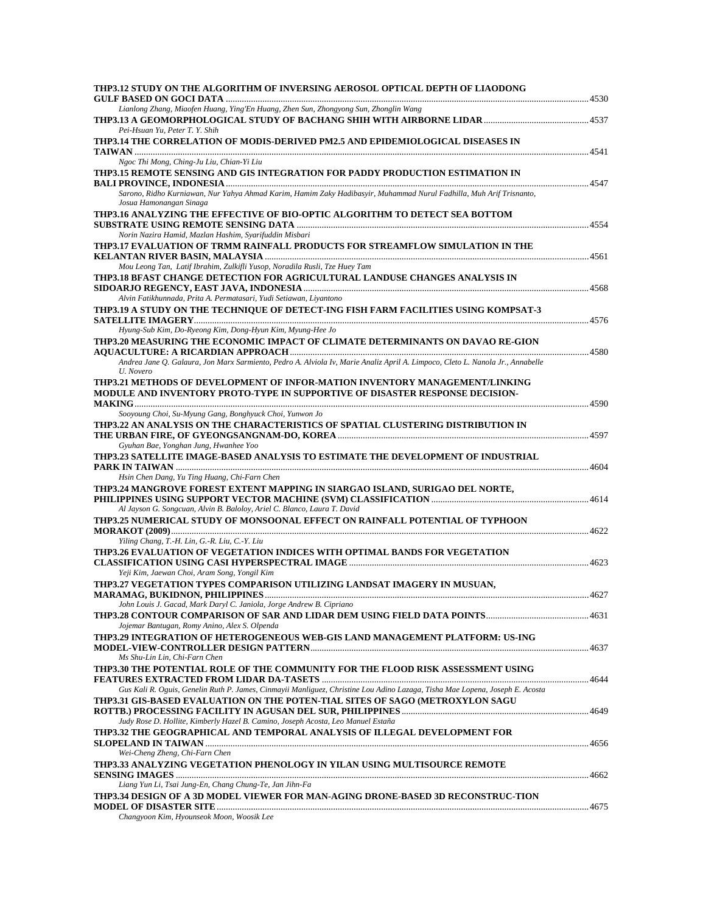**THP3.12 STUDY ON THE ALGORITHM OF INVERSING AEROSOL OPTICAL DEPTH OF LIAODONG GULF BASED ON GOCI DATA** ............ 4530
*Lianlong Zhang, Miaofen Huang, Ying'En Huang, Zhen Sun, Zhongyong Sun, Zhonglin Wang*

**THP3.13 A GEOMORPHOLOGICAL STUDY OF BACHANG SHIH WITH AIRBORNE LIDAR** ............ 4537
*Pei-Hsuan Yu, Peter T. Y. Shih*

**THP3.14 THE CORRELATION OF MODIS-DERIVED PM2.5 AND EPIDEMIOLOGICAL DISEASES IN TAIWAN** ............ 4541
*Ngoc Thi Mong, Ching-Ju Liu, Chian-Yi Liu*

**THP3.15 REMOTE SENSING AND GIS INTEGRATION FOR PADDY PRODUCTION ESTIMATION IN BALI PROVINCE, INDONESIA** ............ 4547
*Sarono, Ridho Kurniawan, Nur Yahya Ahmad Karim, Hamim Zaky Hadibasyir, Muhammad Nurul Fadhilla, Muh Arif Trisnanto, Josua Hamonangan Sinaga*

**THP3.16 ANALYZING THE EFFECTIVE OF BIO-OPTIC ALGORITHM TO DETECT SEA BOTTOM SUBSTRATE USING REMOTE SENSING DATA** ............ 4554
*Norin Nazira Hamid, Mazlan Hashim, Syarifuddin Misbari*

**THP3.17 EVALUATION OF TRMM RAINFALL PRODUCTS FOR STREAMFLOW SIMULATION IN THE KELANTAN RIVER BASIN, MALAYSIA** ............ 4561
*Mou Leong Tan, Latif Ibrahim, Zulkifli Yusop, Noradila Rusli, Tze Huey Tam*

**THP3.18 BFAST CHANGE DETECTION FOR AGRICULTURAL LANDUSE CHANGES ANALYSIS IN SIDOARJO REGENCY, EAST JAVA, INDONESIA** ............ 4568
*Alvin Fatikhunnada, Prita A. Permatasari, Yudi Setiawan, Liyantono*

**THP3.19 A STUDY ON THE TECHNIQUE OF DETECT-ING FISH FARM FACILITIES USING KOMPSAT-3 SATELLITE IMAGERY** ............ 4576
*Hyung-Sub Kim, Do-Ryeong Kim, Dong-Hyun Kim, Myung-Hee Jo*

**THP3.20 MEASURING THE ECONOMIC IMPACT OF CLIMATE DETERMINANTS ON DAVAO RE-GION AQUACULTURE: A RICARDIAN APPROACH** ............ 4580
*Andrea Jane Q. Galaura, Jon Marx Sarmiento, Pedro A. Alviola Iv, Marie Analiz April A. Limpoco, Cleto L. Nanola Jr., Annabelle U. Novero*

**THP3.21 METHODS OF DEVELOPMENT OF INFOR-MATION INVENTORY MANAGEMENT/LINKING MODULE AND INVENTORY PROTO-TYPE IN SUPPORTIVE OF DISASTER RESPONSE DECISION-MAKING** ............ 4590
*Sooyoung Choi, Su-Myung Gang, Bonghyuck Choi, Yunwon Jo*

**THP3.22 AN ANALYSIS ON THE CHARACTERISTICS OF SPATIAL CLUSTERING DISTRIBUTION IN THE URBAN FIRE, OF GYEONGSANGNAM-DO, KOREA** ............ 4597
*Gyuhan Bae, Yonghan Jung, Hwanhee Yoo*

**THP3.23 SATELLITE IMAGE-BASED ANALYSIS TO ESTIMATE THE DEVELOPMENT OF INDUSTRIAL PARK IN TAIWAN** ............ 4604
*Hsin Chen Dang, Yu Ting Huang, Chi-Farn Chen*

**THP3.24 MANGROVE FOREST EXTENT MAPPING IN SIARGAO ISLAND, SURIGAO DEL NORTE, PHILIPPINES USING SUPPORT VECTOR MACHINE (SVM) CLASSIFICATION** ............ 4614
*Al Jayson G. Songcuan, Alvin B. Baloloy, Ariel C. Blanco, Laura T. David*

**THP3.25 NUMERICAL STUDY OF MONSOONAL EFFECT ON RAINFALL POTENTIAL OF TYPHOON MORAKOT (2009)** ............ 4622
*Yiling Chang, T.-H. Lin, G.-R. Liu, C.-Y. Liu*

**THP3.26 EVALUATION OF VEGETATION INDICES WITH OPTIMAL BANDS FOR VEGETATION CLASSIFICATION USING CASI HYPERSPECTRAL IMAGE** ............ 4623
*Yeji Kim, Jaewan Choi, Aram Song, Yongil Kim*

**THP3.27 VEGETATION TYPES COMPARISON UTILIZING LANDSAT IMAGERY IN MUSUAN, MARAMAG, BUKIDNON, PHILIPPINES** ............ 4627
*John Louis J. Gacad, Mark Daryl C. Janiola, Jorge Andrew B. Cipriano*

**THP3.28 CONTOUR COMPARISON OF SAR AND LIDAR DEM USING FIELD DATA POINTS** ............ 4631
*Jojemar Bantugan, Romy Anino, Alex S. Olpenda*

**THP3.29 INTEGRATION OF HETEROGENEOUS WEB-GIS LAND MANAGEMENT PLATFORM: US-ING MODEL-VIEW-CONTROLLER DESIGN PATTERN** ............ 4637
*Ms Shu-Lin Lin, Chi-Farn Chen*

**THP3.30 THE POTENTIAL ROLE OF THE COMMUNITY FOR THE FLOOD RISK ASSESSMENT USING FEATURES EXTRACTED FROM LIDAR DA-TASETS** ............ 4644
*Gus Kali R. Oguis, Genelin Ruth P. James, Cinmayii Manliguez, Christine Lou Adino Lazaga, Tisha Mae Lopena, Joseph E. Acosta*

**THP3.31 GIS-BASED EVALUATION ON THE POTEN-TIAL SITES OF SAGO (METROXYLON SAGU ROTTB.) PROCESSING FACILITY IN AGUSAN DEL SUR, PHILIPPINES** ............ 4649
*Judy Rose D. Hollite, Kimberly Hazel B. Camino, Joseph Acosta, Leo Manuel Estaña*

**THP3.32 THE GEOGRAPHICAL AND TEMPORAL ANALYSIS OF ILLEGAL DEVELOPMENT FOR SLOPELAND IN TAIWAN** ............ 4656
*Wei-Cheng Zheng, Chi-Farn Chen*

**THP3.33 ANALYZING VEGETATION PHENOLOGY IN YILAN USING MULTISOURCE REMOTE SENSING IMAGES** ............ 4662
*Liang Yun Li, Tsai Jung-En, Chang Chung-Te, Jan Jihn-Fa*

**THP3.34 DESIGN OF A 3D MODEL VIEWER FOR MAN-AGING DRONE-BASED 3D RECONSTRUC-TION MODEL OF DISASTER SITE** ............ 4675
*Changyoon Kim, Hyounseok Moon, Woosik Lee*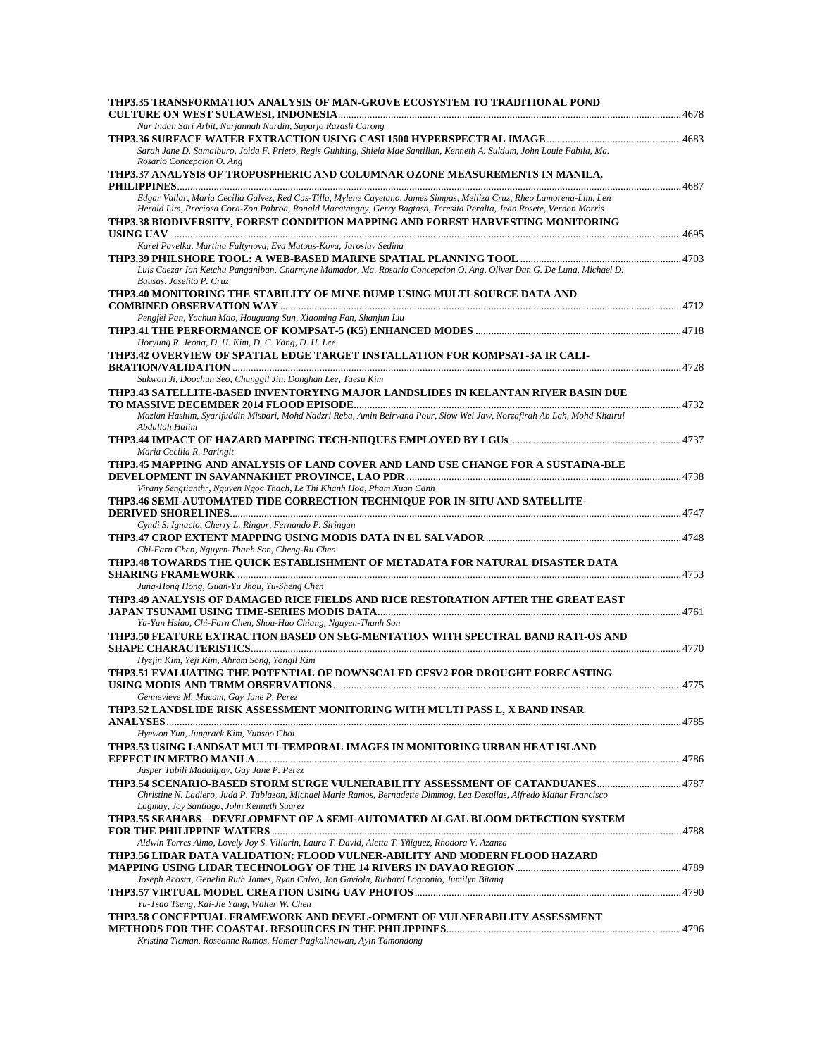**THP3.35 TRANSFORMATION ANALYSIS OF MAN-GROVE ECOSYSTEM TO TRADITIONAL POND CULTURE ON WEST SULAWESI, INDONESIA** ........ 4678
*Nur Indah Sari Arbit, Nurjannah Nurdin, Suparjo Razasli Carong*

**THP3.36 SURFACE WATER EXTRACTION USING CASI 1500 HYPERSPECTRAL IMAGE** ........ 4683
*Sarah Jane D. Samalburo, Joida F. Prieto, Regis Guhiting, Shiela Mae Santillan, Kenneth A. Suldum, John Louie Fabila, Ma. Rosario Concepcion O. Ang*

**THP3.37 ANALYSIS OF TROPOSPHERIC AND COLUMNAR OZONE MEASUREMENTS IN MANILA, PHILIPPINES** ........ 4687
*Edgar Vallar, Maria Cecilia Galvez, Red Cas-Tilla, Mylene Cayetano, James Simpas, Melliza Cruz, Rheo Lamorena-Lim, Len Herald Lim, Preciosa Cora-Zon Pabroa, Ronald Macatangay, Gerry Bagtasa, Teresita Peralta, Jean Rosete, Vernon Morris*

**THP3.38 BIODIVERSITY, FOREST CONDITION MAPPING AND FOREST HARVESTING MONITORING USING UAV** ........ 4695
*Karel Pavelka, Martina Faltynova, Eva Matous-Kova, Jaroslav Sedina*

**THP3.39 PHILSHORE TOOL: A WEB-BASED MARINE SPATIAL PLANNING TOOL** ........ 4703
*Luis Caezar Ian Ketchu Panganiban, Charmyne Mamador, Ma. Rosario Concepcion O. Ang, Oliver Dan G. De Luna, Michael D. Bausas, Joselito P. Cruz*

**THP3.40 MONITORING THE STABILITY OF MINE DUMP USING MULTI-SOURCE DATA AND COMBINED OBSERVATION WAY** ........ 4712
*Pengfei Pan, Yachun Mao, Houguang Sun, Xiaoming Fan, Shanjun Liu*

**THP3.41 THE PERFORMANCE OF KOMPSAT-5 (K5) ENHANCED MODES** ........ 4718
*Horyung R. Jeong, D. H. Kim, D. C. Yang, D. H. Lee*

**THP3.42 OVERVIEW OF SPATIAL EDGE TARGET INSTALLATION FOR KOMPSAT-3A IR CALI-BRATION/VALIDATION** ........ 4728
*Sukwon Ji, Doochun Seo, Chunggil Jin, Donghan Lee, Taesu Kim*

**THP3.43 SATELLITE-BASED INVENTORYING MAJOR LANDSLIDES IN KELANTAN RIVER BASIN DUE TO MASSIVE DECEMBER 2014 FLOOD EPISODE** ........ 4732
*Mazlan Hashim, Syarifuddin Misbari, Mohd Nadzri Reba, Amin Beirvand Pour, Siow Wei Jaw, Norzafirah Ab Lah, Mohd Khairul Abdullah Halim*

**THP3.44 IMPACT OF HAZARD MAPPING TECH-NIIQUES EMPLOYED BY LGUs** ........ 4737
*Maria Cecilia R. Paringit*

**THP3.45 MAPPING AND ANALYSIS OF LAND COVER AND LAND USE CHANGE FOR A SUSTAINA-BLE DEVELOPMENT IN SAVANNAKHET PROVINCE, LAO PDR** ........ 4738
*Virany Sengtianthr, Nguyen Ngoc Thach, Le Thi Khanh Hoa, Pham Xuan Canh*

**THP3.46 SEMI-AUTOMATED TIDE CORRECTION TECHNIQUE FOR IN-SITU AND SATELLITE-DERIVED SHORELINES** ........ 4747
*Cyndi S. Ignacio, Cherry L. Ringor, Fernando P. Siringan*

**THP3.47 CROP EXTENT MAPPING USING MODIS DATA IN EL SALVADOR** ........ 4748
*Chi-Farn Chen, Nguyen-Thanh Son, Cheng-Ru Chen*

**THP3.48 TOWARDS THE QUICK ESTABLISHMENT OF METADATA FOR NATURAL DISASTER DATA SHARING FRAMEWORK** ........ 4753
*Jung-Hong Hong, Guan-Yu Jhou, Yu-Sheng Chen*

**THP3.49 ANALYSIS OF DAMAGED RICE FIELDS AND RICE RESTORATION AFTER THE GREAT EAST JAPAN TSUNAMI USING TIME-SERIES MODIS DATA** ........ 4761
*Ya-Yun Hsiao, Chi-Farn Chen, Shou-Hao Chiang, Nguyen-Thanh Son*

**THP3.50 FEATURE EXTRACTION BASED ON SEG-MENTATION WITH SPECTRAL BAND RATI-OS AND SHAPE CHARACTERISTICS** ........ 4770
*Hyejin Kim, Yeji Kim, Ahram Song, Yongil Kim*

**THP3.51 EVALUATING THE POTENTIAL OF DOWNSCALED CFSV2 FOR DROUGHT FORECASTING USING MODIS AND TRMM OBSERVATIONS** ........ 4775
*Gennevieve M. Macam, Gay Jane P. Perez*

**THP3.52 LANDSLIDE RISK ASSESSMENT MONITORING WITH MULTI PASS L, X BAND INSAR ANALYSES** ........ 4785
*Hyewon Yun, Jungrack Kim, Yunsoo Choi*

**THP3.53 USING LANDSAT MULTI-TEMPORAL IMAGES IN MONITORING URBAN HEAT ISLAND EFFECT IN METRO MANILA** ........ 4786
*Jasper Tabili Madalipay, Gay Jane P. Perez*

**THP3.54 SCENARIO-BASED STORM SURGE VULNERABILITY ASSESSMENT OF CATANDUANES** ........ 4787
*Christine N. Ladiero, Judd P. Tablazon, Michael Marie Ramos, Bernadette Dimmog, Lea Desallas, Alfredo Mahar Francisco Lagmay, Joy Santiago, John Kenneth Suarez*

**THP3.55 SEAHABS—DEVELOPMENT OF A SEMI-AUTOMATED ALGAL BLOOM DETECTION SYSTEM FOR THE PHILIPPINE WATERS** ........ 4788
*Aldwin Torres Almo, Lovely Joy S. Villarin, Laura T. David, Aletta T. Yñiguez, Rhodora V. Azanza*

**THP3.56 LIDAR DATA VALIDATION: FLOOD VULNER-ABILITY AND MODERN FLOOD HAZARD MAPPING USING LIDAR TECHNOLOGY OF THE 14 RIVERS IN DAVAO REGION** ........ 4789
*Joseph Acosta, Genelin Ruth James, Ryan Calvo, Jon Gaviola, Richard Logronio, Jumilyn Bitang*

**THP3.57 VIRTUAL MODEL CREATION USING UAV PHOTOS** ........ 4790
*Yu-Tsao Tseng, Kai-Jie Yang, Walter W. Chen*

**THP3.58 CONCEPTUAL FRAMEWORK AND DEVEL-OPMENT OF VULNERABILITY ASSESSMENT METHODS FOR THE COASTAL RESOURCES IN THE PHILIPPINES** ........ 4796
*Kristina Ticman, Roseanne Ramos, Homer Pagkalinawan, Ayin Tamondong*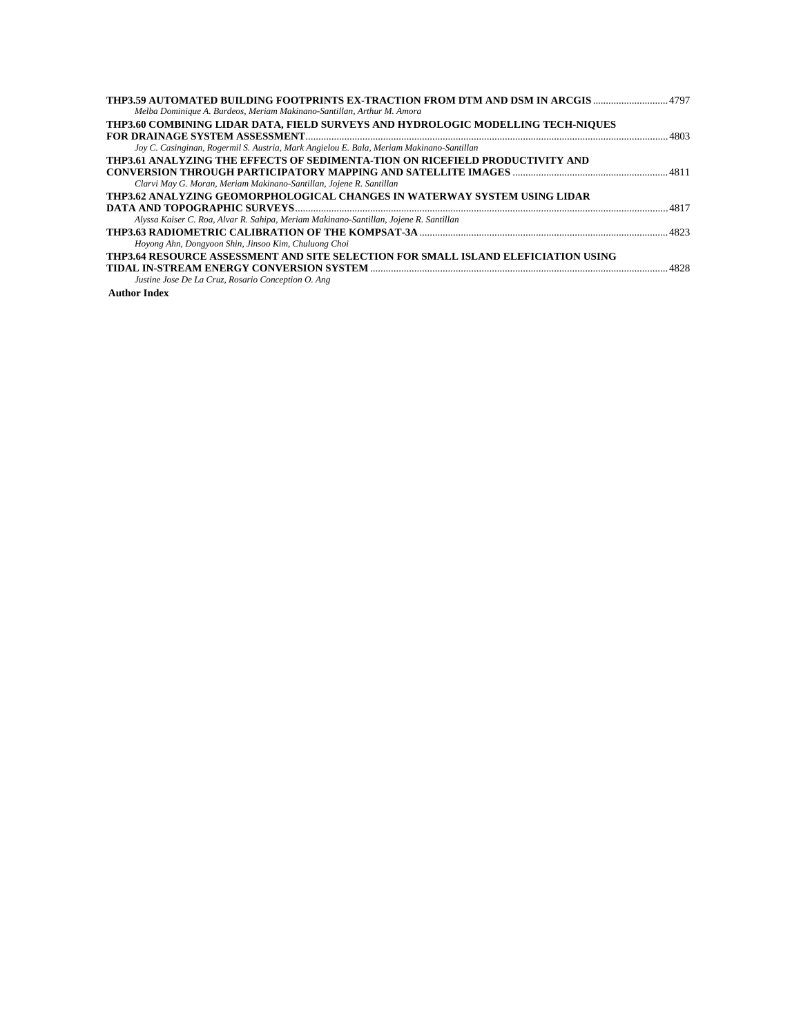**THP3.59 AUTOMATED BUILDING FOOTPRINTS EX-TRACTION FROM DTM AND DSM IN ARCGIS** ............................ 4797
*Melba Dominique A. Burdeos, Meriam Makinano-Santillan, Arthur M. Amora*

**THP3.60 COMBINING LIDAR DATA, FIELD SURVEYS AND HYDROLOGIC MODELLING TECH-NIQUES FOR DRAINAGE SYSTEM ASSESSMENT**............................................................................................................................................ 4803
*Joy C. Casinginan, Rogermil S. Austria, Mark Angielou E. Bala, Meriam Makinano-Santillan*

**THP3.61 ANALYZING THE EFFECTS OF SEDIMENTA-TION ON RICEFIELD PRODUCTIVITY AND CONVERSION THROUGH PARTICIPATORY MAPPING AND SATELLITE IMAGES** ........................................................... 4811
*Clarvi May G. Moran, Meriam Makinano-Santillan, Jojene R. Santillan*

**THP3.62 ANALYZING GEOMORPHOLOGICAL CHANGES IN WATERWAY SYSTEM USING LIDAR DATA AND TOPOGRAPHIC SURVEYS**.................................................................................................................................................. 4817
*Alyssa Kaiser C. Roa, Alvar R. Sahipa, Meriam Makinano-Santillan, Jojene R. Santillan*

**THP3.63 RADIOMETRIC CALIBRATION OF THE KOMPSAT-3A** ............................................................................................... 4823
*Hoyong Ahn, Dongyoon Shin, Jinsoo Kim, Chuluong Choi*

**THP3.64 RESOURCE ASSESSMENT AND SITE SELECTION FOR SMALL ISLAND ELEFICIATION USING TIDAL IN-STREAM ENERGY CONVERSION SYSTEM** ................................................................................................................. 4828
*Justine Jose De La Cruz, Rosario Conception O. Ang*

**Author Index**